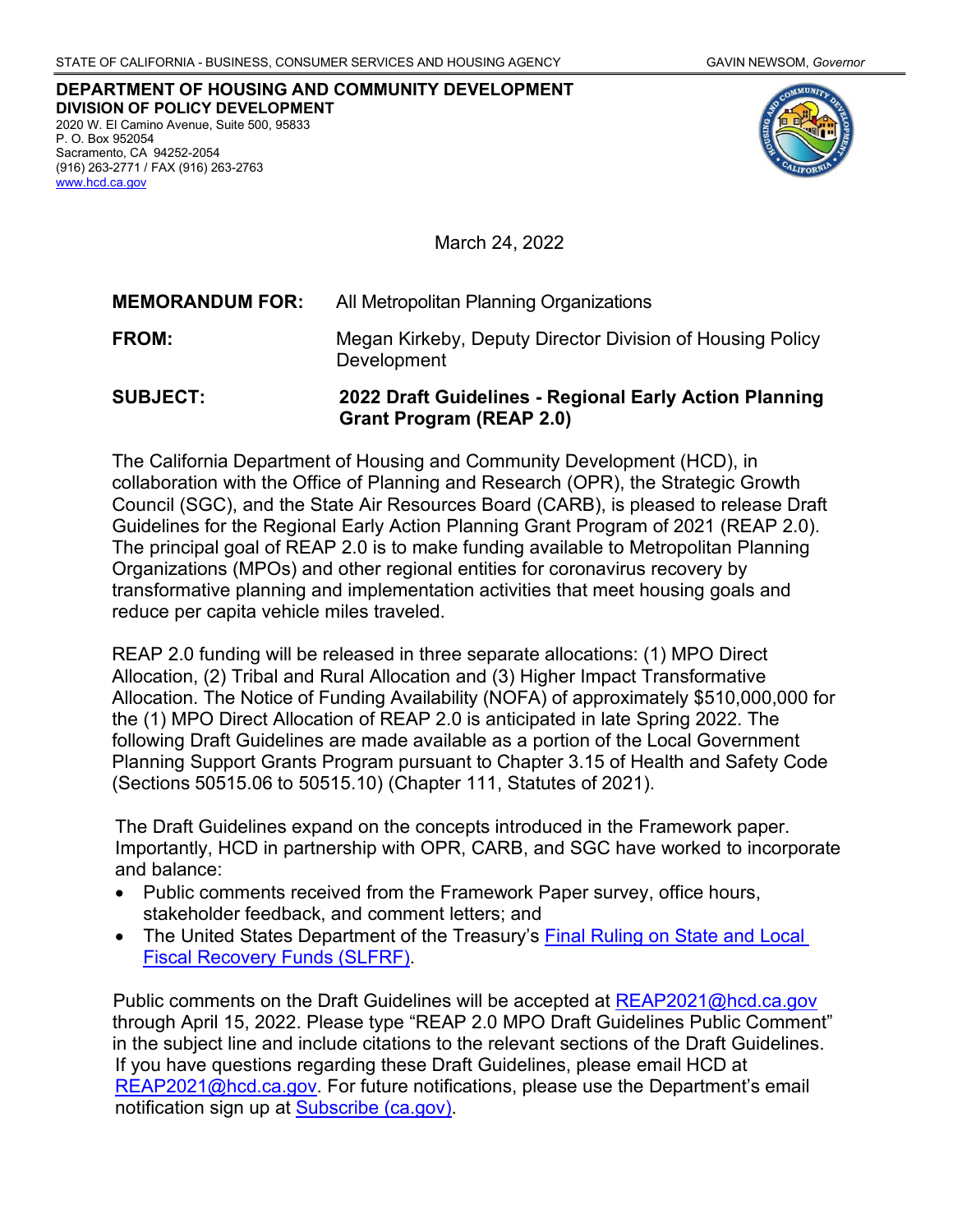STATE OF CALIFORNIA - BUSINESS, CONSUMER SERVICES AND HOUSING AGENCY GAVIN NEWSOM, *Governor*

**DEPARTMENT OF HOUSING AND COMMUNITY DEVELOPMENT**
**DIVISION OF POLICY DEVELOPMENT**
2020 W. El Camino Avenue, Suite 500, 95833
P. O. Box 952054
Sacramento, CA 94252-2054
(916) 263-2771 / FAX (916) 263-2763
www.hcd.ca.gov

March 24, 2022

**MEMORANDUM FOR:** All Metropolitan Planning Organizations

**FROM:** Megan Kirkeby, Deputy Director Division of Housing Policy Development

**SUBJECT:** **2022 Draft Guidelines - Regional Early Action Planning Grant Program (REAP 2.0)**

The California Department of Housing and Community Development (HCD), in collaboration with the Office of Planning and Research (OPR), the Strategic Growth Council (SGC), and the State Air Resources Board (CARB), is pleased to release Draft Guidelines for the Regional Early Action Planning Grant Program of 2021 (REAP 2.0). The principal goal of REAP 2.0 is to make funding available to Metropolitan Planning Organizations (MPOs) and other regional entities for coronavirus recovery by transformative planning and implementation activities that meet housing goals and reduce per capita vehicle miles traveled.

REAP 2.0 funding will be released in three separate allocations: (1) MPO Direct Allocation, (2) Tribal and Rural Allocation and (3) Higher Impact Transformative Allocation. The Notice of Funding Availability (NOFA) of approximately $510,000,000 for the (1) MPO Direct Allocation of REAP 2.0 is anticipated in late Spring 2022. The following Draft Guidelines are made available as a portion of the Local Government Planning Support Grants Program pursuant to Chapter 3.15 of Health and Safety Code (Sections 50515.06 to 50515.10) (Chapter 111, Statutes of 2021).

The Draft Guidelines expand on the concepts introduced in the Framework paper. Importantly, HCD in partnership with OPR, CARB, and SGC have worked to incorporate and balance:

- Public comments received from the Framework Paper survey, office hours, stakeholder feedback, and comment letters; and
- The United States Department of the Treasury's Final Ruling on State and Local Fiscal Recovery Funds (SLFRF).

Public comments on the Draft Guidelines will be accepted at REAP2021@hcd.ca.gov through April 15, 2022. Please type "REAP 2.0 MPO Draft Guidelines Public Comment" in the subject line and include citations to the relevant sections of the Draft Guidelines. If you have questions regarding these Draft Guidelines, please email HCD at REAP2021@hcd.ca.gov. For future notifications, please use the Department's email notification sign up at Subscribe (ca.gov).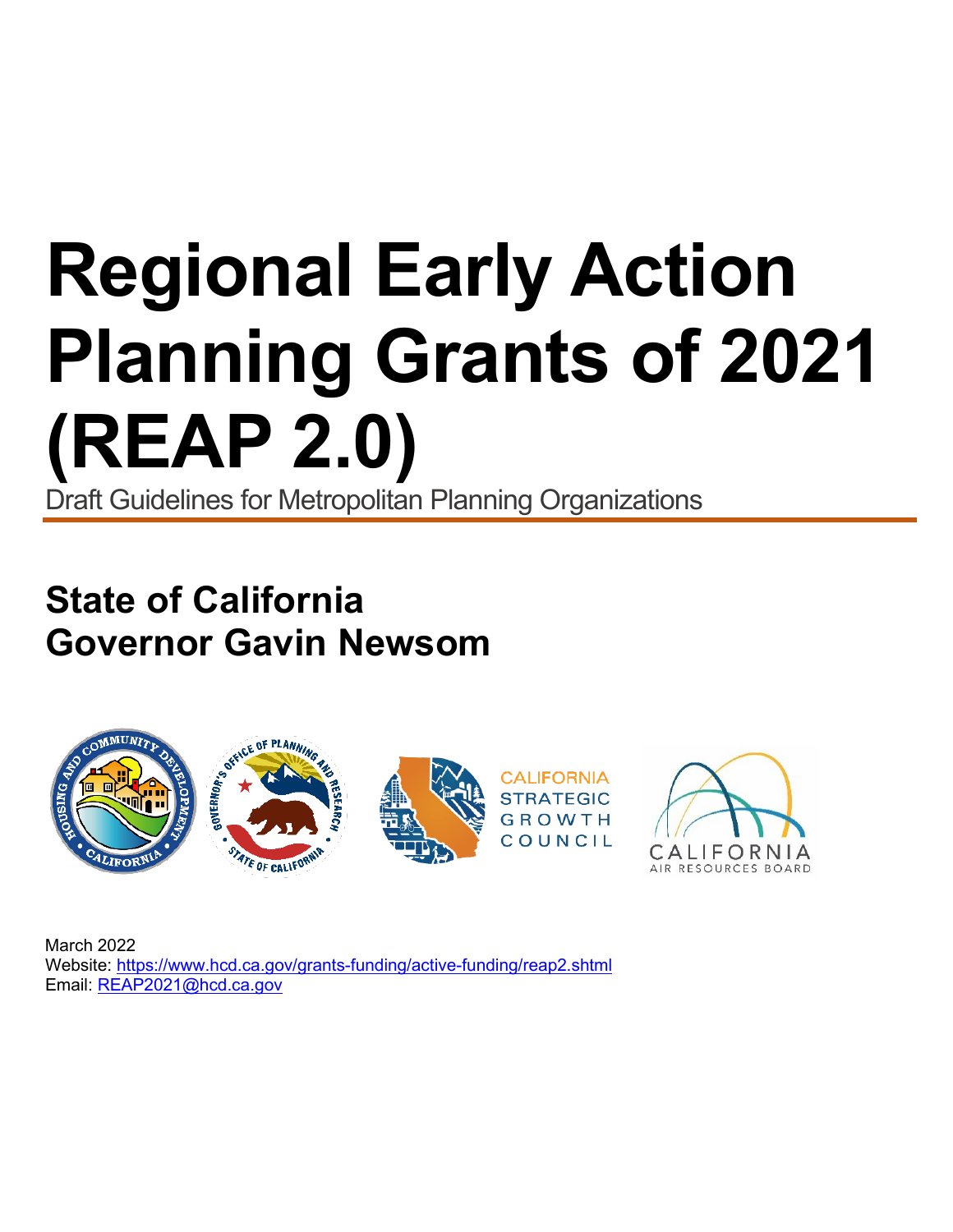# Regional Early Action Planning Grants of 2021 (REAP 2.0)

Draft Guidelines for Metropolitan Planning Organizations

## State of California
## Governor Gavin Newsom

March 2022
Website: https://www.hcd.ca.gov/grants-funding/active-funding/reap2.shtml
Email: REAP2021@hcd.ca.gov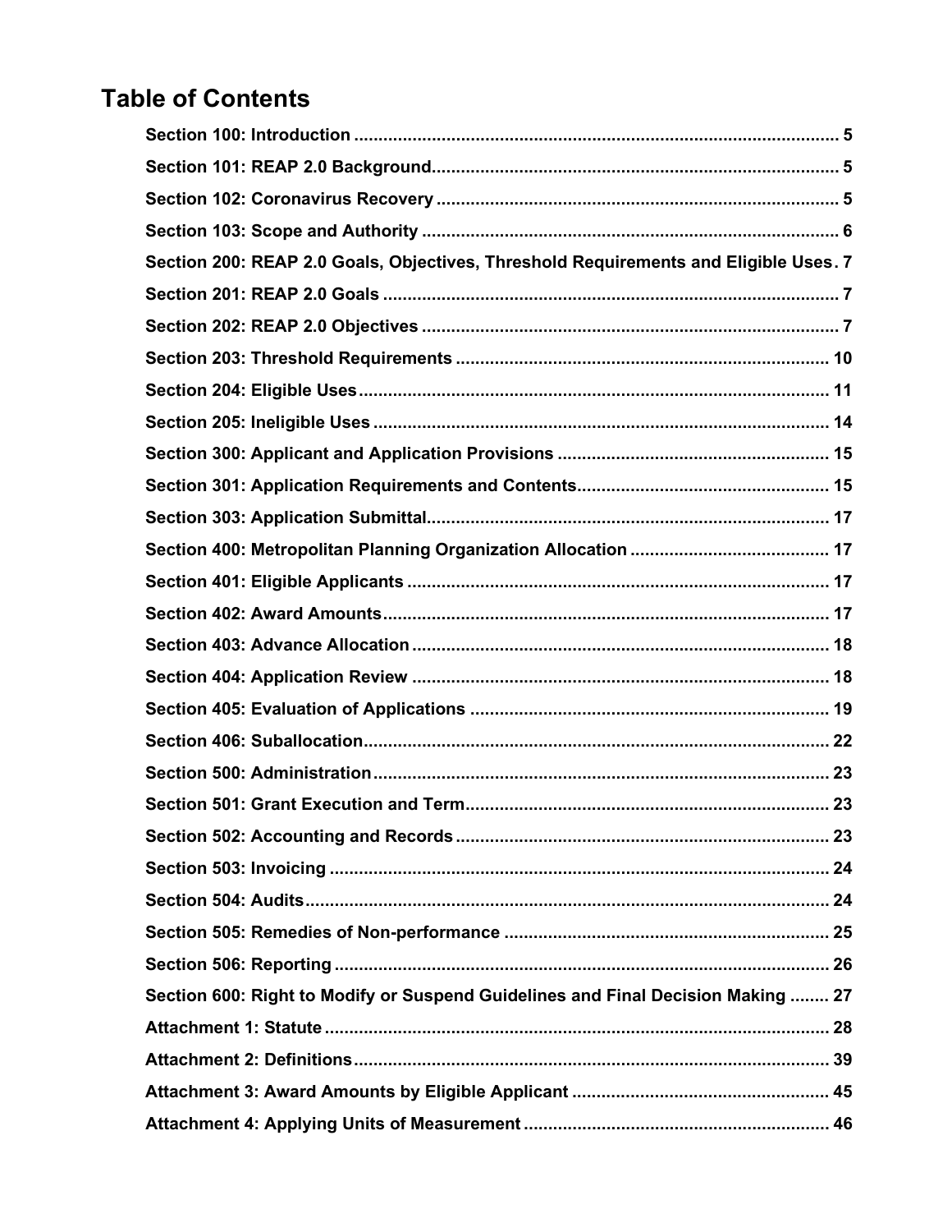# Table of Contents

Section 100: Introduction ..................................................................................................... 5

Section 101: REAP 2.0 Background..................................................................................... 5

Section 102: Coronavirus Recovery ..................................................................................... 5

Section 103: Scope and Authority ......................................................................................... 6

Section 200: REAP 2.0 Goals, Objectives, Threshold Requirements and Eligible Uses. 7

Section 201: REAP 2.0 Goals ............................................................................................... 7

Section 202: REAP 2.0 Objectives ......................................................................................... 7

Section 203: Threshold Requirements ................................................................................ 10

Section 204: Eligible Uses.................................................................................................... 11

Section 205: Ineligible Uses ................................................................................................. 14

Section 300: Applicant and Application Provisions ........................................................... 15

Section 301: Application Requirements and Contents...................................................... 15

Section 303: Application Submittal...................................................................................... 17

Section 400: Metropolitan Planning Organization Allocation ......................................... 17

Section 401: Eligible Applicants .......................................................................................... 17

Section 402: Award Amounts................................................................................................ 17

Section 403: Advance Allocation .......................................................................................... 18

Section 404: Application Review .......................................................................................... 18

Section 405: Evaluation of Applications .............................................................................. 19

Section 406: Suballocation.................................................................................................... 22

Section 500: Administration.................................................................................................. 23

Section 501: Grant Execution and Term.............................................................................. 23

Section 502: Accounting and Records ................................................................................ 23

Section 503: Invoicing .......................................................................................................... 24

Section 504: Audits............................................................................................................... 24

Section 505: Remedies of Non-performance ....................................................................... 25

Section 506: Reporting ......................................................................................................... 26

Section 600: Right to Modify or Suspend Guidelines and Final Decision Making ........ 27

Attachment 1: Statute ........................................................................................................... 28

Attachment 2: Definitions..................................................................................................... 39

Attachment 3: Award Amounts by Eligible Applicant ........................................................ 45

Attachment 4: Applying Units of Measurement .................................................................. 46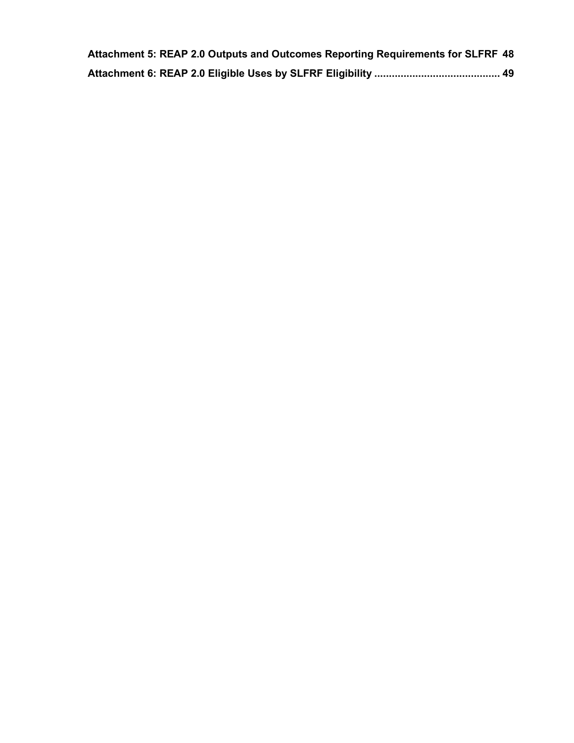**Attachment 5: REAP 2.0 Outputs and Outcomes Reporting Requirements for SLFRF 48**

**Attachment 6: REAP 2.0 Eligible Uses by SLFRF Eligibility ........................................... 49**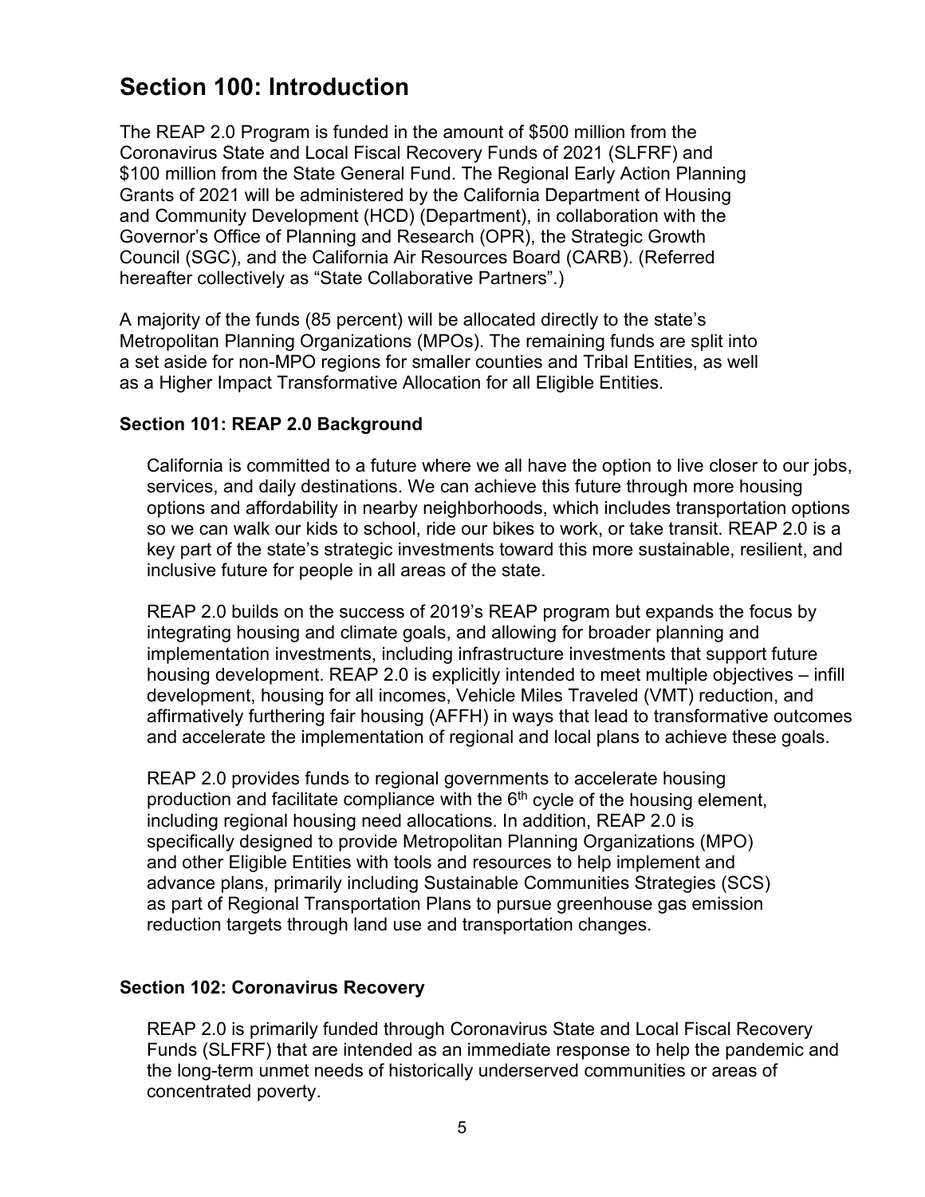## Section 100: Introduction

The REAP 2.0 Program is funded in the amount of $500 million from the Coronavirus State and Local Fiscal Recovery Funds of 2021 (SLFRF) and $100 million from the State General Fund. The Regional Early Action Planning Grants of 2021 will be administered by the California Department of Housing and Community Development (HCD) (Department), in collaboration with the Governor's Office of Planning and Research (OPR), the Strategic Growth Council (SGC), and the California Air Resources Board (CARB). (Referred hereafter collectively as "State Collaborative Partners".)

A majority of the funds (85 percent) will be allocated directly to the state's Metropolitan Planning Organizations (MPOs). The remaining funds are split into a set aside for non-MPO regions for smaller counties and Tribal Entities, as well as a Higher Impact Transformative Allocation for all Eligible Entities.

### Section 101: REAP 2.0 Background

California is committed to a future where we all have the option to live closer to our jobs, services, and daily destinations. We can achieve this future through more housing options and affordability in nearby neighborhoods, which includes transportation options so we can walk our kids to school, ride our bikes to work, or take transit. REAP 2.0 is a key part of the state's strategic investments toward this more sustainable, resilient, and inclusive future for people in all areas of the state.

REAP 2.0 builds on the success of 2019's REAP program but expands the focus by integrating housing and climate goals, and allowing for broader planning and implementation investments, including infrastructure investments that support future housing development. REAP 2.0 is explicitly intended to meet multiple objectives – infill development, housing for all incomes, Vehicle Miles Traveled (VMT) reduction, and affirmatively furthering fair housing (AFFH) in ways that lead to transformative outcomes and accelerate the implementation of regional and local plans to achieve these goals.

REAP 2.0 provides funds to regional governments to accelerate housing production and facilitate compliance with the 6th cycle of the housing element, including regional housing need allocations. In addition, REAP 2.0 is specifically designed to provide Metropolitan Planning Organizations (MPO) and other Eligible Entities with tools and resources to help implement and advance plans, primarily including Sustainable Communities Strategies (SCS) as part of Regional Transportation Plans to pursue greenhouse gas emission reduction targets through land use and transportation changes.

### Section 102: Coronavirus Recovery

REAP 2.0 is primarily funded through Coronavirus State and Local Fiscal Recovery Funds (SLFRF) that are intended as an immediate response to help the pandemic and the long-term unmet needs of historically underserved communities or areas of concentrated poverty.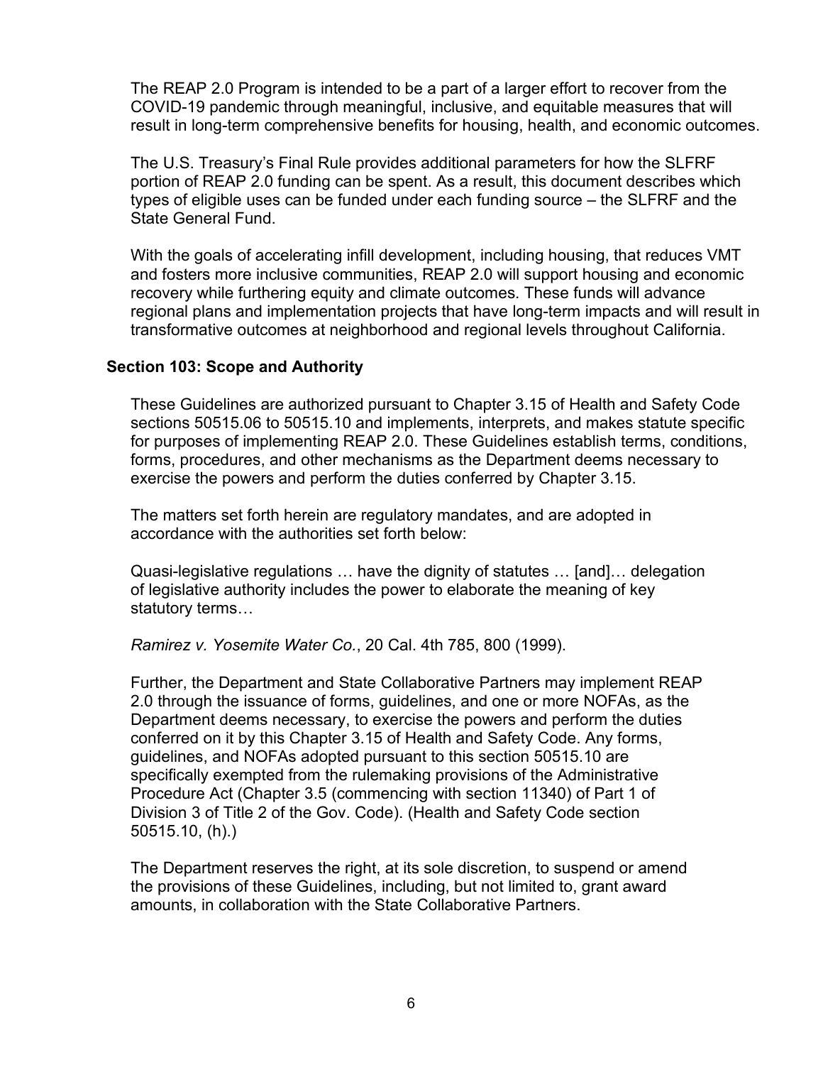The REAP 2.0 Program is intended to be a part of a larger effort to recover from the COVID-19 pandemic through meaningful, inclusive, and equitable measures that will result in long-term comprehensive benefits for housing, health, and economic outcomes.

The U.S. Treasury's Final Rule provides additional parameters for how the SLFRF portion of REAP 2.0 funding can be spent. As a result, this document describes which types of eligible uses can be funded under each funding source – the SLFRF and the State General Fund.

With the goals of accelerating infill development, including housing, that reduces VMT and fosters more inclusive communities, REAP 2.0 will support housing and economic recovery while furthering equity and climate outcomes. These funds will advance regional plans and implementation projects that have long-term impacts and will result in transformative outcomes at neighborhood and regional levels throughout California.

### Section 103: Scope and Authority

These Guidelines are authorized pursuant to Chapter 3.15 of Health and Safety Code sections 50515.06 to 50515.10 and implements, interprets, and makes statute specific for purposes of implementing REAP 2.0. These Guidelines establish terms, conditions, forms, procedures, and other mechanisms as the Department deems necessary to exercise the powers and perform the duties conferred by Chapter 3.15.

The matters set forth herein are regulatory mandates, and are adopted in accordance with the authorities set forth below:

Quasi-legislative regulations … have the dignity of statutes … [and]… delegation of legislative authority includes the power to elaborate the meaning of key statutory terms…

*Ramirez v. Yosemite Water Co.*, 20 Cal. 4th 785, 800 (1999).

Further, the Department and State Collaborative Partners may implement REAP 2.0 through the issuance of forms, guidelines, and one or more NOFAs, as the Department deems necessary, to exercise the powers and perform the duties conferred on it by this Chapter 3.15 of Health and Safety Code. Any forms, guidelines, and NOFAs adopted pursuant to this section 50515.10 are specifically exempted from the rulemaking provisions of the Administrative Procedure Act (Chapter 3.5 (commencing with section 11340) of Part 1 of Division 3 of Title 2 of the Gov. Code). (Health and Safety Code section 50515.10, (h).)

The Department reserves the right, at its sole discretion, to suspend or amend the provisions of these Guidelines, including, but not limited to, grant award amounts, in collaboration with the State Collaborative Partners.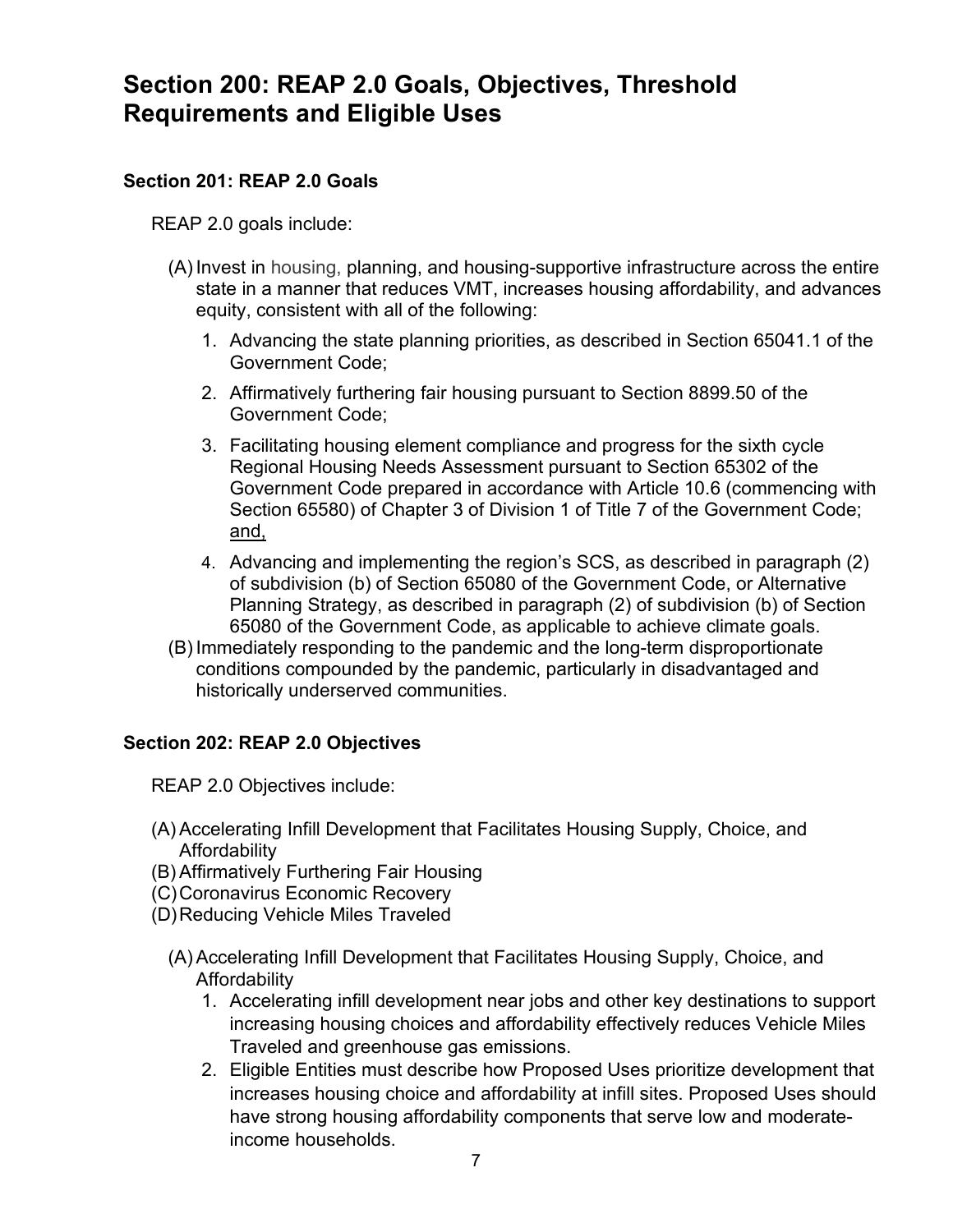# Section 200: REAP 2.0 Goals, Objectives, Threshold Requirements and Eligible Uses

## Section 201: REAP 2.0 Goals

REAP 2.0 goals include:

(A) Invest in housing, planning, and housing-supportive infrastructure across the entire state in a manner that reduces VMT, increases housing affordability, and advances equity, consistent with all of the following:

1. Advancing the state planning priorities, as described in Section 65041.1 of the Government Code;
2. Affirmatively furthering fair housing pursuant to Section 8899.50 of the Government Code;
3. Facilitating housing element compliance and progress for the sixth cycle Regional Housing Needs Assessment pursuant to Section 65302 of the Government Code prepared in accordance with Article 10.6 (commencing with Section 65580) of Chapter 3 of Division 1 of Title 7 of the Government Code; and,
4. Advancing and implementing the region's SCS, as described in paragraph (2) of subdivision (b) of Section 65080 of the Government Code, or Alternative Planning Strategy, as described in paragraph (2) of subdivision (b) of Section 65080 of the Government Code, as applicable to achieve climate goals.

(B) Immediately responding to the pandemic and the long-term disproportionate conditions compounded by the pandemic, particularly in disadvantaged and historically underserved communities.

## Section 202: REAP 2.0 Objectives

REAP 2.0 Objectives include:

(A) Accelerating Infill Development that Facilitates Housing Supply, Choice, and Affordability
(B) Affirmatively Furthering Fair Housing
(C) Coronavirus Economic Recovery
(D) Reducing Vehicle Miles Traveled

(A) Accelerating Infill Development that Facilitates Housing Supply, Choice, and Affordability

1. Accelerating infill development near jobs and other key destinations to support increasing housing choices and affordability effectively reduces Vehicle Miles Traveled and greenhouse gas emissions.
2. Eligible Entities must describe how Proposed Uses prioritize development that increases housing choice and affordability at infill sites. Proposed Uses should have strong housing affordability components that serve low and moderate-income households.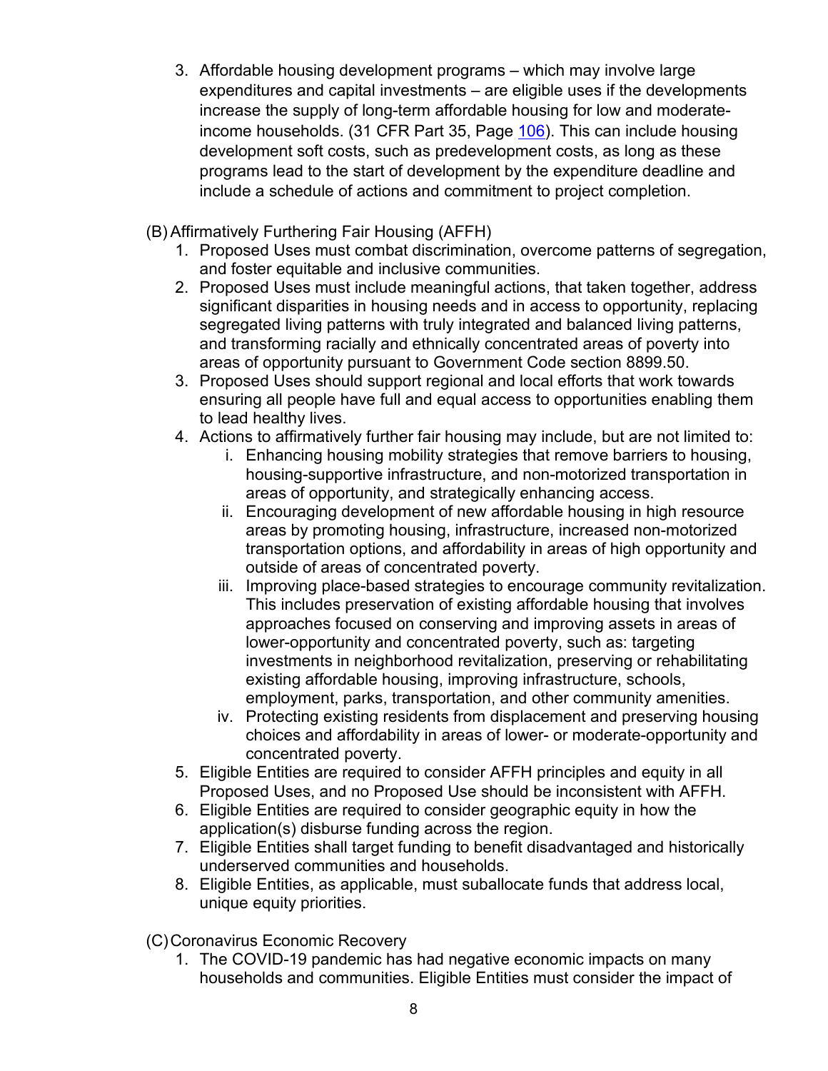3. Affordable housing development programs – which may involve large expenditures and capital investments – are eligible uses if the developments increase the supply of long-term affordable housing for low and moderate-income households. (31 CFR Part 35, Page 106). This can include housing development soft costs, such as predevelopment costs, as long as these programs lead to the start of development by the expenditure deadline and include a schedule of actions and commitment to project completion.

(B) Affirmatively Furthering Fair Housing (AFFH)

1. Proposed Uses must combat discrimination, overcome patterns of segregation, and foster equitable and inclusive communities.
2. Proposed Uses must include meaningful actions, that taken together, address significant disparities in housing needs and in access to opportunity, replacing segregated living patterns with truly integrated and balanced living patterns, and transforming racially and ethnically concentrated areas of poverty into areas of opportunity pursuant to Government Code section 8899.50.
3. Proposed Uses should support regional and local efforts that work towards ensuring all people have full and equal access to opportunities enabling them to lead healthy lives.
4. Actions to affirmatively further fair housing may include, but are not limited to:
   i. Enhancing housing mobility strategies that remove barriers to housing, housing-supportive infrastructure, and non-motorized transportation in areas of opportunity, and strategically enhancing access.
   ii. Encouraging development of new affordable housing in high resource areas by promoting housing, infrastructure, increased non-motorized transportation options, and affordability in areas of high opportunity and outside of areas of concentrated poverty.
   iii. Improving place-based strategies to encourage community revitalization. This includes preservation of existing affordable housing that involves approaches focused on conserving and improving assets in areas of lower-opportunity and concentrated poverty, such as: targeting investments in neighborhood revitalization, preserving or rehabilitating existing affordable housing, improving infrastructure, schools, employment, parks, transportation, and other community amenities.
   iv. Protecting existing residents from displacement and preserving housing choices and affordability in areas of lower- or moderate-opportunity and concentrated poverty.
5. Eligible Entities are required to consider AFFH principles and equity in all Proposed Uses, and no Proposed Use should be inconsistent with AFFH.
6. Eligible Entities are required to consider geographic equity in how the application(s) disburse funding across the region.
7. Eligible Entities shall target funding to benefit disadvantaged and historically underserved communities and households.
8. Eligible Entities, as applicable, must suballocate funds that address local, unique equity priorities.

(C) Coronavirus Economic Recovery

1. The COVID-19 pandemic has had negative economic impacts on many households and communities. Eligible Entities must consider the impact of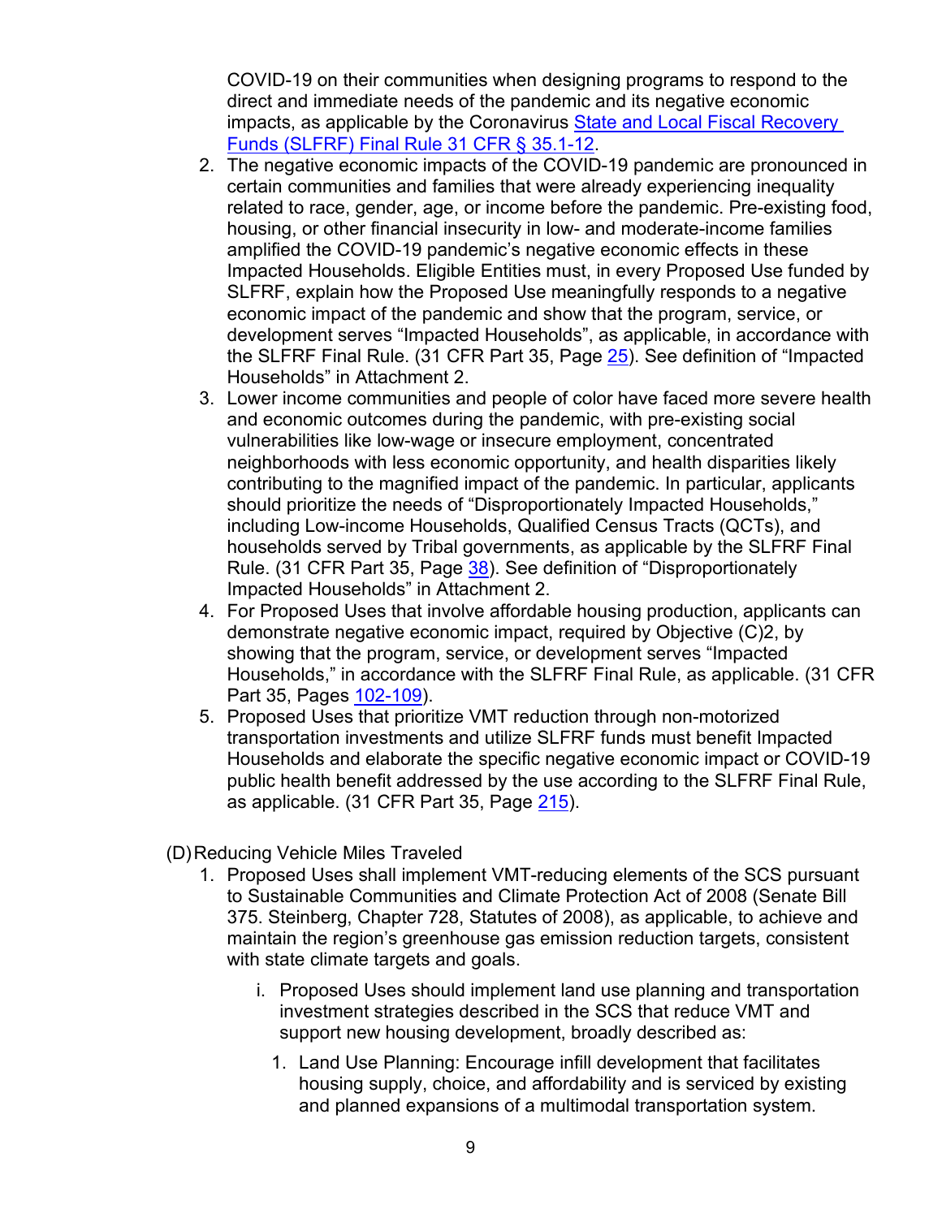COVID-19 on their communities when designing programs to respond to the direct and immediate needs of the pandemic and its negative economic impacts, as applicable by the Coronavirus [State and Local Fiscal Recovery Funds (SLFRF) Final Rule 31 CFR § 35.1-12](#).

2. The negative economic impacts of the COVID-19 pandemic are pronounced in certain communities and families that were already experiencing inequality related to race, gender, age, or income before the pandemic. Pre-existing food, housing, or other financial insecurity in low- and moderate-income families amplified the COVID-19 pandemic's negative economic effects in these Impacted Households. Eligible Entities must, in every Proposed Use funded by SLFRF, explain how the Proposed Use meaningfully responds to a negative economic impact of the pandemic and show that the program, service, or development serves "Impacted Households", as applicable, in accordance with the SLFRF Final Rule. (31 CFR Part 35, Page [25](#)). See definition of "Impacted Households" in Attachment 2.
3. Lower income communities and people of color have faced more severe health and economic outcomes during the pandemic, with pre-existing social vulnerabilities like low-wage or insecure employment, concentrated neighborhoods with less economic opportunity, and health disparities likely contributing to the magnified impact of the pandemic. In particular, applicants should prioritize the needs of "Disproportionately Impacted Households," including Low-income Households, Qualified Census Tracts (QCTs), and households served by Tribal governments, as applicable by the SLFRF Final Rule. (31 CFR Part 35, Page [38](#)). See definition of "Disproportionately Impacted Households" in Attachment 2.
4. For Proposed Uses that involve affordable housing production, applicants can demonstrate negative economic impact, required by Objective (C)2, by showing that the program, service, or development serves "Impacted Households," in accordance with the SLFRF Final Rule, as applicable. (31 CFR Part 35, Pages [102-109](#)).
5. Proposed Uses that prioritize VMT reduction through non-motorized transportation investments and utilize SLFRF funds must benefit Impacted Households and elaborate the specific negative economic impact or COVID-19 public health benefit addressed by the use according to the SLFRF Final Rule, as applicable. (31 CFR Part 35, Page [215](#)).

(D) Reducing Vehicle Miles Traveled

1. Proposed Uses shall implement VMT-reducing elements of the SCS pursuant to Sustainable Communities and Climate Protection Act of 2008 (Senate Bill 375. Steinberg, Chapter 728, Statutes of 2008), as applicable, to achieve and maintain the region's greenhouse gas emission reduction targets, consistent with state climate targets and goals.

   i. Proposed Uses should implement land use planning and transportation investment strategies described in the SCS that reduce VMT and support new housing development, broadly described as:

      1. Land Use Planning: Encourage infill development that facilitates housing supply, choice, and affordability and is serviced by existing and planned expansions of a multimodal transportation system.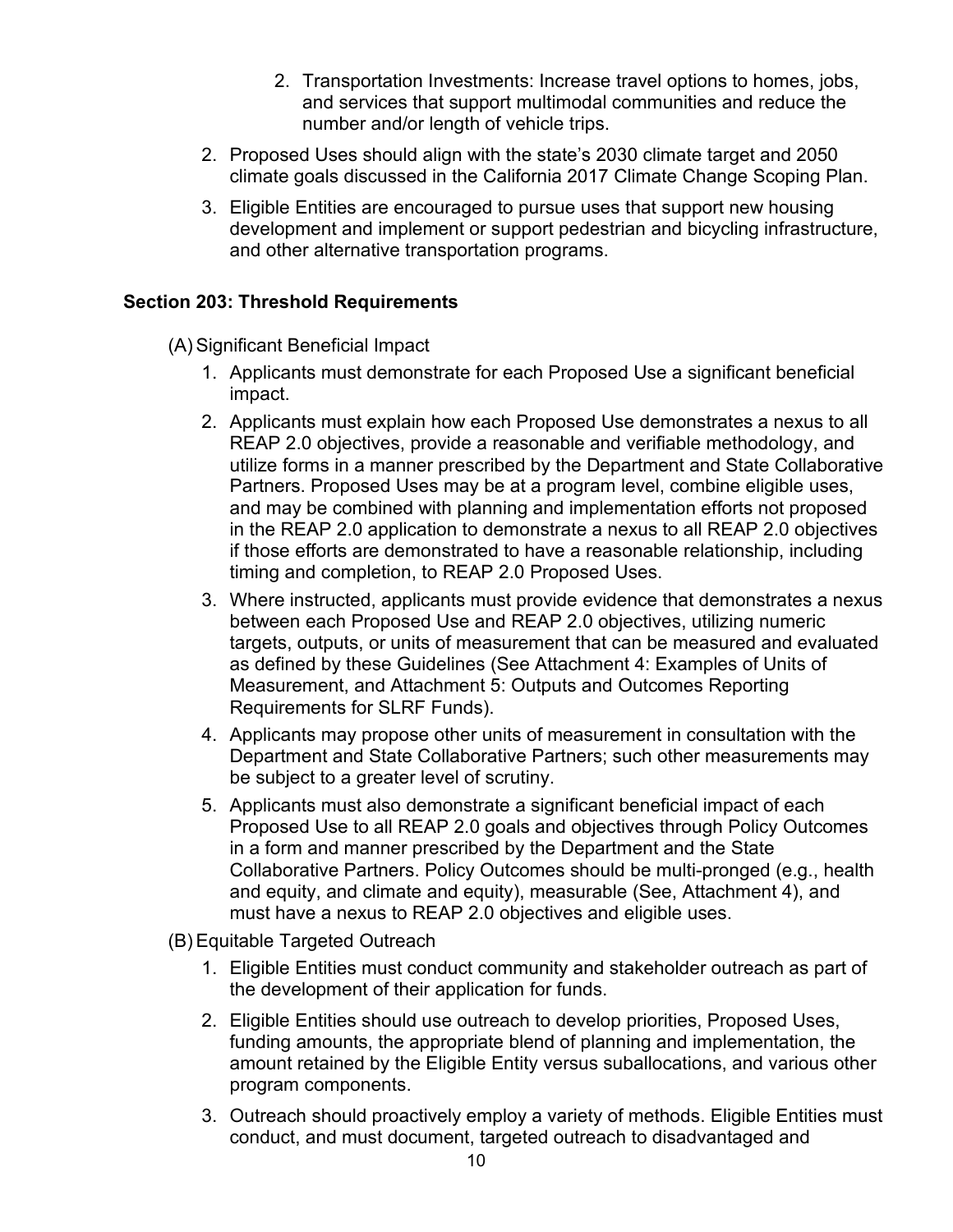2. Transportation Investments: Increase travel options to homes, jobs, and services that support multimodal communities and reduce the number and/or length of vehicle trips.

2. Proposed Uses should align with the state's 2030 climate target and 2050 climate goals discussed in the California 2017 Climate Change Scoping Plan.
3. Eligible Entities are encouraged to pursue uses that support new housing development and implement or support pedestrian and bicycling infrastructure, and other alternative transportation programs.

**Section 203: Threshold Requirements**

(A) Significant Beneficial Impact

1. Applicants must demonstrate for each Proposed Use a significant beneficial impact.
2. Applicants must explain how each Proposed Use demonstrates a nexus to all REAP 2.0 objectives, provide a reasonable and verifiable methodology, and utilize forms in a manner prescribed by the Department and State Collaborative Partners. Proposed Uses may be at a program level, combine eligible uses, and may be combined with planning and implementation efforts not proposed in the REAP 2.0 application to demonstrate a nexus to all REAP 2.0 objectives if those efforts are demonstrated to have a reasonable relationship, including timing and completion, to REAP 2.0 Proposed Uses.
3. Where instructed, applicants must provide evidence that demonstrates a nexus between each Proposed Use and REAP 2.0 objectives, utilizing numeric targets, outputs, or units of measurement that can be measured and evaluated as defined by these Guidelines (See Attachment 4: Examples of Units of Measurement, and Attachment 5: Outputs and Outcomes Reporting Requirements for SLRF Funds).
4. Applicants may propose other units of measurement in consultation with the Department and State Collaborative Partners; such other measurements may be subject to a greater level of scrutiny.
5. Applicants must also demonstrate a significant beneficial impact of each Proposed Use to all REAP 2.0 goals and objectives through Policy Outcomes in a form and manner prescribed by the Department and the State Collaborative Partners. Policy Outcomes should be multi-pronged (e.g., health and equity, and climate and equity), measurable (See, Attachment 4), and must have a nexus to REAP 2.0 objectives and eligible uses.

(B) Equitable Targeted Outreach

1. Eligible Entities must conduct community and stakeholder outreach as part of the development of their application for funds.
2. Eligible Entities should use outreach to develop priorities, Proposed Uses, funding amounts, the appropriate blend of planning and implementation, the amount retained by the Eligible Entity versus suballocations, and various other program components.
3. Outreach should proactively employ a variety of methods. Eligible Entities must conduct, and must document, targeted outreach to disadvantaged and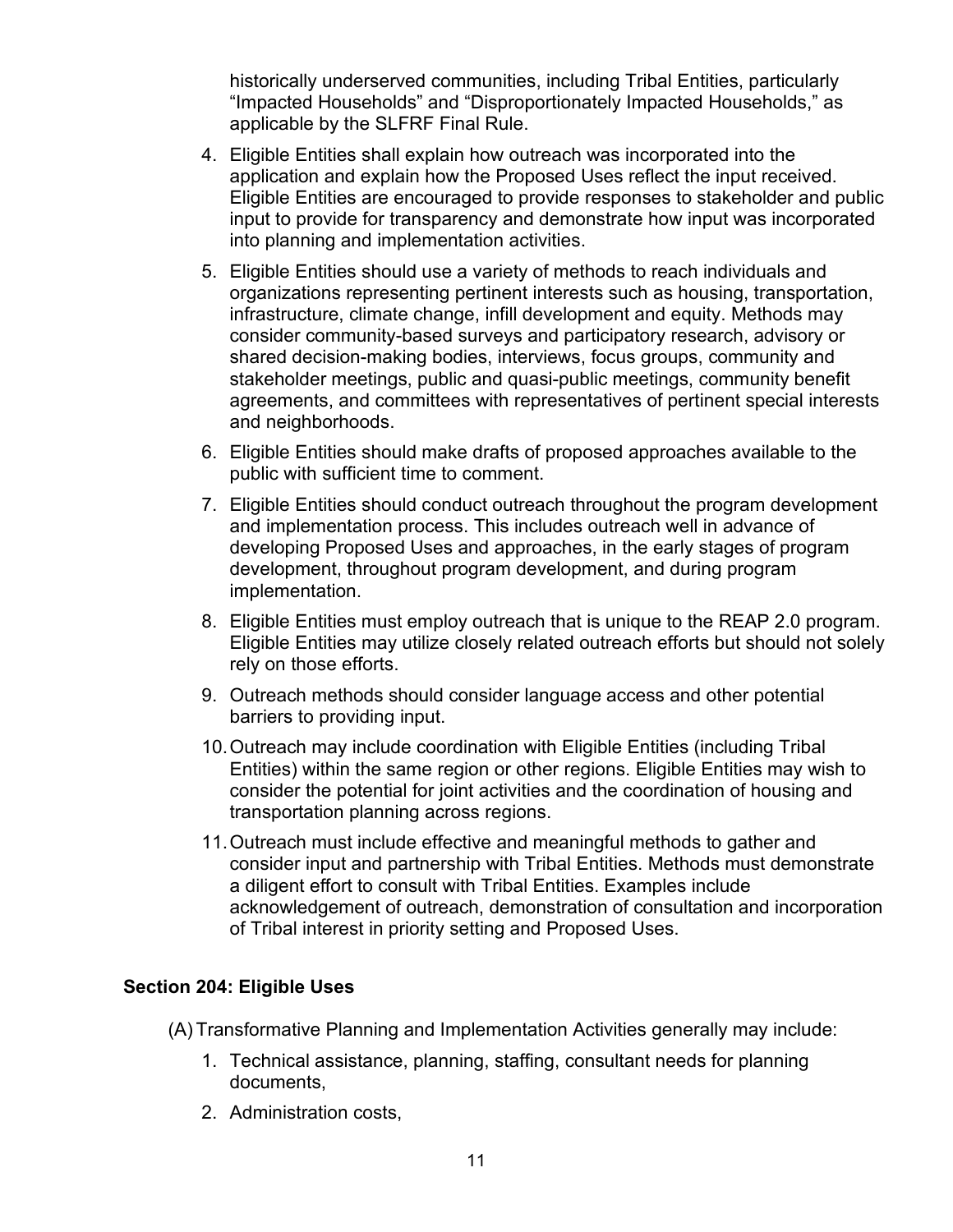historically underserved communities, including Tribal Entities, particularly "Impacted Households" and "Disproportionately Impacted Households," as applicable by the SLFRF Final Rule.

4. Eligible Entities shall explain how outreach was incorporated into the application and explain how the Proposed Uses reflect the input received. Eligible Entities are encouraged to provide responses to stakeholder and public input to provide for transparency and demonstrate how input was incorporated into planning and implementation activities.
5. Eligible Entities should use a variety of methods to reach individuals and organizations representing pertinent interests such as housing, transportation, infrastructure, climate change, infill development and equity. Methods may consider community-based surveys and participatory research, advisory or shared decision-making bodies, interviews, focus groups, community and stakeholder meetings, public and quasi-public meetings, community benefit agreements, and committees with representatives of pertinent special interests and neighborhoods.
6. Eligible Entities should make drafts of proposed approaches available to the public with sufficient time to comment.
7. Eligible Entities should conduct outreach throughout the program development and implementation process. This includes outreach well in advance of developing Proposed Uses and approaches, in the early stages of program development, throughout program development, and during program implementation.
8. Eligible Entities must employ outreach that is unique to the REAP 2.0 program. Eligible Entities may utilize closely related outreach efforts but should not solely rely on those efforts.
9. Outreach methods should consider language access and other potential barriers to providing input.
10. Outreach may include coordination with Eligible Entities (including Tribal Entities) within the same region or other regions. Eligible Entities may wish to consider the potential for joint activities and the coordination of housing and transportation planning across regions.
11. Outreach must include effective and meaningful methods to gather and consider input and partnership with Tribal Entities. Methods must demonstrate a diligent effort to consult with Tribal Entities. Examples include acknowledgement of outreach, demonstration of consultation and incorporation of Tribal interest in priority setting and Proposed Uses.

## Section 204: Eligible Uses

(A) Transformative Planning and Implementation Activities generally may include:

1. Technical assistance, planning, staffing, consultant needs for planning documents,
2. Administration costs,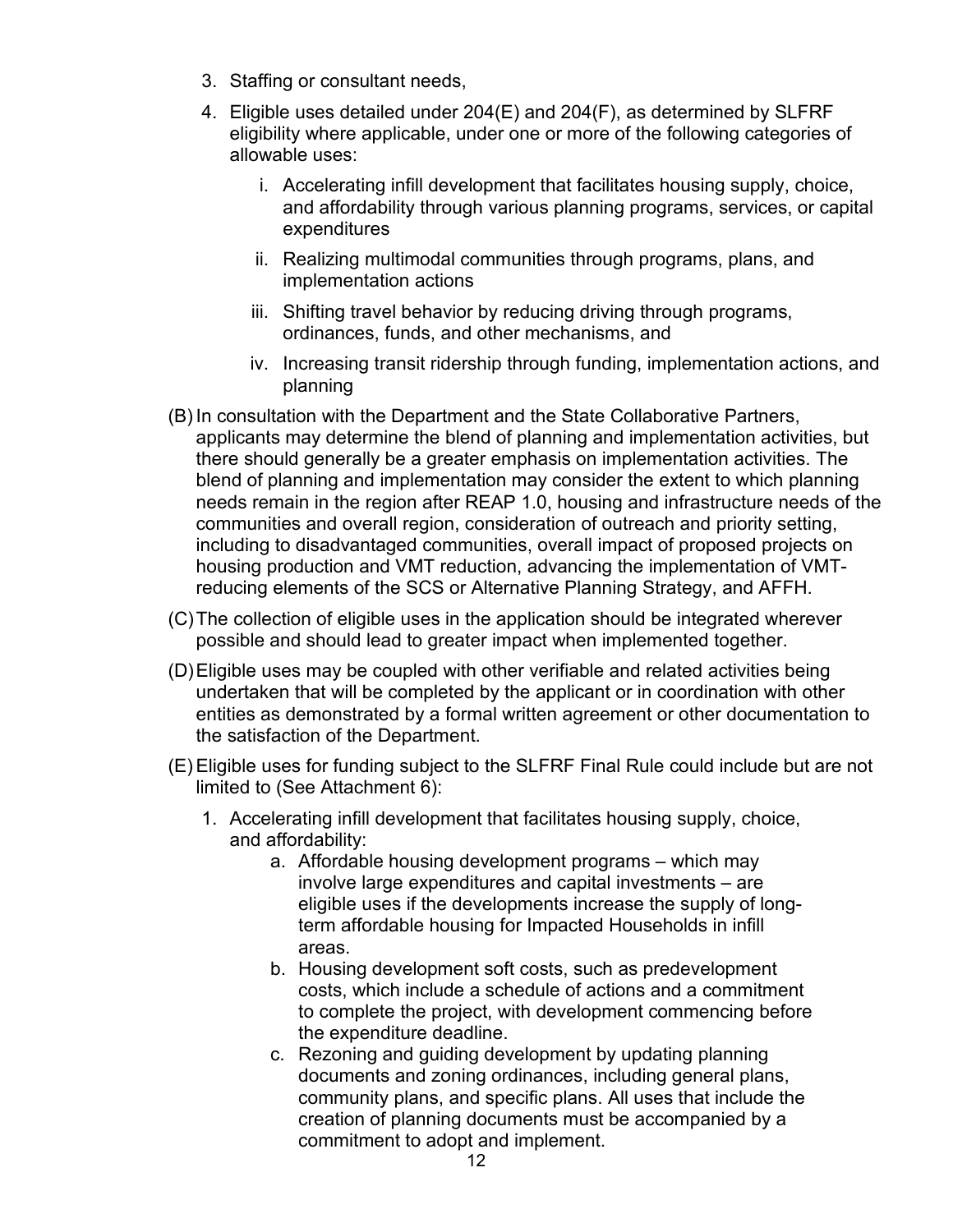3. Staffing or consultant needs,
4. Eligible uses detailed under 204(E) and 204(F), as determined by SLFRF eligibility where applicable, under one or more of the following categories of allowable uses:
   i. Accelerating infill development that facilitates housing supply, choice, and affordability through various planning programs, services, or capital expenditures
   ii. Realizing multimodal communities through programs, plans, and implementation actions
   iii. Shifting travel behavior by reducing driving through programs, ordinances, funds, and other mechanisms, and
   iv. Increasing transit ridership through funding, implementation actions, and planning

(B) In consultation with the Department and the State Collaborative Partners, applicants may determine the blend of planning and implementation activities, but there should generally be a greater emphasis on implementation activities. The blend of planning and implementation may consider the extent to which planning needs remain in the region after REAP 1.0, housing and infrastructure needs of the communities and overall region, consideration of outreach and priority setting, including to disadvantaged communities, overall impact of proposed projects on housing production and VMT reduction, advancing the implementation of VMT-reducing elements of the SCS or Alternative Planning Strategy, and AFFH.

(C) The collection of eligible uses in the application should be integrated wherever possible and should lead to greater impact when implemented together.

(D) Eligible uses may be coupled with other verifiable and related activities being undertaken that will be completed by the applicant or in coordination with other entities as demonstrated by a formal written agreement or other documentation to the satisfaction of the Department.

(E) Eligible uses for funding subject to the SLFRF Final Rule could include but are not limited to (See Attachment 6):

1. Accelerating infill development that facilitates housing supply, choice, and affordability:
   a. Affordable housing development programs – which may involve large expenditures and capital investments – are eligible uses if the developments increase the supply of long-term affordable housing for Impacted Households in infill areas.
   b. Housing development soft costs, such as predevelopment costs, which include a schedule of actions and a commitment to complete the project, with development commencing before the expenditure deadline.
   c. Rezoning and guiding development by updating planning documents and zoning ordinances, including general plans, community plans, and specific plans. All uses that include the creation of planning documents must be accompanied by a commitment to adopt and implement.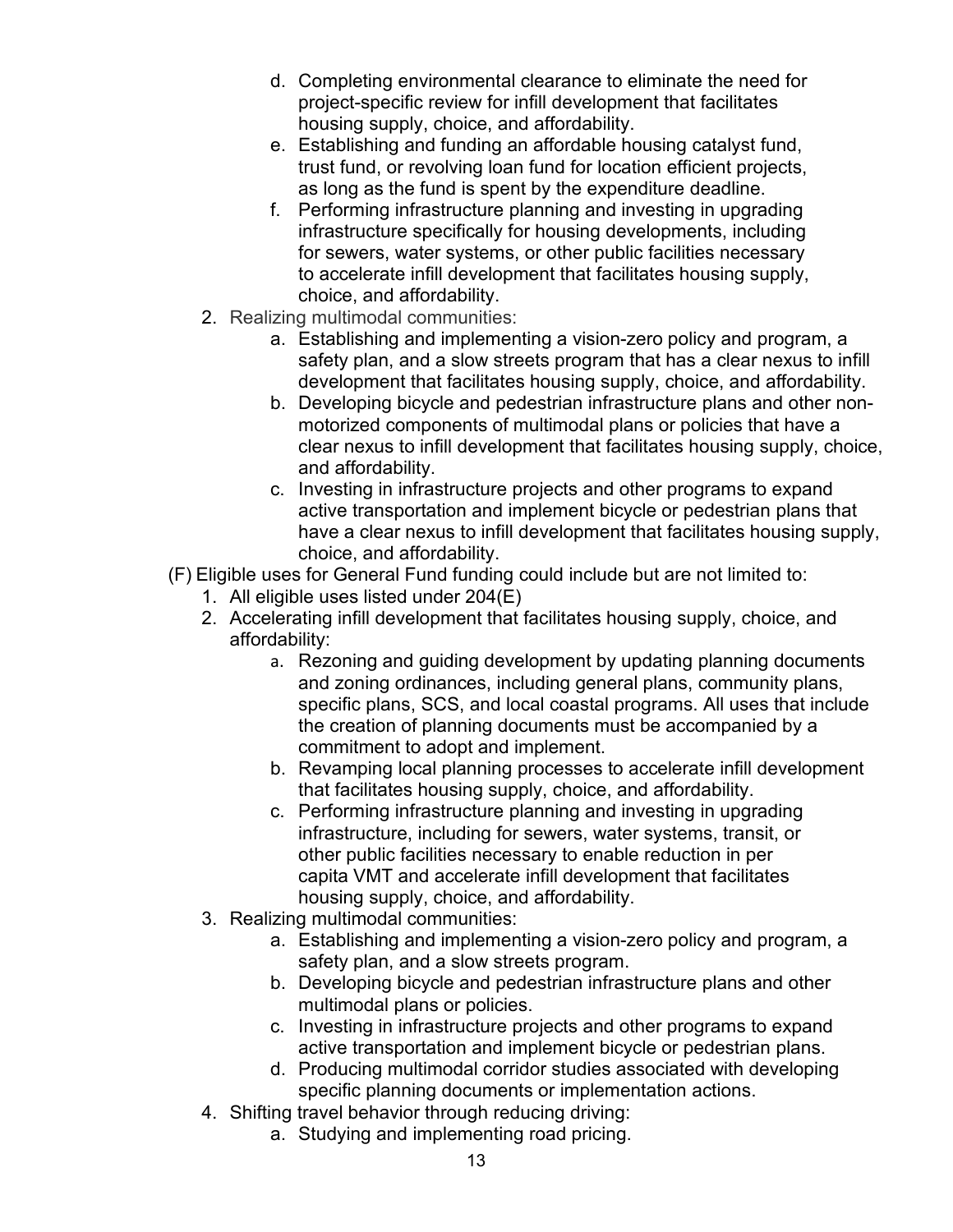d. Completing environmental clearance to eliminate the need for project-specific review for infill development that facilitates housing supply, choice, and affordability.
   e. Establishing and funding an affordable housing catalyst fund, trust fund, or revolving loan fund for location efficient projects, as long as the fund is spent by the expenditure deadline.
   f. Performing infrastructure planning and investing in upgrading infrastructure specifically for housing developments, including for sewers, water systems, or other public facilities necessary to accelerate infill development that facilitates housing supply, choice, and affordability.
2. Realizing multimodal communities:
   a. Establishing and implementing a vision-zero policy and program, a safety plan, and a slow streets program that has a clear nexus to infill development that facilitates housing supply, choice, and affordability.
   b. Developing bicycle and pedestrian infrastructure plans and other non-motorized components of multimodal plans or policies that have a clear nexus to infill development that facilitates housing supply, choice, and affordability.
   c. Investing in infrastructure projects and other programs to expand active transportation and implement bicycle or pedestrian plans that have a clear nexus to infill development that facilitates housing supply, choice, and affordability.

(F) Eligible uses for General Fund funding could include but are not limited to:

1. All eligible uses listed under 204(E)
2. Accelerating infill development that facilitates housing supply, choice, and affordability:
   a. Rezoning and guiding development by updating planning documents and zoning ordinances, including general plans, community plans, specific plans, SCS, and local coastal programs. All uses that include the creation of planning documents must be accompanied by a commitment to adopt and implement.
   b. Revamping local planning processes to accelerate infill development that facilitates housing supply, choice, and affordability.
   c. Performing infrastructure planning and investing in upgrading infrastructure, including for sewers, water systems, transit, or other public facilities necessary to enable reduction in per capita VMT and accelerate infill development that facilitates housing supply, choice, and affordability.
3. Realizing multimodal communities:
   a. Establishing and implementing a vision-zero policy and program, a safety plan, and a slow streets program.
   b. Developing bicycle and pedestrian infrastructure plans and other multimodal plans or policies.
   c. Investing in infrastructure projects and other programs to expand active transportation and implement bicycle or pedestrian plans.
   d. Producing multimodal corridor studies associated with developing specific planning documents or implementation actions.
4. Shifting travel behavior through reducing driving:
   a. Studying and implementing road pricing.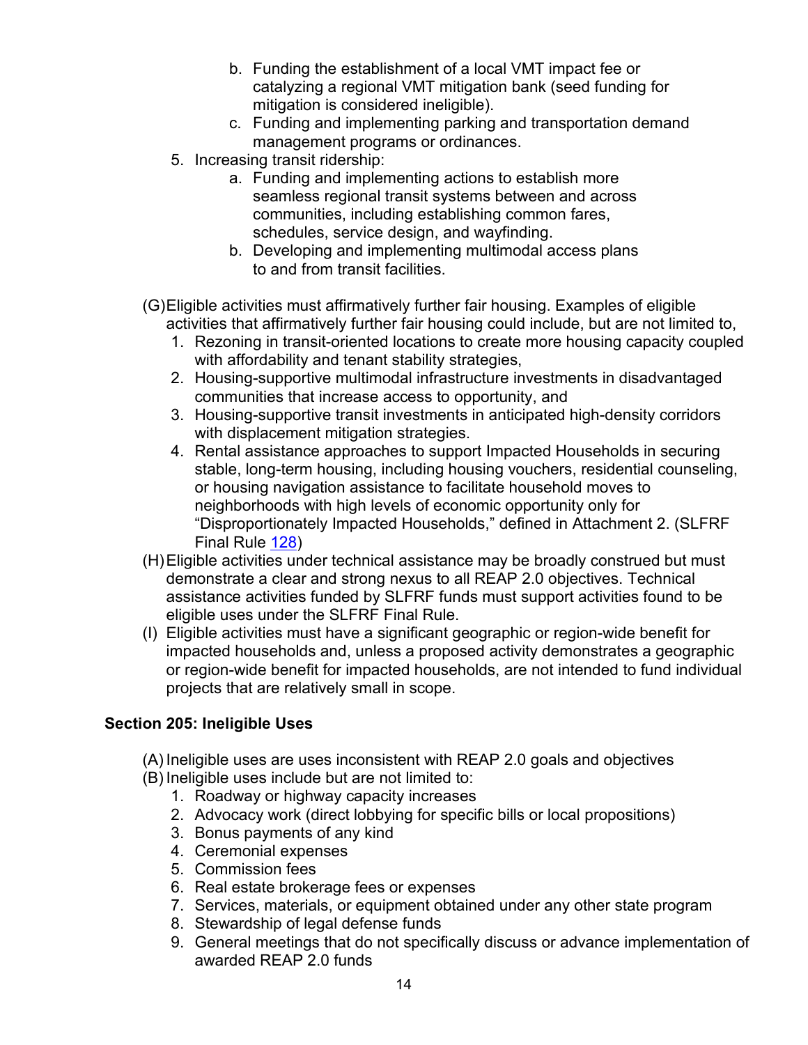b. Funding the establishment of a local VMT impact fee or catalyzing a regional VMT mitigation bank (seed funding for mitigation is considered ineligible).
   c. Funding and implementing parking and transportation demand management programs or ordinances.
5. Increasing transit ridership:
   a. Funding and implementing actions to establish more seamless regional transit systems between and across communities, including establishing common fares, schedules, service design, and wayfinding.
   b. Developing and implementing multimodal access plans to and from transit facilities.

(G) Eligible activities must affirmatively further fair housing. Examples of eligible activities that affirmatively further fair housing could include, but are not limited to,
1. Rezoning in transit-oriented locations to create more housing capacity coupled with affordability and tenant stability strategies,
2. Housing-supportive multimodal infrastructure investments in disadvantaged communities that increase access to opportunity, and
3. Housing-supportive transit investments in anticipated high-density corridors with displacement mitigation strategies.
4. Rental assistance approaches to support Impacted Households in securing stable, long-term housing, including housing vouchers, residential counseling, or housing navigation assistance to facilitate household moves to neighborhoods with high levels of economic opportunity only for "Disproportionately Impacted Households," defined in Attachment 2. (SLFRF Final Rule 128)

(H) Eligible activities under technical assistance may be broadly construed but must demonstrate a clear and strong nexus to all REAP 2.0 objectives. Technical assistance activities funded by SLFRF funds must support activities found to be eligible uses under the SLFRF Final Rule.

(I) Eligible activities must have a significant geographic or region-wide benefit for impacted households and, unless a proposed activity demonstrates a geographic or region-wide benefit for impacted households, are not intended to fund individual projects that are relatively small in scope.

**Section 205: Ineligible Uses**

(A) Ineligible uses are uses inconsistent with REAP 2.0 goals and objectives

(B) Ineligible uses include but are not limited to:
1. Roadway or highway capacity increases
2. Advocacy work (direct lobbying for specific bills or local propositions)
3. Bonus payments of any kind
4. Ceremonial expenses
5. Commission fees
6. Real estate brokerage fees or expenses
7. Services, materials, or equipment obtained under any other state program
8. Stewardship of legal defense funds
9. General meetings that do not specifically discuss or advance implementation of awarded REAP 2.0 funds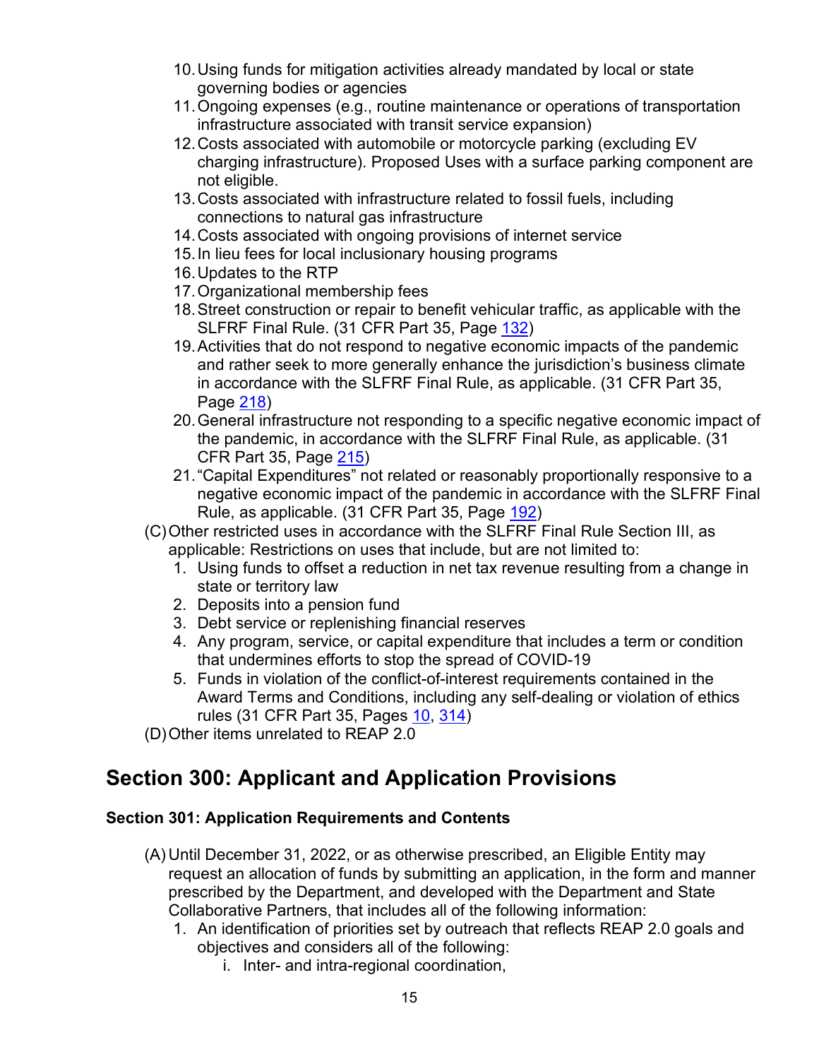10. Using funds for mitigation activities already mandated by local or state governing bodies or agencies
11. Ongoing expenses (e.g., routine maintenance or operations of transportation infrastructure associated with transit service expansion)
12. Costs associated with automobile or motorcycle parking (excluding EV charging infrastructure). Proposed Uses with a surface parking component are not eligible.
13. Costs associated with infrastructure related to fossil fuels, including connections to natural gas infrastructure
14. Costs associated with ongoing provisions of internet service
15. In lieu fees for local inclusionary housing programs
16. Updates to the RTP
17. Organizational membership fees
18. Street construction or repair to benefit vehicular traffic, as applicable with the SLFRF Final Rule. (31 CFR Part 35, Page 132)
19. Activities that do not respond to negative economic impacts of the pandemic and rather seek to more generally enhance the jurisdiction's business climate in accordance with the SLFRF Final Rule, as applicable. (31 CFR Part 35, Page 218)
20. General infrastructure not responding to a specific negative economic impact of the pandemic, in accordance with the SLFRF Final Rule, as applicable. (31 CFR Part 35, Page 215)
21. "Capital Expenditures" not related or reasonably proportionally responsive to a negative economic impact of the pandemic in accordance with the SLFRF Final Rule, as applicable. (31 CFR Part 35, Page 192)

(C) Other restricted uses in accordance with the SLFRF Final Rule Section III, as applicable: Restrictions on uses that include, but are not limited to:
1. Using funds to offset a reduction in net tax revenue resulting from a change in state or territory law
2. Deposits into a pension fund
3. Debt service or replenishing financial reserves
4. Any program, service, or capital expenditure that includes a term or condition that undermines efforts to stop the spread of COVID-19
5. Funds in violation of the conflict-of-interest requirements contained in the Award Terms and Conditions, including any self-dealing or violation of ethics rules (31 CFR Part 35, Pages 10, 314)

(D) Other items unrelated to REAP 2.0

## Section 300: Applicant and Application Provisions

### Section 301: Application Requirements and Contents

(A) Until December 31, 2022, or as otherwise prescribed, an Eligible Entity may request an allocation of funds by submitting an application, in the form and manner prescribed by the Department, and developed with the Department and State Collaborative Partners, that includes all of the following information:
1. An identification of priorities set by outreach that reflects REAP 2.0 goals and objectives and considers all of the following:
    i. Inter- and intra-regional coordination,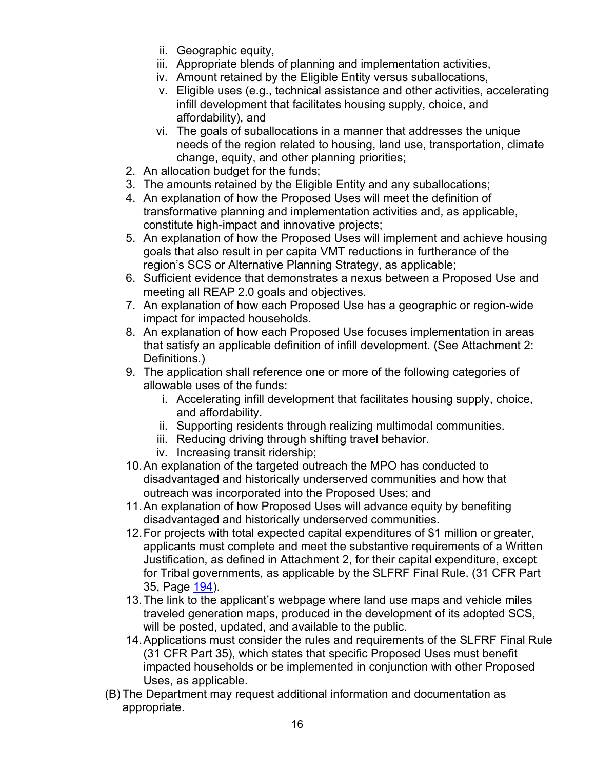ii. Geographic equity,
   iii. Appropriate blends of planning and implementation activities,
   iv. Amount retained by the Eligible Entity versus suballocations,
   v. Eligible uses (e.g., technical assistance and other activities, accelerating infill development that facilitates housing supply, choice, and affordability), and
   vi. The goals of suballocations in a manner that addresses the unique needs of the region related to housing, land use, transportation, climate change, equity, and other planning priorities;

2. An allocation budget for the funds;
3. The amounts retained by the Eligible Entity and any suballocations;
4. An explanation of how the Proposed Uses will meet the definition of transformative planning and implementation activities and, as applicable, constitute high-impact and innovative projects;
5. An explanation of how the Proposed Uses will implement and achieve housing goals that also result in per capita VMT reductions in furtherance of the region's SCS or Alternative Planning Strategy, as applicable;
6. Sufficient evidence that demonstrates a nexus between a Proposed Use and meeting all REAP 2.0 goals and objectives.
7. An explanation of how each Proposed Use has a geographic or region-wide impact for impacted households.
8. An explanation of how each Proposed Use focuses implementation in areas that satisfy an applicable definition of infill development. (See Attachment 2: Definitions.)
9. The application shall reference one or more of the following categories of allowable uses of the funds:
   i. Accelerating infill development that facilitates housing supply, choice, and affordability.
   ii. Supporting residents through realizing multimodal communities.
   iii. Reducing driving through shifting travel behavior.
   iv. Increasing transit ridership;
10. An explanation of the targeted outreach the MPO has conducted to disadvantaged and historically underserved communities and how that outreach was incorporated into the Proposed Uses; and
11. An explanation of how Proposed Uses will advance equity by benefiting disadvantaged and historically underserved communities.
12. For projects with total expected capital expenditures of $1 million or greater, applicants must complete and meet the substantive requirements of a Written Justification, as defined in Attachment 2, for their capital expenditure, except for Tribal governments, as applicable by the SLFRF Final Rule. (31 CFR Part 35, Page 194).
13. The link to the applicant's webpage where land use maps and vehicle miles traveled generation maps, produced in the development of its adopted SCS, will be posted, updated, and available to the public.
14. Applications must consider the rules and requirements of the SLFRF Final Rule (31 CFR Part 35), which states that specific Proposed Uses must benefit impacted households or be implemented in conjunction with other Proposed Uses, as applicable.

(B) The Department may request additional information and documentation as appropriate.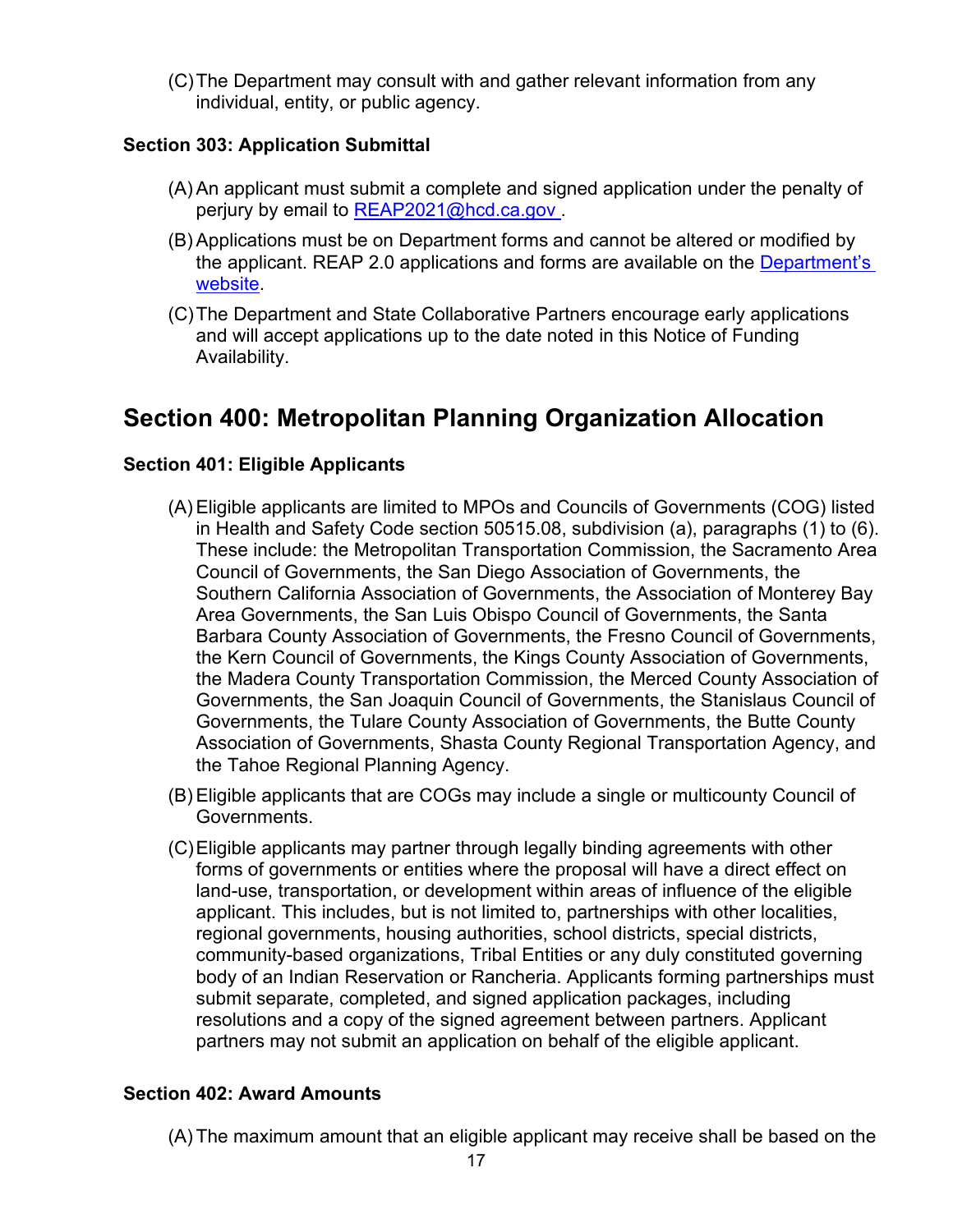(C) The Department may consult with and gather relevant information from any individual, entity, or public agency.

### Section 303: Application Submittal

(A) An applicant must submit a complete and signed application under the penalty of perjury by email to [REAP2021@hcd.ca.gov](mailto:REAP2021@hcd.ca.gov).

(B) Applications must be on Department forms and cannot be altered or modified by the applicant. REAP 2.0 applications and forms are available on the [Department's website](#).

(C) The Department and State Collaborative Partners encourage early applications and will accept applications up to the date noted in this Notice of Funding Availability.

## Section 400: Metropolitan Planning Organization Allocation

### Section 401: Eligible Applicants

(A) Eligible applicants are limited to MPOs and Councils of Governments (COG) listed in Health and Safety Code section 50515.08, subdivision (a), paragraphs (1) to (6). These include: the Metropolitan Transportation Commission, the Sacramento Area Council of Governments, the San Diego Association of Governments, the Southern California Association of Governments, the Association of Monterey Bay Area Governments, the San Luis Obispo Council of Governments, the Santa Barbara County Association of Governments, the Fresno Council of Governments, the Kern Council of Governments, the Kings County Association of Governments, the Madera County Transportation Commission, the Merced County Association of Governments, the San Joaquin Council of Governments, the Stanislaus Council of Governments, the Tulare County Association of Governments, the Butte County Association of Governments, Shasta County Regional Transportation Agency, and the Tahoe Regional Planning Agency.

(B) Eligible applicants that are COGs may include a single or multicounty Council of Governments.

(C) Eligible applicants may partner through legally binding agreements with other forms of governments or entities where the proposal will have a direct effect on land-use, transportation, or development within areas of influence of the eligible applicant. This includes, but is not limited to, partnerships with other localities, regional governments, housing authorities, school districts, special districts, community-based organizations, Tribal Entities or any duly constituted governing body of an Indian Reservation or Rancheria. Applicants forming partnerships must submit separate, completed, and signed application packages, including resolutions and a copy of the signed agreement between partners. Applicant partners may not submit an application on behalf of the eligible applicant.

### Section 402: Award Amounts

(A) The maximum amount that an eligible applicant may receive shall be based on the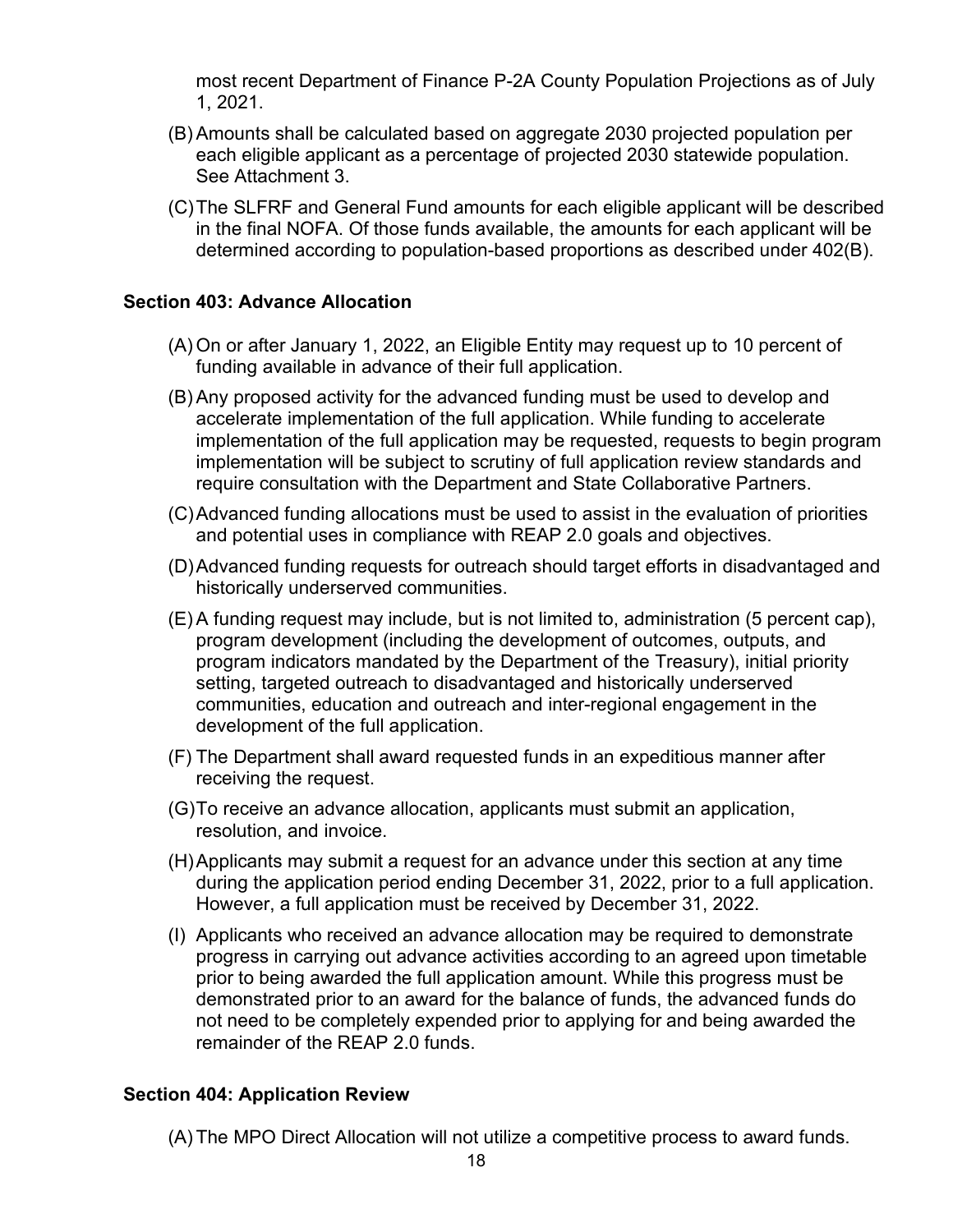most recent Department of Finance P-2A County Population Projections as of July 1, 2021.

(B) Amounts shall be calculated based on aggregate 2030 projected population per each eligible applicant as a percentage of projected 2030 statewide population. See Attachment 3.

(C) The SLFRF and General Fund amounts for each eligible applicant will be described in the final NOFA. Of those funds available, the amounts for each applicant will be determined according to population-based proportions as described under 402(B).

**Section 403: Advance Allocation**

(A) On or after January 1, 2022, an Eligible Entity may request up to 10 percent of funding available in advance of their full application.

(B) Any proposed activity for the advanced funding must be used to develop and accelerate implementation of the full application. While funding to accelerate implementation of the full application may be requested, requests to begin program implementation will be subject to scrutiny of full application review standards and require consultation with the Department and State Collaborative Partners.

(C) Advanced funding allocations must be used to assist in the evaluation of priorities and potential uses in compliance with REAP 2.0 goals and objectives.

(D) Advanced funding requests for outreach should target efforts in disadvantaged and historically underserved communities.

(E) A funding request may include, but is not limited to, administration (5 percent cap), program development (including the development of outcomes, outputs, and program indicators mandated by the Department of the Treasury), initial priority setting, targeted outreach to disadvantaged and historically underserved communities, education and outreach and inter-regional engagement in the development of the full application.

(F) The Department shall award requested funds in an expeditious manner after receiving the request.

(G) To receive an advance allocation, applicants must submit an application, resolution, and invoice.

(H) Applicants may submit a request for an advance under this section at any time during the application period ending December 31, 2022, prior to a full application. However, a full application must be received by December 31, 2022.

(I) Applicants who received an advance allocation may be required to demonstrate progress in carrying out advance activities according to an agreed upon timetable prior to being awarded the full application amount. While this progress must be demonstrated prior to an award for the balance of funds, the advanced funds do not need to be completely expended prior to applying for and being awarded the remainder of the REAP 2.0 funds.

**Section 404: Application Review**

(A) The MPO Direct Allocation will not utilize a competitive process to award funds.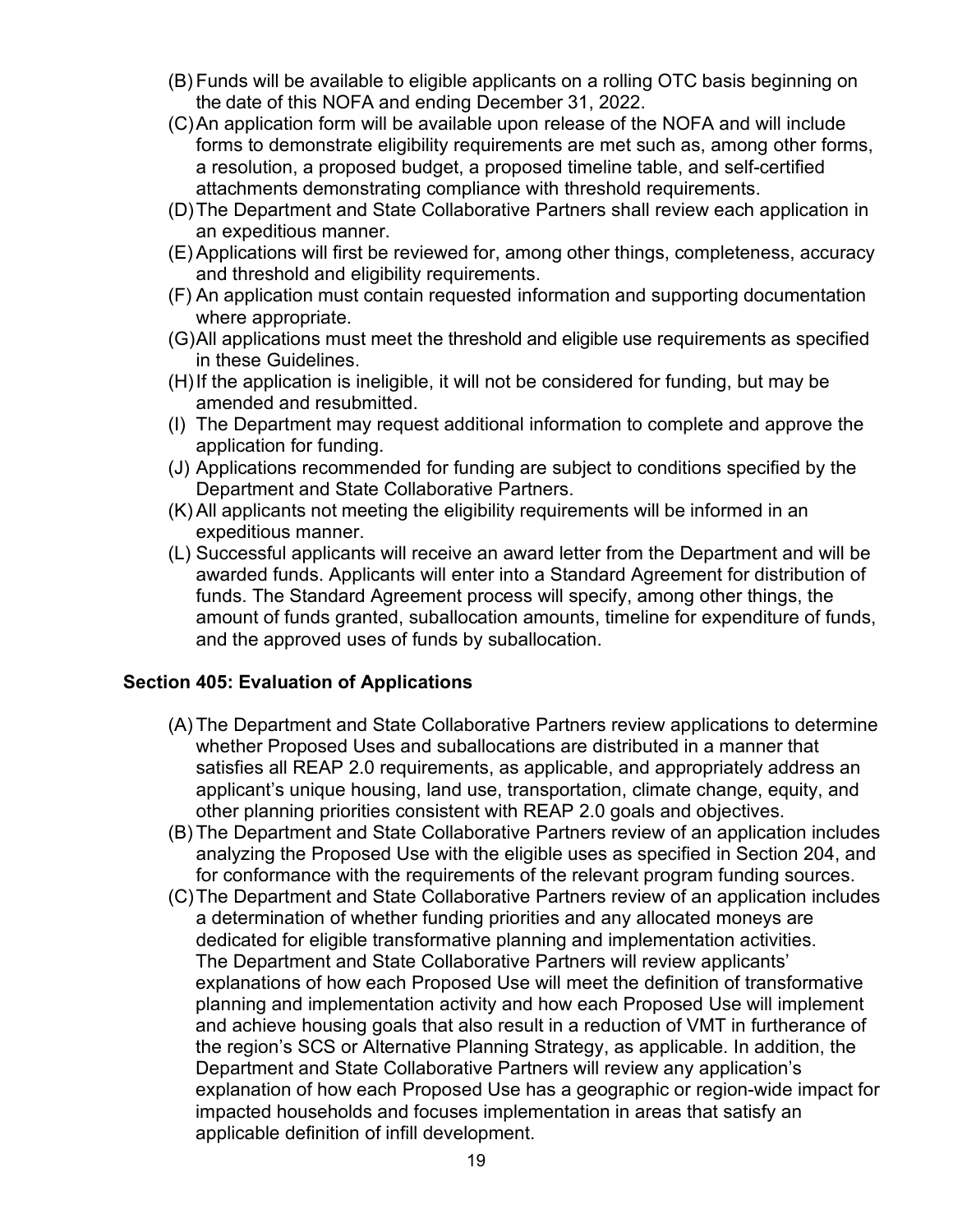(B) Funds will be available to eligible applicants on a rolling OTC basis beginning on the date of this NOFA and ending December 31, 2022.

(C) An application form will be available upon release of the NOFA and will include forms to demonstrate eligibility requirements are met such as, among other forms, a resolution, a proposed budget, a proposed timeline table, and self-certified attachments demonstrating compliance with threshold requirements.

(D) The Department and State Collaborative Partners shall review each application in an expeditious manner.

(E) Applications will first be reviewed for, among other things, completeness, accuracy and threshold and eligibility requirements.

(F) An application must contain requested information and supporting documentation where appropriate.

(G) All applications must meet the threshold and eligible use requirements as specified in these Guidelines.

(H) If the application is ineligible, it will not be considered for funding, but may be amended and resubmitted.

(I) The Department may request additional information to complete and approve the application for funding.

(J) Applications recommended for funding are subject to conditions specified by the Department and State Collaborative Partners.

(K) All applicants not meeting the eligibility requirements will be informed in an expeditious manner.

(L) Successful applicants will receive an award letter from the Department and will be awarded funds. Applicants will enter into a Standard Agreement for distribution of funds. The Standard Agreement process will specify, among other things, the amount of funds granted, suballocation amounts, timeline for expenditure of funds, and the approved uses of funds by suballocation.

### Section 405: Evaluation of Applications

(A) The Department and State Collaborative Partners review applications to determine whether Proposed Uses and suballocations are distributed in a manner that satisfies all REAP 2.0 requirements, as applicable, and appropriately address an applicant's unique housing, land use, transportation, climate change, equity, and other planning priorities consistent with REAP 2.0 goals and objectives.

(B) The Department and State Collaborative Partners review of an application includes analyzing the Proposed Use with the eligible uses as specified in Section 204, and for conformance with the requirements of the relevant program funding sources.

(C) The Department and State Collaborative Partners review of an application includes a determination of whether funding priorities and any allocated moneys are dedicated for eligible transformative planning and implementation activities. The Department and State Collaborative Partners will review applicants' explanations of how each Proposed Use will meet the definition of transformative planning and implementation activity and how each Proposed Use will implement and achieve housing goals that also result in a reduction of VMT in furtherance of the region's SCS or Alternative Planning Strategy, as applicable. In addition, the Department and State Collaborative Partners will review any application's explanation of how each Proposed Use has a geographic or region-wide impact for impacted households and focuses implementation in areas that satisfy an applicable definition of infill development.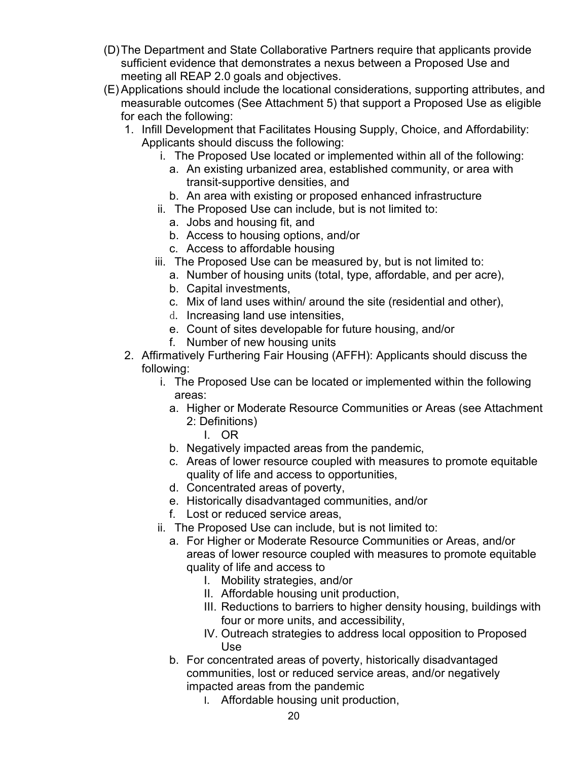(D) The Department and State Collaborative Partners require that applicants provide sufficient evidence that demonstrates a nexus between a Proposed Use and meeting all REAP 2.0 goals and objectives.

(E) Applications should include the locational considerations, supporting attributes, and measurable outcomes (See Attachment 5) that support a Proposed Use as eligible for each the following:

1. Infill Development that Facilitates Housing Supply, Choice, and Affordability: Applicants should discuss the following:
   - i. The Proposed Use located or implemented within all of the following:
     - a. An existing urbanized area, established community, or area with transit-supportive densities, and
     - b. An area with existing or proposed enhanced infrastructure
   - ii. The Proposed Use can include, but is not limited to:
     - a. Jobs and housing fit, and
     - b. Access to housing options, and/or
     - c. Access to affordable housing
   - iii. The Proposed Use can be measured by, but is not limited to:
     - a. Number of housing units (total, type, affordable, and per acre),
     - b. Capital investments,
     - c. Mix of land uses within/ around the site (residential and other),
     - d. Increasing land use intensities,
     - e. Count of sites developable for future housing, and/or
     - f. Number of new housing units
2. Affirmatively Furthering Fair Housing (AFFH): Applicants should discuss the following:
   - i. The Proposed Use can be located or implemented within the following areas:
     - a. Higher or Moderate Resource Communities or Areas (see Attachment 2: Definitions)
       - I. OR
     - b. Negatively impacted areas from the pandemic,
     - c. Areas of lower resource coupled with measures to promote equitable quality of life and access to opportunities,
     - d. Concentrated areas of poverty,
     - e. Historically disadvantaged communities, and/or
     - f. Lost or reduced service areas,
   - ii. The Proposed Use can include, but is not limited to:
     - a. For Higher or Moderate Resource Communities or Areas, and/or areas of lower resource coupled with measures to promote equitable quality of life and access to
       - I. Mobility strategies, and/or
       - II. Affordable housing unit production,
       - III. Reductions to barriers to higher density housing, buildings with four or more units, and accessibility,
       - IV. Outreach strategies to address local opposition to Proposed Use
     - b. For concentrated areas of poverty, historically disadvantaged communities, lost or reduced service areas, and/or negatively impacted areas from the pandemic
       - I. Affordable housing unit production,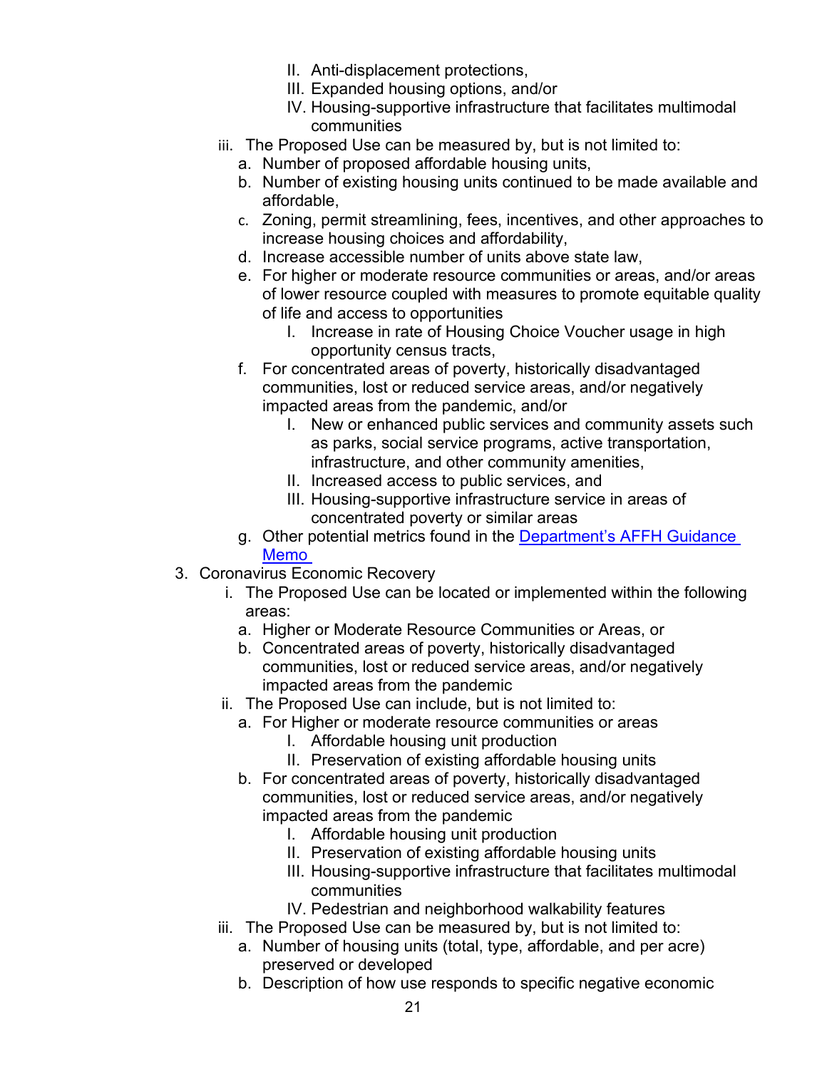- II. Anti-displacement protections,
      - III. Expanded housing options, and/or
      - IV. Housing-supportive infrastructure that facilitates multimodal communities
   - iii. The Proposed Use can be measured by, but is not limited to:
      - a. Number of proposed affordable housing units,
      - b. Number of existing housing units continued to be made available and affordable,
      - c. Zoning, permit streamlining, fees, incentives, and other approaches to increase housing choices and affordability,
      - d. Increase accessible number of units above state law,
      - e. For higher or moderate resource communities or areas, and/or areas of lower resource coupled with measures to promote equitable quality of life and access to opportunities
         - I. Increase in rate of Housing Choice Voucher usage in high opportunity census tracts,
      - f. For concentrated areas of poverty, historically disadvantaged communities, lost or reduced service areas, and/or negatively impacted areas from the pandemic, and/or
         - I. New or enhanced public services and community assets such as parks, social service programs, active transportation, infrastructure, and other community amenities,
         - II. Increased access to public services, and
         - III. Housing-supportive infrastructure service in areas of concentrated poverty or similar areas
      - g. Other potential metrics found in the [Department's AFFH Guidance Memo]

3. Coronavirus Economic Recovery
   - i. The Proposed Use can be located or implemented within the following areas:
      - a. Higher or Moderate Resource Communities or Areas, or
      - b. Concentrated areas of poverty, historically disadvantaged communities, lost or reduced service areas, and/or negatively impacted areas from the pandemic
   - ii. The Proposed Use can include, but is not limited to:
      - a. For Higher or moderate resource communities or areas
         - I. Affordable housing unit production
         - II. Preservation of existing affordable housing units
      - b. For concentrated areas of poverty, historically disadvantaged communities, lost or reduced service areas, and/or negatively impacted areas from the pandemic
         - I. Affordable housing unit production
         - II. Preservation of existing affordable housing units
         - III. Housing-supportive infrastructure that facilitates multimodal communities
         - IV. Pedestrian and neighborhood walkability features
   - iii. The Proposed Use can be measured by, but is not limited to:
      - a. Number of housing units (total, type, affordable, and per acre) preserved or developed
      - b. Description of how use responds to specific negative economic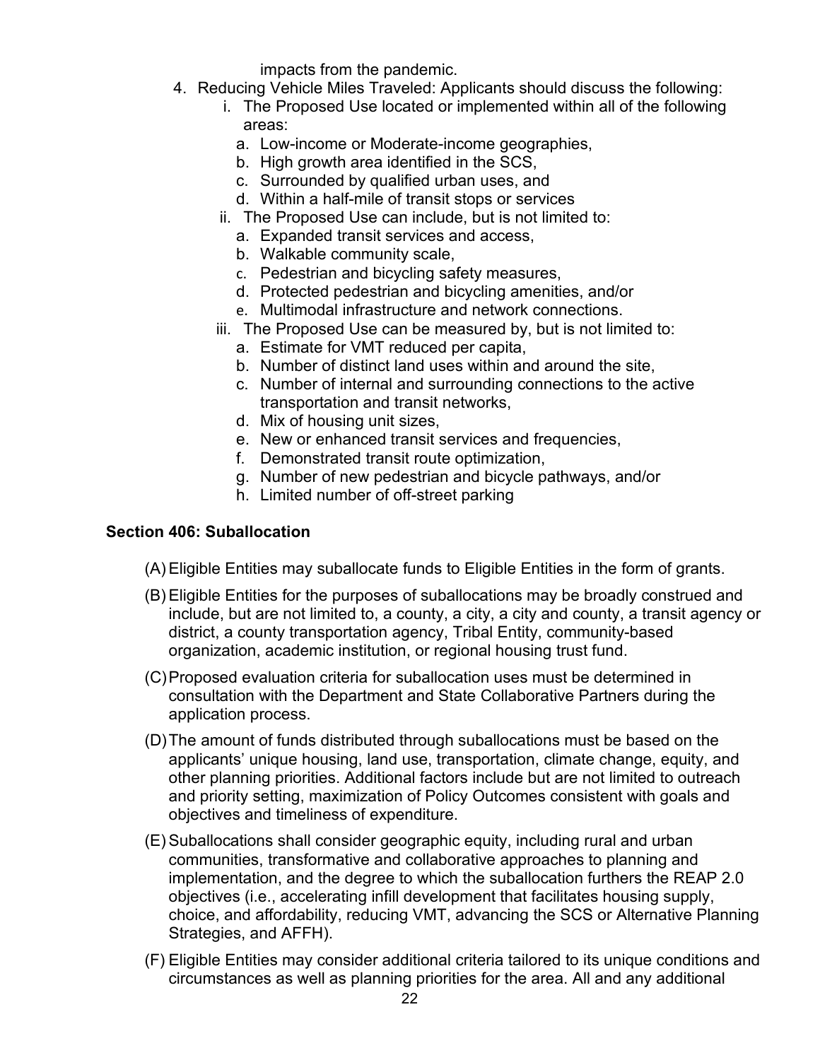impacts from the pandemic.

4. Reducing Vehicle Miles Traveled: Applicants should discuss the following:
   i. The Proposed Use located or implemented within all of the following areas:
      a. Low-income or Moderate-income geographies,
      b. High growth area identified in the SCS,
      c. Surrounded by qualified urban uses, and
      d. Within a half-mile of transit stops or services
   ii. The Proposed Use can include, but is not limited to:
      a. Expanded transit services and access,
      b. Walkable community scale,
      c. Pedestrian and bicycling safety measures,
      d. Protected pedestrian and bicycling amenities, and/or
      e. Multimodal infrastructure and network connections.
   iii. The Proposed Use can be measured by, but is not limited to:
      a. Estimate for VMT reduced per capita,
      b. Number of distinct land uses within and around the site,
      c. Number of internal and surrounding connections to the active transportation and transit networks,
      d. Mix of housing unit sizes,
      e. New or enhanced transit services and frequencies,
      f. Demonstrated transit route optimization,
      g. Number of new pedestrian and bicycle pathways, and/or
      h. Limited number of off-street parking

### Section 406: Suballocation

(A) Eligible Entities may suballocate funds to Eligible Entities in the form of grants.

(B) Eligible Entities for the purposes of suballocations may be broadly construed and include, but are not limited to, a county, a city, a city and county, a transit agency or district, a county transportation agency, Tribal Entity, community-based organization, academic institution, or regional housing trust fund.

(C) Proposed evaluation criteria for suballocation uses must be determined in consultation with the Department and State Collaborative Partners during the application process.

(D) The amount of funds distributed through suballocations must be based on the applicants' unique housing, land use, transportation, climate change, equity, and other planning priorities. Additional factors include but are not limited to outreach and priority setting, maximization of Policy Outcomes consistent with goals and objectives and timeliness of expenditure.

(E) Suballocations shall consider geographic equity, including rural and urban communities, transformative and collaborative approaches to planning and implementation, and the degree to which the suballocation furthers the REAP 2.0 objectives (i.e., accelerating infill development that facilitates housing supply, choice, and affordability, reducing VMT, advancing the SCS or Alternative Planning Strategies, and AFFH).

(F) Eligible Entities may consider additional criteria tailored to its unique conditions and circumstances as well as planning priorities for the area. All and any additional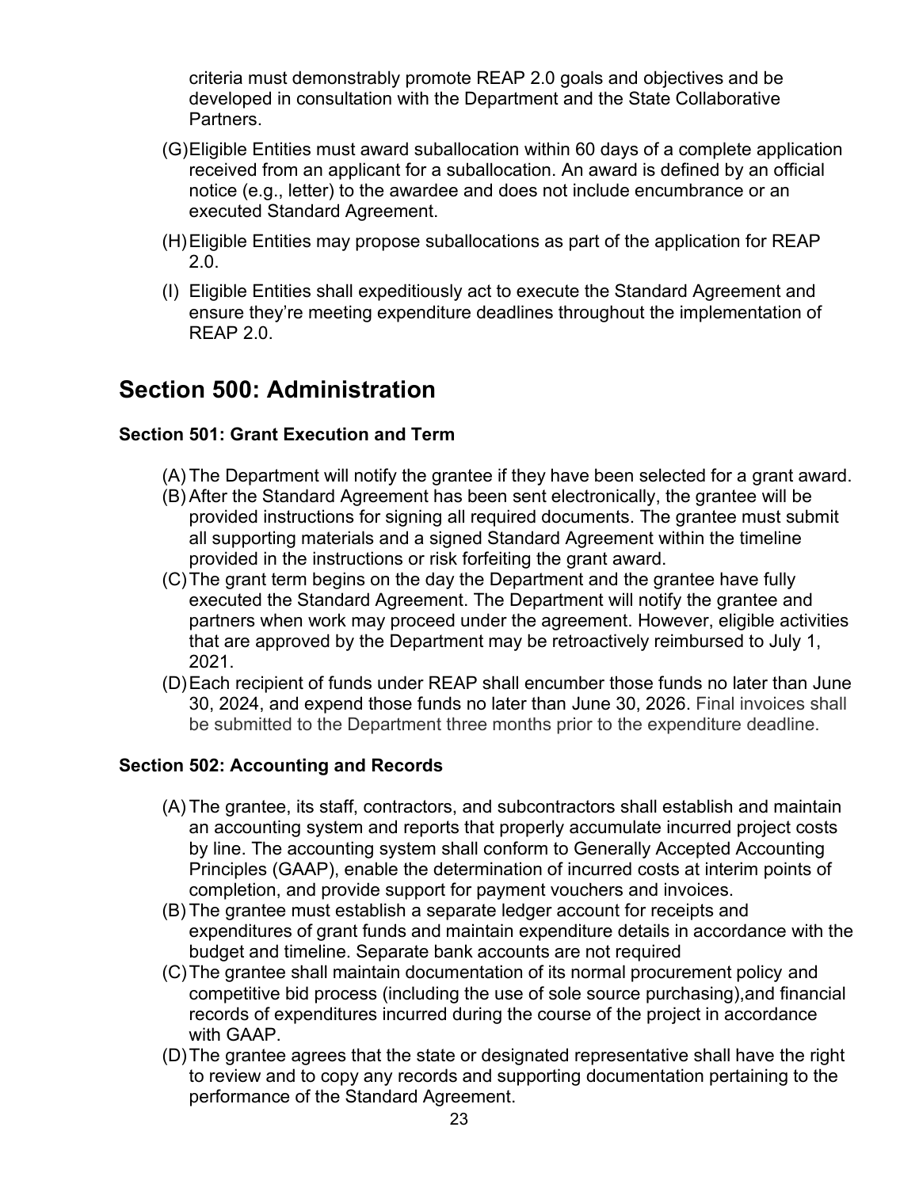criteria must demonstrably promote REAP 2.0 goals and objectives and be developed in consultation with the Department and the State Collaborative Partners.

(G) Eligible Entities must award suballocation within 60 days of a complete application received from an applicant for a suballocation. An award is defined by an official notice (e.g., letter) to the awardee and does not include encumbrance or an executed Standard Agreement.

(H) Eligible Entities may propose suballocations as part of the application for REAP 2.0.

(I) Eligible Entities shall expeditiously act to execute the Standard Agreement and ensure they're meeting expenditure deadlines throughout the implementation of REAP 2.0.

## Section 500: Administration

### Section 501: Grant Execution and Term

(A) The Department will notify the grantee if they have been selected for a grant award.

(B) After the Standard Agreement has been sent electronically, the grantee will be provided instructions for signing all required documents. The grantee must submit all supporting materials and a signed Standard Agreement within the timeline provided in the instructions or risk forfeiting the grant award.

(C) The grant term begins on the day the Department and the grantee have fully executed the Standard Agreement. The Department will notify the grantee and partners when work may proceed under the agreement. However, eligible activities that are approved by the Department may be retroactively reimbursed to July 1, 2021.

(D) Each recipient of funds under REAP shall encumber those funds no later than June 30, 2024, and expend those funds no later than June 30, 2026. Final invoices shall be submitted to the Department three months prior to the expenditure deadline.

### Section 502: Accounting and Records

(A) The grantee, its staff, contractors, and subcontractors shall establish and maintain an accounting system and reports that properly accumulate incurred project costs by line. The accounting system shall conform to Generally Accepted Accounting Principles (GAAP), enable the determination of incurred costs at interim points of completion, and provide support for payment vouchers and invoices.

(B) The grantee must establish a separate ledger account for receipts and expenditures of grant funds and maintain expenditure details in accordance with the budget and timeline. Separate bank accounts are not required

(C) The grantee shall maintain documentation of its normal procurement policy and competitive bid process (including the use of sole source purchasing),and financial records of expenditures incurred during the course of the project in accordance with GAAP.

(D) The grantee agrees that the state or designated representative shall have the right to review and to copy any records and supporting documentation pertaining to the performance of the Standard Agreement.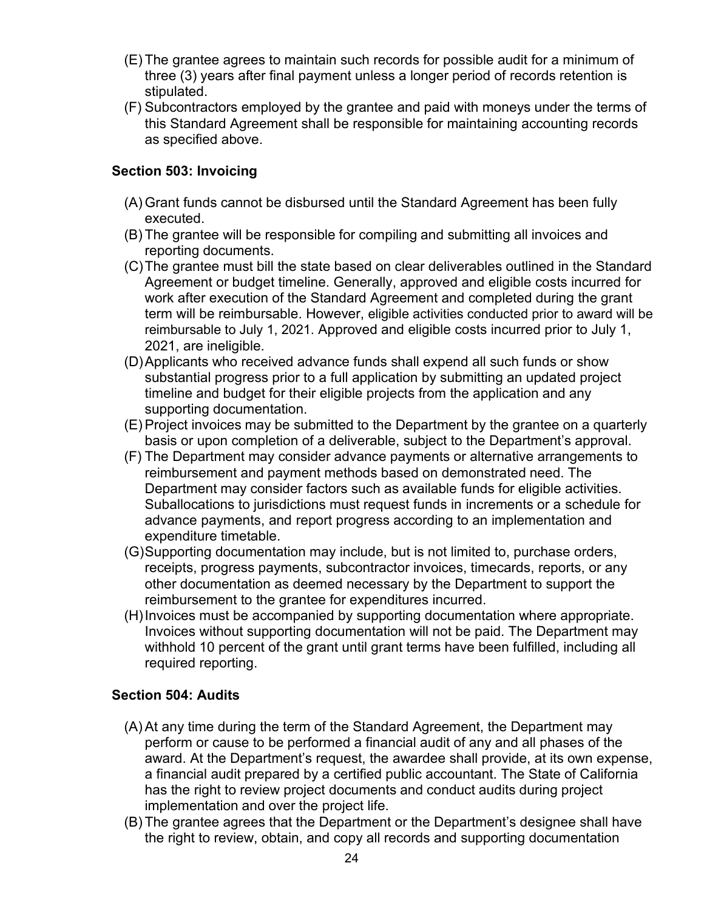(E) The grantee agrees to maintain such records for possible audit for a minimum of three (3) years after final payment unless a longer period of records retention is stipulated.

(F) Subcontractors employed by the grantee and paid with moneys under the terms of this Standard Agreement shall be responsible for maintaining accounting records as specified above.

### Section 503: Invoicing

(A) Grant funds cannot be disbursed until the Standard Agreement has been fully executed.

(B) The grantee will be responsible for compiling and submitting all invoices and reporting documents.

(C) The grantee must bill the state based on clear deliverables outlined in the Standard Agreement or budget timeline. Generally, approved and eligible costs incurred for work after execution of the Standard Agreement and completed during the grant term will be reimbursable. However, eligible activities conducted prior to award will be reimbursable to July 1, 2021. Approved and eligible costs incurred prior to July 1, 2021, are ineligible.

(D) Applicants who received advance funds shall expend all such funds or show substantial progress prior to a full application by submitting an updated project timeline and budget for their eligible projects from the application and any supporting documentation.

(E) Project invoices may be submitted to the Department by the grantee on a quarterly basis or upon completion of a deliverable, subject to the Department's approval.

(F) The Department may consider advance payments or alternative arrangements to reimbursement and payment methods based on demonstrated need. The Department may consider factors such as available funds for eligible activities. Suballocations to jurisdictions must request funds in increments or a schedule for advance payments, and report progress according to an implementation and expenditure timetable.

(G) Supporting documentation may include, but is not limited to, purchase orders, receipts, progress payments, subcontractor invoices, timecards, reports, or any other documentation as deemed necessary by the Department to support the reimbursement to the grantee for expenditures incurred.

(H) Invoices must be accompanied by supporting documentation where appropriate. Invoices without supporting documentation will not be paid. The Department may withhold 10 percent of the grant until grant terms have been fulfilled, including all required reporting.

### Section 504: Audits

(A) At any time during the term of the Standard Agreement, the Department may perform or cause to be performed a financial audit of any and all phases of the award. At the Department's request, the awardee shall provide, at its own expense, a financial audit prepared by a certified public accountant. The State of California has the right to review project documents and conduct audits during project implementation and over the project life.

(B) The grantee agrees that the Department or the Department's designee shall have the right to review, obtain, and copy all records and supporting documentation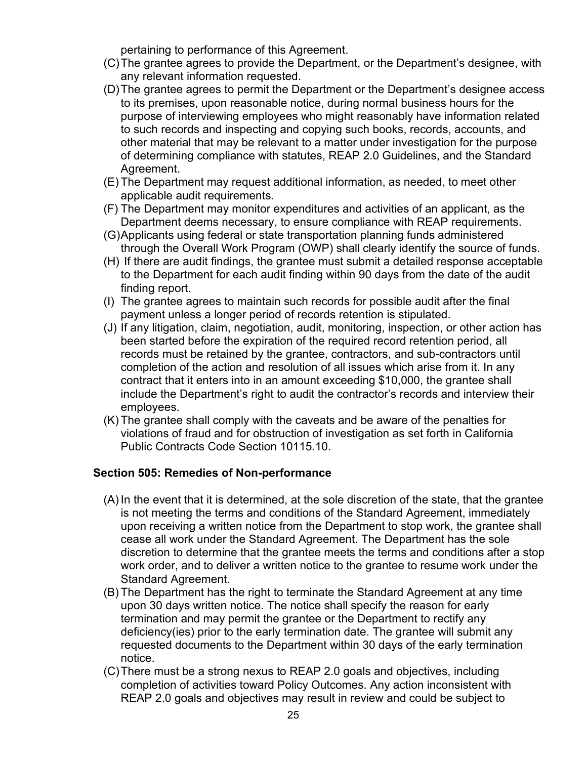pertaining to performance of this Agreement.

(C) The grantee agrees to provide the Department, or the Department's designee, with any relevant information requested.

(D) The grantee agrees to permit the Department or the Department's designee access to its premises, upon reasonable notice, during normal business hours for the purpose of interviewing employees who might reasonably have information related to such records and inspecting and copying such books, records, accounts, and other material that may be relevant to a matter under investigation for the purpose of determining compliance with statutes, REAP 2.0 Guidelines, and the Standard Agreement.

(E) The Department may request additional information, as needed, to meet other applicable audit requirements.

(F) The Department may monitor expenditures and activities of an applicant, as the Department deems necessary, to ensure compliance with REAP requirements.

(G) Applicants using federal or state transportation planning funds administered through the Overall Work Program (OWP) shall clearly identify the source of funds.

(H) If there are audit findings, the grantee must submit a detailed response acceptable to the Department for each audit finding within 90 days from the date of the audit finding report.

(I) The grantee agrees to maintain such records for possible audit after the final payment unless a longer period of records retention is stipulated.

(J) If any litigation, claim, negotiation, audit, monitoring, inspection, or other action has been started before the expiration of the required record retention period, all records must be retained by the grantee, contractors, and sub-contractors until completion of the action and resolution of all issues which arise from it. In any contract that it enters into in an amount exceeding $10,000, the grantee shall include the Department's right to audit the contractor's records and interview their employees.

(K) The grantee shall comply with the caveats and be aware of the penalties for violations of fraud and for obstruction of investigation as set forth in California Public Contracts Code Section 10115.10.

### Section 505: Remedies of Non-performance

(A) In the event that it is determined, at the sole discretion of the state, that the grantee is not meeting the terms and conditions of the Standard Agreement, immediately upon receiving a written notice from the Department to stop work, the grantee shall cease all work under the Standard Agreement. The Department has the sole discretion to determine that the grantee meets the terms and conditions after a stop work order, and to deliver a written notice to the grantee to resume work under the Standard Agreement.

(B) The Department has the right to terminate the Standard Agreement at any time upon 30 days written notice. The notice shall specify the reason for early termination and may permit the grantee or the Department to rectify any deficiency(ies) prior to the early termination date. The grantee will submit any requested documents to the Department within 30 days of the early termination notice.

(C) There must be a strong nexus to REAP 2.0 goals and objectives, including completion of activities toward Policy Outcomes. Any action inconsistent with REAP 2.0 goals and objectives may result in review and could be subject to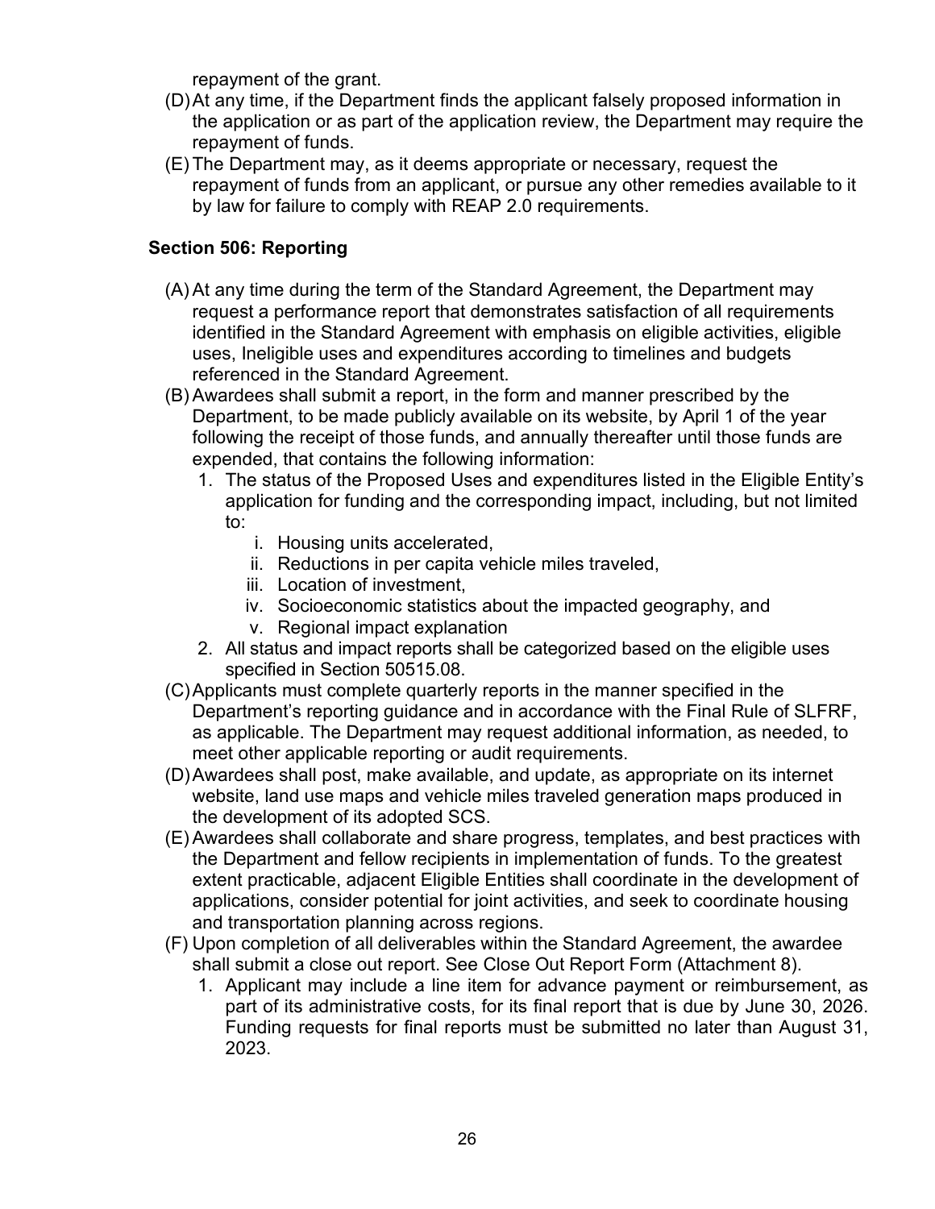repayment of the grant.

(D) At any time, if the Department finds the applicant falsely proposed information in the application or as part of the application review, the Department may require the repayment of funds.

(E) The Department may, as it deems appropriate or necessary, request the repayment of funds from an applicant, or pursue any other remedies available to it by law for failure to comply with REAP 2.0 requirements.

### Section 506: Reporting

(A) At any time during the term of the Standard Agreement, the Department may request a performance report that demonstrates satisfaction of all requirements identified in the Standard Agreement with emphasis on eligible activities, eligible uses, Ineligible uses and expenditures according to timelines and budgets referenced in the Standard Agreement.

(B) Awardees shall submit a report, in the form and manner prescribed by the Department, to be made publicly available on its website, by April 1 of the year following the receipt of those funds, and annually thereafter until those funds are expended, that contains the following information:

1. The status of the Proposed Uses and expenditures listed in the Eligible Entity's application for funding and the corresponding impact, including, but not limited to:
   - i. Housing units accelerated,
   - ii. Reductions in per capita vehicle miles traveled,
   - iii. Location of investment,
   - iv. Socioeconomic statistics about the impacted geography, and
   - v. Regional impact explanation
2. All status and impact reports shall be categorized based on the eligible uses specified in Section 50515.08.

(C) Applicants must complete quarterly reports in the manner specified in the Department's reporting guidance and in accordance with the Final Rule of SLFRF, as applicable. The Department may request additional information, as needed, to meet other applicable reporting or audit requirements.

(D) Awardees shall post, make available, and update, as appropriate on its internet website, land use maps and vehicle miles traveled generation maps produced in the development of its adopted SCS.

(E) Awardees shall collaborate and share progress, templates, and best practices with the Department and fellow recipients in implementation of funds. To the greatest extent practicable, adjacent Eligible Entities shall coordinate in the development of applications, consider potential for joint activities, and seek to coordinate housing and transportation planning across regions.

(F) Upon completion of all deliverables within the Standard Agreement, the awardee shall submit a close out report. See Close Out Report Form (Attachment 8).

1. Applicant may include a line item for advance payment or reimbursement, as part of its administrative costs, for its final report that is due by June 30, 2026. Funding requests for final reports must be submitted no later than August 31, 2023.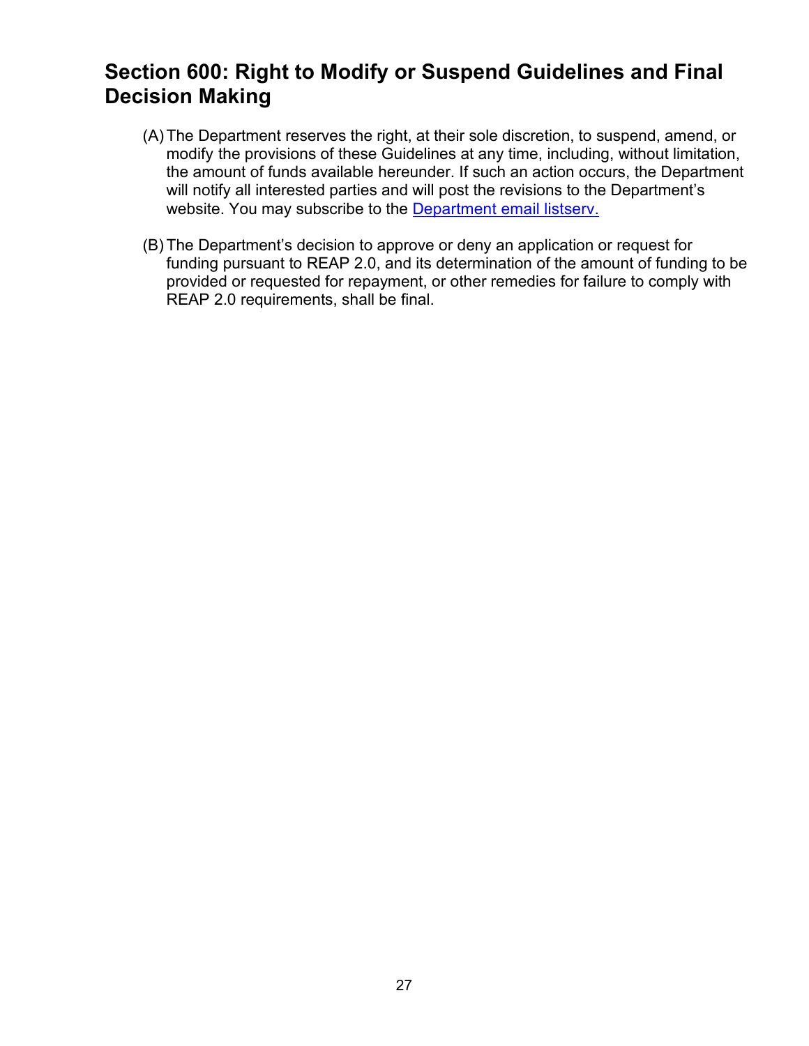## Section 600: Right to Modify or Suspend Guidelines and Final Decision Making

(A) The Department reserves the right, at their sole discretion, to suspend, amend, or modify the provisions of these Guidelines at any time, including, without limitation, the amount of funds available hereunder. If such an action occurs, the Department will notify all interested parties and will post the revisions to the Department's website. You may subscribe to the Department email listserv.

(B) The Department's decision to approve or deny an application or request for funding pursuant to REAP 2.0, and its determination of the amount of funding to be provided or requested for repayment, or other remedies for failure to comply with REAP 2.0 requirements, shall be final.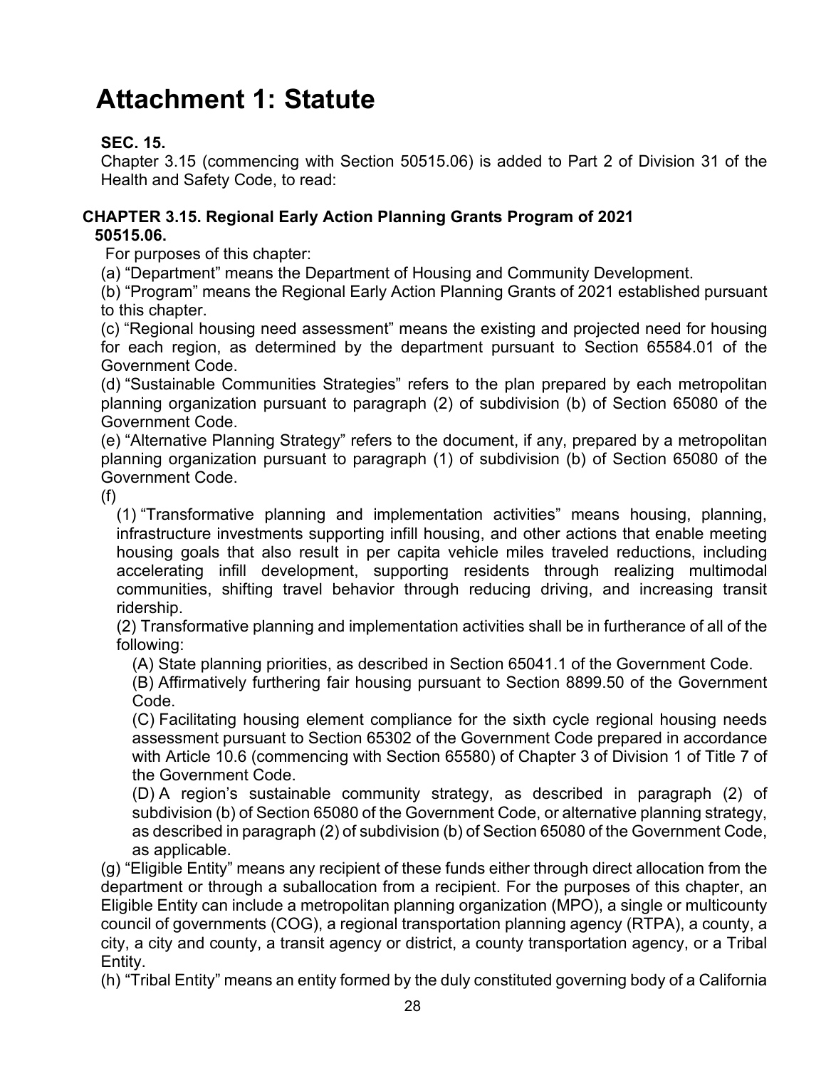# Attachment 1: Statute

**SEC. 15.**

Chapter 3.15 (commencing with Section 50515.06) is added to Part 2 of Division 31 of the Health and Safety Code, to read:

**CHAPTER 3.15. Regional Early Action Planning Grants Program of 2021**

**50515.06.**

For purposes of this chapter:

(a) "Department" means the Department of Housing and Community Development.

(b) "Program" means the Regional Early Action Planning Grants of 2021 established pursuant to this chapter.

(c) "Regional housing need assessment" means the existing and projected need for housing for each region, as determined by the department pursuant to Section 65584.01 of the Government Code.

(d) "Sustainable Communities Strategies" refers to the plan prepared by each metropolitan planning organization pursuant to paragraph (2) of subdivision (b) of Section 65080 of the Government Code.

(e) "Alternative Planning Strategy" refers to the document, if any, prepared by a metropolitan planning organization pursuant to paragraph (1) of subdivision (b) of Section 65080 of the Government Code.

(f)

(1) "Transformative planning and implementation activities" means housing, planning, infrastructure investments supporting infill housing, and other actions that enable meeting housing goals that also result in per capita vehicle miles traveled reductions, including accelerating infill development, supporting residents through realizing multimodal communities, shifting travel behavior through reducing driving, and increasing transit ridership.

(2) Transformative planning and implementation activities shall be in furtherance of all of the following:

(A) State planning priorities, as described in Section 65041.1 of the Government Code.

(B) Affirmatively furthering fair housing pursuant to Section 8899.50 of the Government Code.

(C) Facilitating housing element compliance for the sixth cycle regional housing needs assessment pursuant to Section 65302 of the Government Code prepared in accordance with Article 10.6 (commencing with Section 65580) of Chapter 3 of Division 1 of Title 7 of the Government Code.

(D) A region's sustainable community strategy, as described in paragraph (2) of subdivision (b) of Section 65080 of the Government Code, or alternative planning strategy, as described in paragraph (2) of subdivision (b) of Section 65080 of the Government Code, as applicable.

(g) "Eligible Entity" means any recipient of these funds either through direct allocation from the department or through a suballocation from a recipient. For the purposes of this chapter, an Eligible Entity can include a metropolitan planning organization (MPO), a single or multicounty council of governments (COG), a regional transportation planning agency (RTPA), a county, a city, a city and county, a transit agency or district, a county transportation agency, or a Tribal Entity.

(h) "Tribal Entity" means an entity formed by the duly constituted governing body of a California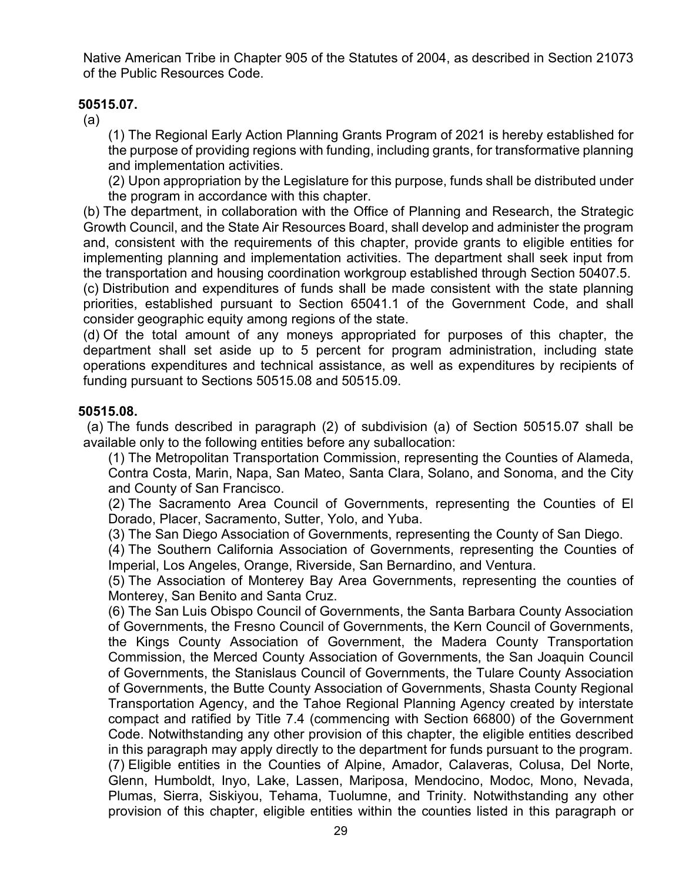Native American Tribe in Chapter 905 of the Statutes of 2004, as described in Section 21073 of the Public Resources Code.

**50515.07.**

(a)

(1) The Regional Early Action Planning Grants Program of 2021 is hereby established for the purpose of providing regions with funding, including grants, for transformative planning and implementation activities.

(2) Upon appropriation by the Legislature for this purpose, funds shall be distributed under the program in accordance with this chapter.

(b) The department, in collaboration with the Office of Planning and Research, the Strategic Growth Council, and the State Air Resources Board, shall develop and administer the program and, consistent with the requirements of this chapter, provide grants to eligible entities for implementing planning and implementation activities. The department shall seek input from the transportation and housing coordination workgroup established through Section 50407.5.

(c) Distribution and expenditures of funds shall be made consistent with the state planning priorities, established pursuant to Section 65041.1 of the Government Code, and shall consider geographic equity among regions of the state.

(d) Of the total amount of any moneys appropriated for purposes of this chapter, the department shall set aside up to 5 percent for program administration, including state operations expenditures and technical assistance, as well as expenditures by recipients of funding pursuant to Sections 50515.08 and 50515.09.

**50515.08.**

(a) The funds described in paragraph (2) of subdivision (a) of Section 50515.07 shall be available only to the following entities before any suballocation:

(1) The Metropolitan Transportation Commission, representing the Counties of Alameda, Contra Costa, Marin, Napa, San Mateo, Santa Clara, Solano, and Sonoma, and the City and County of San Francisco.

(2) The Sacramento Area Council of Governments, representing the Counties of El Dorado, Placer, Sacramento, Sutter, Yolo, and Yuba.

(3) The San Diego Association of Governments, representing the County of San Diego.

(4) The Southern California Association of Governments, representing the Counties of Imperial, Los Angeles, Orange, Riverside, San Bernardino, and Ventura.

(5) The Association of Monterey Bay Area Governments, representing the counties of Monterey, San Benito and Santa Cruz.

(6) The San Luis Obispo Council of Governments, the Santa Barbara County Association of Governments, the Fresno Council of Governments, the Kern Council of Governments, the Kings County Association of Government, the Madera County Transportation Commission, the Merced County Association of Governments, the San Joaquin Council of Governments, the Stanislaus Council of Governments, the Tulare County Association of Governments, the Butte County Association of Governments, Shasta County Regional Transportation Agency, and the Tahoe Regional Planning Agency created by interstate compact and ratified by Title 7.4 (commencing with Section 66800) of the Government Code. Notwithstanding any other provision of this chapter, the eligible entities described in this paragraph may apply directly to the department for funds pursuant to the program.

(7) Eligible entities in the Counties of Alpine, Amador, Calaveras, Colusa, Del Norte, Glenn, Humboldt, Inyo, Lake, Lassen, Mariposa, Mendocino, Modoc, Mono, Nevada, Plumas, Sierra, Siskiyou, Tehama, Tuolumne, and Trinity. Notwithstanding any other provision of this chapter, eligible entities within the counties listed in this paragraph or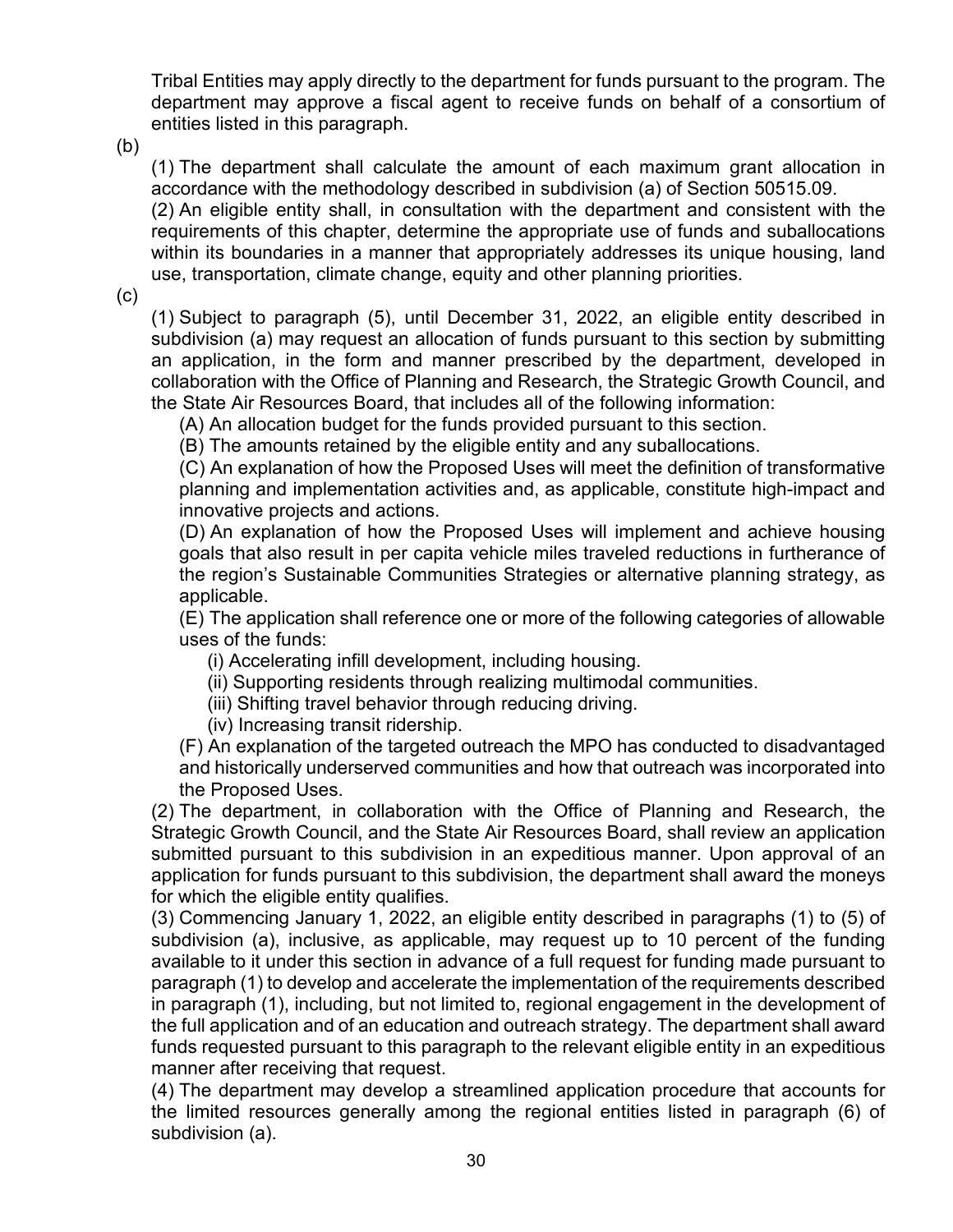Tribal Entities may apply directly to the department for funds pursuant to the program. The department may approve a fiscal agent to receive funds on behalf of a consortium of entities listed in this paragraph.

(b)

(1) The department shall calculate the amount of each maximum grant allocation in accordance with the methodology described in subdivision (a) of Section 50515.09.

(2) An eligible entity shall, in consultation with the department and consistent with the requirements of this chapter, determine the appropriate use of funds and suballocations within its boundaries in a manner that appropriately addresses its unique housing, land use, transportation, climate change, equity and other planning priorities.

(c)

(1) Subject to paragraph (5), until December 31, 2022, an eligible entity described in subdivision (a) may request an allocation of funds pursuant to this section by submitting an application, in the form and manner prescribed by the department, developed in collaboration with the Office of Planning and Research, the Strategic Growth Council, and the State Air Resources Board, that includes all of the following information:

(A) An allocation budget for the funds provided pursuant to this section.

(B) The amounts retained by the eligible entity and any suballocations.

(C) An explanation of how the Proposed Uses will meet the definition of transformative planning and implementation activities and, as applicable, constitute high-impact and innovative projects and actions.

(D) An explanation of how the Proposed Uses will implement and achieve housing goals that also result in per capita vehicle miles traveled reductions in furtherance of the region's Sustainable Communities Strategies or alternative planning strategy, as applicable.

(E) The application shall reference one or more of the following categories of allowable uses of the funds:

(i) Accelerating infill development, including housing.

(ii) Supporting residents through realizing multimodal communities.

(iii) Shifting travel behavior through reducing driving.

(iv) Increasing transit ridership.

(F) An explanation of the targeted outreach the MPO has conducted to disadvantaged and historically underserved communities and how that outreach was incorporated into the Proposed Uses.

(2) The department, in collaboration with the Office of Planning and Research, the Strategic Growth Council, and the State Air Resources Board, shall review an application submitted pursuant to this subdivision in an expeditious manner. Upon approval of an application for funds pursuant to this subdivision, the department shall award the moneys for which the eligible entity qualifies.

(3) Commencing January 1, 2022, an eligible entity described in paragraphs (1) to (5) of subdivision (a), inclusive, as applicable, may request up to 10 percent of the funding available to it under this section in advance of a full request for funding made pursuant to paragraph (1) to develop and accelerate the implementation of the requirements described in paragraph (1), including, but not limited to, regional engagement in the development of the full application and of an education and outreach strategy. The department shall award funds requested pursuant to this paragraph to the relevant eligible entity in an expeditious manner after receiving that request.

(4) The department may develop a streamlined application procedure that accounts for the limited resources generally among the regional entities listed in paragraph (6) of subdivision (a).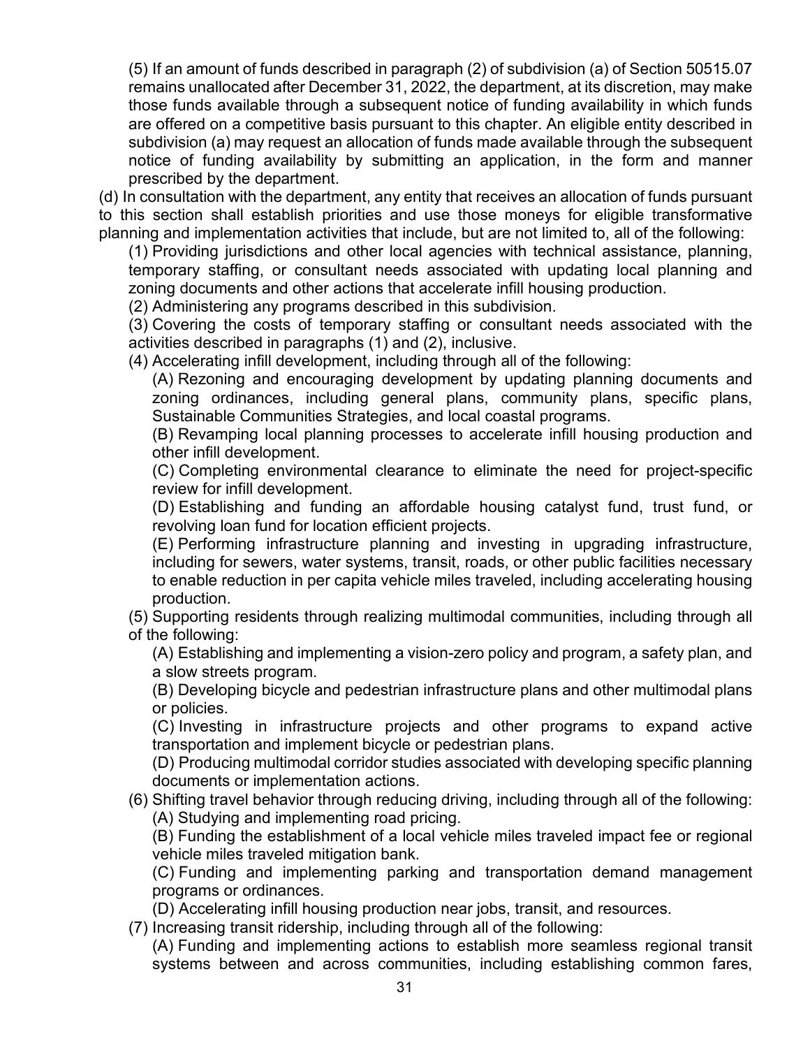(5) If an amount of funds described in paragraph (2) of subdivision (a) of Section 50515.07 remains unallocated after December 31, 2022, the department, at its discretion, may make those funds available through a subsequent notice of funding availability in which funds are offered on a competitive basis pursuant to this chapter. An eligible entity described in subdivision (a) may request an allocation of funds made available through the subsequent notice of funding availability by submitting an application, in the form and manner prescribed by the department.

(d) In consultation with the department, any entity that receives an allocation of funds pursuant to this section shall establish priorities and use those moneys for eligible transformative planning and implementation activities that include, but are not limited to, all of the following:

(1) Providing jurisdictions and other local agencies with technical assistance, planning, temporary staffing, or consultant needs associated with updating local planning and zoning documents and other actions that accelerate infill housing production.

(2) Administering any programs described in this subdivision.

(3) Covering the costs of temporary staffing or consultant needs associated with the activities described in paragraphs (1) and (2), inclusive.

(4) Accelerating infill development, including through all of the following:

(A) Rezoning and encouraging development by updating planning documents and zoning ordinances, including general plans, community plans, specific plans, Sustainable Communities Strategies, and local coastal programs.

(B) Revamping local planning processes to accelerate infill housing production and other infill development.

(C) Completing environmental clearance to eliminate the need for project-specific review for infill development.

(D) Establishing and funding an affordable housing catalyst fund, trust fund, or revolving loan fund for location efficient projects.

(E) Performing infrastructure planning and investing in upgrading infrastructure, including for sewers, water systems, transit, roads, or other public facilities necessary to enable reduction in per capita vehicle miles traveled, including accelerating housing production.

(5) Supporting residents through realizing multimodal communities, including through all of the following:

(A) Establishing and implementing a vision-zero policy and program, a safety plan, and a slow streets program.

(B) Developing bicycle and pedestrian infrastructure plans and other multimodal plans or policies.

(C) Investing in infrastructure projects and other programs to expand active transportation and implement bicycle or pedestrian plans.

(D) Producing multimodal corridor studies associated with developing specific planning documents or implementation actions.

(6) Shifting travel behavior through reducing driving, including through all of the following:

(A) Studying and implementing road pricing.

(B) Funding the establishment of a local vehicle miles traveled impact fee or regional vehicle miles traveled mitigation bank.

(C) Funding and implementing parking and transportation demand management programs or ordinances.

(D) Accelerating infill housing production near jobs, transit, and resources.

(7) Increasing transit ridership, including through all of the following:

(A) Funding and implementing actions to establish more seamless regional transit systems between and across communities, including establishing common fares,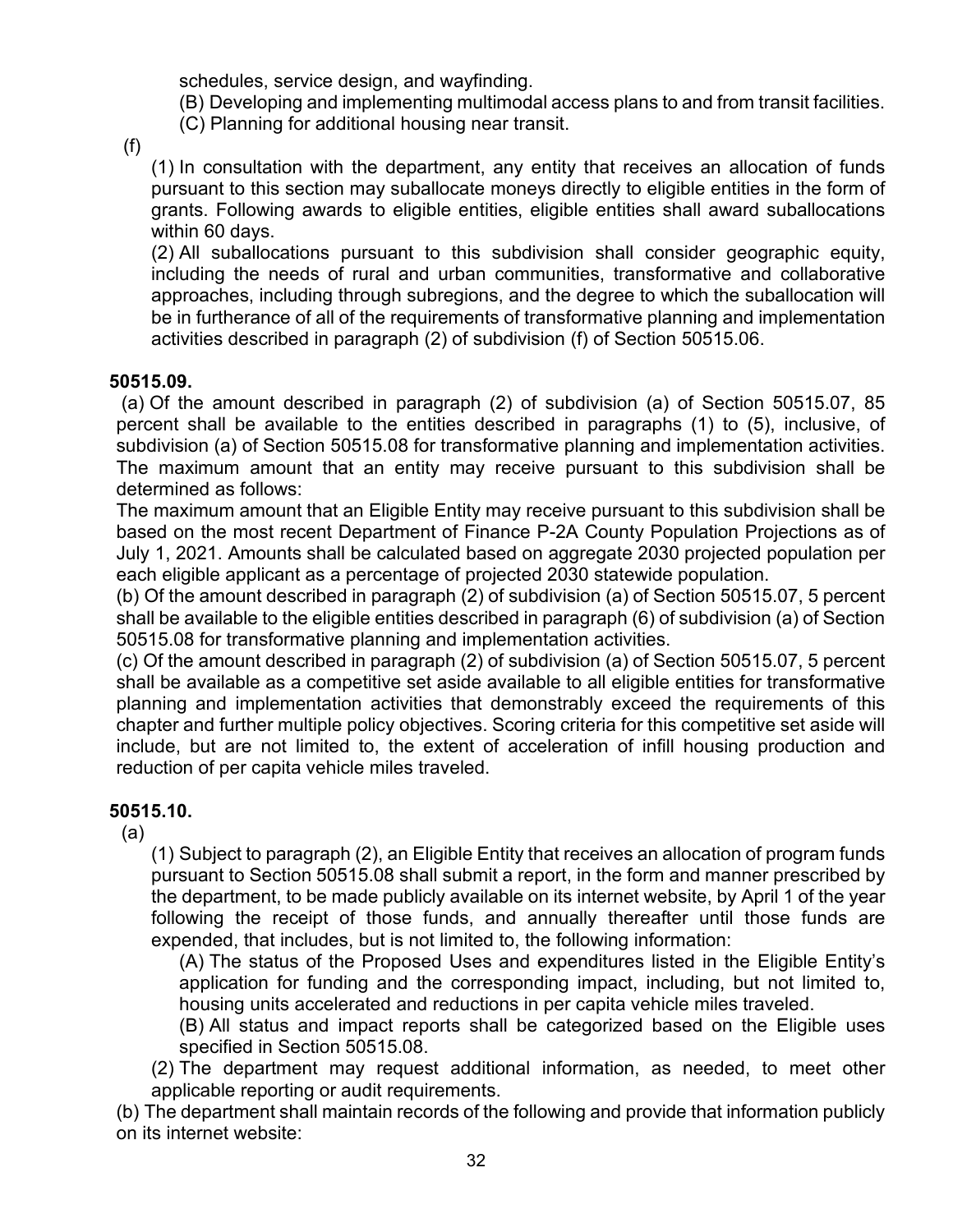schedules, service design, and wayfinding.

(B) Developing and implementing multimodal access plans to and from transit facilities.

(C) Planning for additional housing near transit.

(f)

(1) In consultation with the department, any entity that receives an allocation of funds pursuant to this section may suballocate moneys directly to eligible entities in the form of grants. Following awards to eligible entities, eligible entities shall award suballocations within 60 days.

(2) All suballocations pursuant to this subdivision shall consider geographic equity, including the needs of rural and urban communities, transformative and collaborative approaches, including through subregions, and the degree to which the suballocation will be in furtherance of all of the requirements of transformative planning and implementation activities described in paragraph (2) of subdivision (f) of Section 50515.06.

**50515.09.**

(a) Of the amount described in paragraph (2) of subdivision (a) of Section 50515.07, 85 percent shall be available to the entities described in paragraphs (1) to (5), inclusive, of subdivision (a) of Section 50515.08 for transformative planning and implementation activities. The maximum amount that an entity may receive pursuant to this subdivision shall be determined as follows:

The maximum amount that an Eligible Entity may receive pursuant to this subdivision shall be based on the most recent Department of Finance P-2A County Population Projections as of July 1, 2021. Amounts shall be calculated based on aggregate 2030 projected population per each eligible applicant as a percentage of projected 2030 statewide population.

(b) Of the amount described in paragraph (2) of subdivision (a) of Section 50515.07, 5 percent shall be available to the eligible entities described in paragraph (6) of subdivision (a) of Section 50515.08 for transformative planning and implementation activities.

(c) Of the amount described in paragraph (2) of subdivision (a) of Section 50515.07, 5 percent shall be available as a competitive set aside available to all eligible entities for transformative planning and implementation activities that demonstrably exceed the requirements of this chapter and further multiple policy objectives. Scoring criteria for this competitive set aside will include, but are not limited to, the extent of acceleration of infill housing production and reduction of per capita vehicle miles traveled.

**50515.10.**

(a)

(1) Subject to paragraph (2), an Eligible Entity that receives an allocation of program funds pursuant to Section 50515.08 shall submit a report, in the form and manner prescribed by the department, to be made publicly available on its internet website, by April 1 of the year following the receipt of those funds, and annually thereafter until those funds are expended, that includes, but is not limited to, the following information:

(A) The status of the Proposed Uses and expenditures listed in the Eligible Entity's application for funding and the corresponding impact, including, but not limited to, housing units accelerated and reductions in per capita vehicle miles traveled.

(B) All status and impact reports shall be categorized based on the Eligible uses specified in Section 50515.08.

(2) The department may request additional information, as needed, to meet other applicable reporting or audit requirements.

(b) The department shall maintain records of the following and provide that information publicly on its internet website: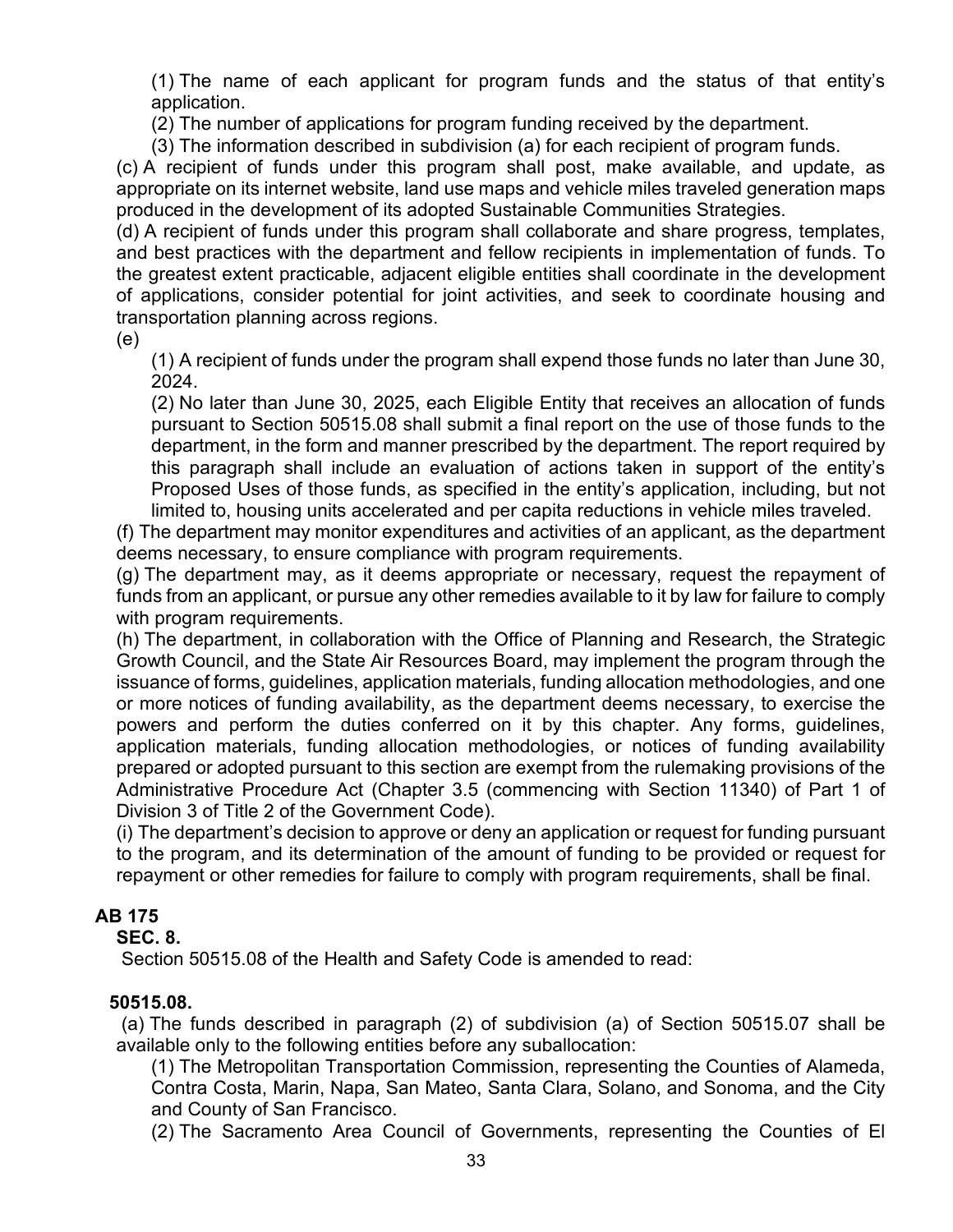(1) The name of each applicant for program funds and the status of that entity's application.

(2) The number of applications for program funding received by the department.

(3) The information described in subdivision (a) for each recipient of program funds.

(c) A recipient of funds under this program shall post, make available, and update, as appropriate on its internet website, land use maps and vehicle miles traveled generation maps produced in the development of its adopted Sustainable Communities Strategies.

(d) A recipient of funds under this program shall collaborate and share progress, templates, and best practices with the department and fellow recipients in implementation of funds. To the greatest extent practicable, adjacent eligible entities shall coordinate in the development of applications, consider potential for joint activities, and seek to coordinate housing and transportation planning across regions.

(e)

(1) A recipient of funds under the program shall expend those funds no later than June 30, 2024.

(2) No later than June 30, 2025, each Eligible Entity that receives an allocation of funds pursuant to Section 50515.08 shall submit a final report on the use of those funds to the department, in the form and manner prescribed by the department. The report required by this paragraph shall include an evaluation of actions taken in support of the entity's Proposed Uses of those funds, as specified in the entity's application, including, but not limited to, housing units accelerated and per capita reductions in vehicle miles traveled.

(f) The department may monitor expenditures and activities of an applicant, as the department deems necessary, to ensure compliance with program requirements.

(g) The department may, as it deems appropriate or necessary, request the repayment of funds from an applicant, or pursue any other remedies available to it by law for failure to comply with program requirements.

(h) The department, in collaboration with the Office of Planning and Research, the Strategic Growth Council, and the State Air Resources Board, may implement the program through the issuance of forms, guidelines, application materials, funding allocation methodologies, and one or more notices of funding availability, as the department deems necessary, to exercise the powers and perform the duties conferred on it by this chapter. Any forms, guidelines, application materials, funding allocation methodologies, or notices of funding availability prepared or adopted pursuant to this section are exempt from the rulemaking provisions of the Administrative Procedure Act (Chapter 3.5 (commencing with Section 11340) of Part 1 of Division 3 of Title 2 of the Government Code).

(i) The department's decision to approve or deny an application or request for funding pursuant to the program, and its determination of the amount of funding to be provided or request for repayment or other remedies for failure to comply with program requirements, shall be final.

**AB 175**

**SEC. 8.**

Section 50515.08 of the Health and Safety Code is amended to read:

**50515.08.**

(a) The funds described in paragraph (2) of subdivision (a) of Section 50515.07 shall be available only to the following entities before any suballocation:

(1) The Metropolitan Transportation Commission, representing the Counties of Alameda, Contra Costa, Marin, Napa, San Mateo, Santa Clara, Solano, and Sonoma, and the City and County of San Francisco.

(2) The Sacramento Area Council of Governments, representing the Counties of El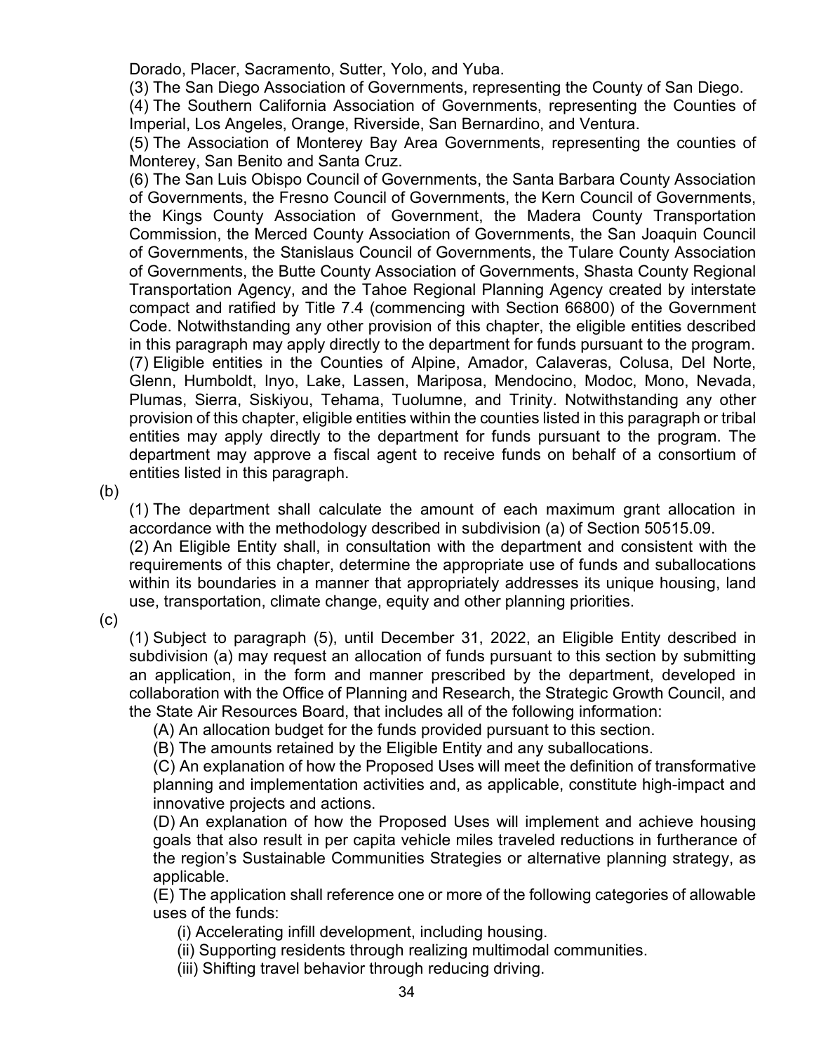Dorado, Placer, Sacramento, Sutter, Yolo, and Yuba.

(3) The San Diego Association of Governments, representing the County of San Diego.

(4) The Southern California Association of Governments, representing the Counties of Imperial, Los Angeles, Orange, Riverside, San Bernardino, and Ventura.

(5) The Association of Monterey Bay Area Governments, representing the counties of Monterey, San Benito and Santa Cruz.

(6) The San Luis Obispo Council of Governments, the Santa Barbara County Association of Governments, the Fresno Council of Governments, the Kern Council of Governments, the Kings County Association of Government, the Madera County Transportation Commission, the Merced County Association of Governments, the San Joaquin Council of Governments, the Stanislaus Council of Governments, the Tulare County Association of Governments, the Butte County Association of Governments, Shasta County Regional Transportation Agency, and the Tahoe Regional Planning Agency created by interstate compact and ratified by Title 7.4 (commencing with Section 66800) of the Government Code. Notwithstanding any other provision of this chapter, the eligible entities described in this paragraph may apply directly to the department for funds pursuant to the program.

(7) Eligible entities in the Counties of Alpine, Amador, Calaveras, Colusa, Del Norte, Glenn, Humboldt, Inyo, Lake, Lassen, Mariposa, Mendocino, Modoc, Mono, Nevada, Plumas, Sierra, Siskiyou, Tehama, Tuolumne, and Trinity. Notwithstanding any other provision of this chapter, eligible entities within the counties listed in this paragraph or tribal entities may apply directly to the department for funds pursuant to the program. The department may approve a fiscal agent to receive funds on behalf of a consortium of entities listed in this paragraph.

(b)

(1) The department shall calculate the amount of each maximum grant allocation in accordance with the methodology described in subdivision (a) of Section 50515.09.

(2) An Eligible Entity shall, in consultation with the department and consistent with the requirements of this chapter, determine the appropriate use of funds and suballocations within its boundaries in a manner that appropriately addresses its unique housing, land use, transportation, climate change, equity and other planning priorities.

(c)

(1) Subject to paragraph (5), until December 31, 2022, an Eligible Entity described in subdivision (a) may request an allocation of funds pursuant to this section by submitting an application, in the form and manner prescribed by the department, developed in collaboration with the Office of Planning and Research, the Strategic Growth Council, and the State Air Resources Board, that includes all of the following information:

(A) An allocation budget for the funds provided pursuant to this section.

(B) The amounts retained by the Eligible Entity and any suballocations.

(C) An explanation of how the Proposed Uses will meet the definition of transformative planning and implementation activities and, as applicable, constitute high-impact and innovative projects and actions.

(D) An explanation of how the Proposed Uses will implement and achieve housing goals that also result in per capita vehicle miles traveled reductions in furtherance of the region's Sustainable Communities Strategies or alternative planning strategy, as applicable.

(E) The application shall reference one or more of the following categories of allowable uses of the funds:

(i) Accelerating infill development, including housing.

(ii) Supporting residents through realizing multimodal communities.

(iii) Shifting travel behavior through reducing driving.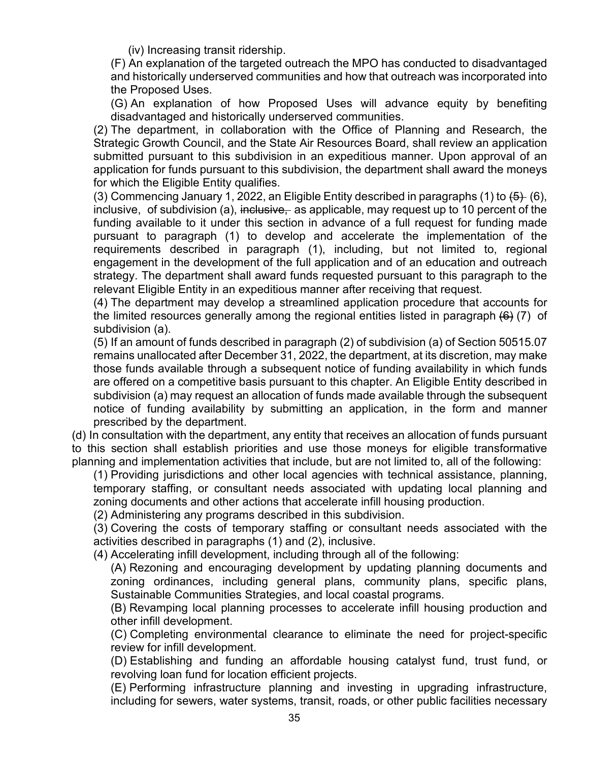(iv) Increasing transit ridership.

(F) An explanation of the targeted outreach the MPO has conducted to disadvantaged and historically underserved communities and how that outreach was incorporated into the Proposed Uses.

(G) An explanation of how Proposed Uses will advance equity by benefiting disadvantaged and historically underserved communities.

(2) The department, in collaboration with the Office of Planning and Research, the Strategic Growth Council, and the State Air Resources Board, shall review an application submitted pursuant to this subdivision in an expeditious manner. Upon approval of an application for funds pursuant to this subdivision, the department shall award the moneys for which the Eligible Entity qualifies.

(3) Commencing January 1, 2022, an Eligible Entity described in paragraphs (1) to ~~(5)~~ (6), inclusive, of subdivision (a), ~~inclusive,~~ as applicable, may request up to 10 percent of the funding available to it under this section in advance of a full request for funding made pursuant to paragraph (1) to develop and accelerate the implementation of the requirements described in paragraph (1), including, but not limited to, regional engagement in the development of the full application and of an education and outreach strategy. The department shall award funds requested pursuant to this paragraph to the relevant Eligible Entity in an expeditious manner after receiving that request.

(4) The department may develop a streamlined application procedure that accounts for the limited resources generally among the regional entities listed in paragraph ~~(6)~~ (7) of subdivision (a).

(5) If an amount of funds described in paragraph (2) of subdivision (a) of Section 50515.07 remains unallocated after December 31, 2022, the department, at its discretion, may make those funds available through a subsequent notice of funding availability in which funds are offered on a competitive basis pursuant to this chapter. An Eligible Entity described in subdivision (a) may request an allocation of funds made available through the subsequent notice of funding availability by submitting an application, in the form and manner prescribed by the department.

(d) In consultation with the department, any entity that receives an allocation of funds pursuant to this section shall establish priorities and use those moneys for eligible transformative planning and implementation activities that include, but are not limited to, all of the following:

(1) Providing jurisdictions and other local agencies with technical assistance, planning, temporary staffing, or consultant needs associated with updating local planning and zoning documents and other actions that accelerate infill housing production.

(2) Administering any programs described in this subdivision.

(3) Covering the costs of temporary staffing or consultant needs associated with the activities described in paragraphs (1) and (2), inclusive.

(4) Accelerating infill development, including through all of the following:

(A) Rezoning and encouraging development by updating planning documents and zoning ordinances, including general plans, community plans, specific plans, Sustainable Communities Strategies, and local coastal programs.

(B) Revamping local planning processes to accelerate infill housing production and other infill development.

(C) Completing environmental clearance to eliminate the need for project-specific review for infill development.

(D) Establishing and funding an affordable housing catalyst fund, trust fund, or revolving loan fund for location efficient projects.

(E) Performing infrastructure planning and investing in upgrading infrastructure, including for sewers, water systems, transit, roads, or other public facilities necessary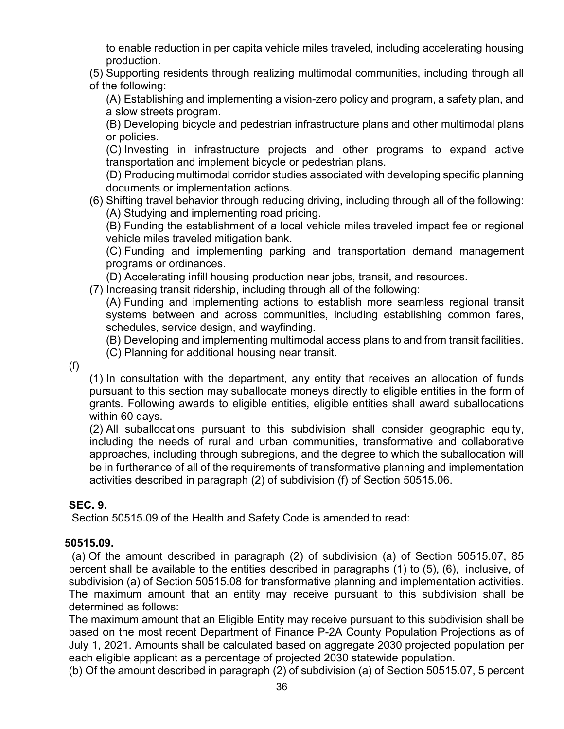to enable reduction in per capita vehicle miles traveled, including accelerating housing production.

(5) Supporting residents through realizing multimodal communities, including through all of the following:

(A) Establishing and implementing a vision-zero policy and program, a safety plan, and a slow streets program.

(B) Developing bicycle and pedestrian infrastructure plans and other multimodal plans or policies.

(C) Investing in infrastructure projects and other programs to expand active transportation and implement bicycle or pedestrian plans.

(D) Producing multimodal corridor studies associated with developing specific planning documents or implementation actions.

(6) Shifting travel behavior through reducing driving, including through all of the following:

(A) Studying and implementing road pricing.

(B) Funding the establishment of a local vehicle miles traveled impact fee or regional vehicle miles traveled mitigation bank.

(C) Funding and implementing parking and transportation demand management programs or ordinances.

(D) Accelerating infill housing production near jobs, transit, and resources.

(7) Increasing transit ridership, including through all of the following:

(A) Funding and implementing actions to establish more seamless regional transit systems between and across communities, including establishing common fares, schedules, service design, and wayfinding.

(B) Developing and implementing multimodal access plans to and from transit facilities.

(C) Planning for additional housing near transit.

(f)

(1) In consultation with the department, any entity that receives an allocation of funds pursuant to this section may suballocate moneys directly to eligible entities in the form of grants. Following awards to eligible entities, eligible entities shall award suballocations within 60 days.

(2) All suballocations pursuant to this subdivision shall consider geographic equity, including the needs of rural and urban communities, transformative and collaborative approaches, including through subregions, and the degree to which the suballocation will be in furtherance of all of the requirements of transformative planning and implementation activities described in paragraph (2) of subdivision (f) of Section 50515.06.

**SEC. 9.**

Section 50515.09 of the Health and Safety Code is amended to read:

**50515.09.**

(a) Of the amount described in paragraph (2) of subdivision (a) of Section 50515.07, 85 percent shall be available to the entities described in paragraphs (1) to ~~(5),~~ (6), inclusive, of subdivision (a) of Section 50515.08 for transformative planning and implementation activities. The maximum amount that an entity may receive pursuant to this subdivision shall be determined as follows:

The maximum amount that an Eligible Entity may receive pursuant to this subdivision shall be based on the most recent Department of Finance P-2A County Population Projections as of July 1, 2021. Amounts shall be calculated based on aggregate 2030 projected population per each eligible applicant as a percentage of projected 2030 statewide population.

(b) Of the amount described in paragraph (2) of subdivision (a) of Section 50515.07, 5 percent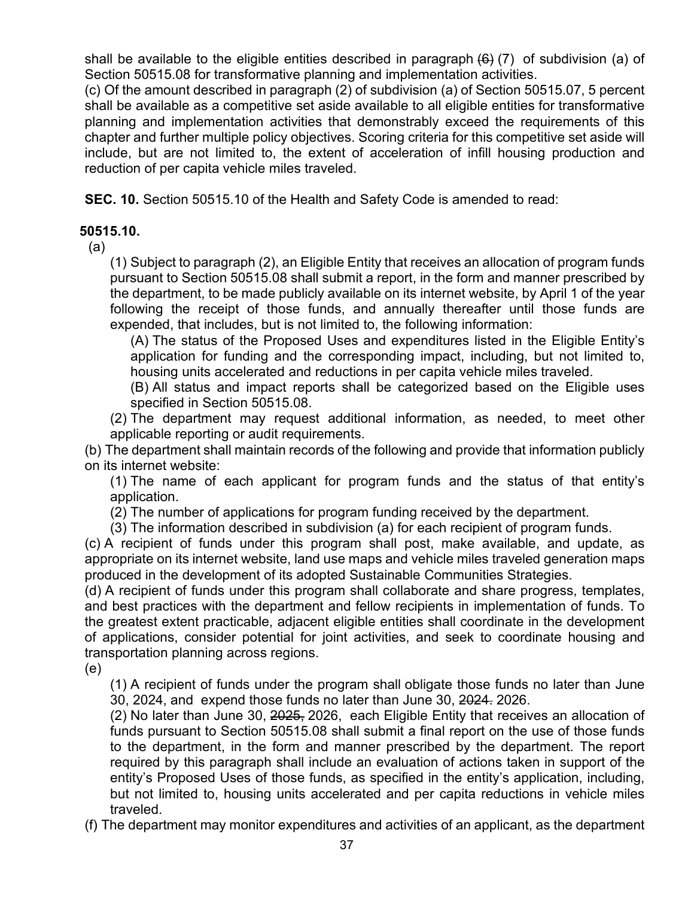shall be available to the eligible entities described in paragraph ~~(6)~~ (7) of subdivision (a) of Section 50515.08 for transformative planning and implementation activities.

(c) Of the amount described in paragraph (2) of subdivision (a) of Section 50515.07, 5 percent shall be available as a competitive set aside available to all eligible entities for transformative planning and implementation activities that demonstrably exceed the requirements of this chapter and further multiple policy objectives. Scoring criteria for this competitive set aside will include, but are not limited to, the extent of acceleration of infill housing production and reduction of per capita vehicle miles traveled.

**SEC. 10.** Section 50515.10 of the Health and Safety Code is amended to read:

**50515.10.**

(a)

(1) Subject to paragraph (2), an Eligible Entity that receives an allocation of program funds pursuant to Section 50515.08 shall submit a report, in the form and manner prescribed by the department, to be made publicly available on its internet website, by April 1 of the year following the receipt of those funds, and annually thereafter until those funds are expended, that includes, but is not limited to, the following information:

(A) The status of the Proposed Uses and expenditures listed in the Eligible Entity's application for funding and the corresponding impact, including, but not limited to, housing units accelerated and reductions in per capita vehicle miles traveled.

(B) All status and impact reports shall be categorized based on the Eligible uses specified in Section 50515.08.

(2) The department may request additional information, as needed, to meet other applicable reporting or audit requirements.

(b) The department shall maintain records of the following and provide that information publicly on its internet website:

(1) The name of each applicant for program funds and the status of that entity's application.

(2) The number of applications for program funding received by the department.

(3) The information described in subdivision (a) for each recipient of program funds.

(c) A recipient of funds under this program shall post, make available, and update, as appropriate on its internet website, land use maps and vehicle miles traveled generation maps produced in the development of its adopted Sustainable Communities Strategies.

(d) A recipient of funds under this program shall collaborate and share progress, templates, and best practices with the department and fellow recipients in implementation of funds. To the greatest extent practicable, adjacent eligible entities shall coordinate in the development of applications, consider potential for joint activities, and seek to coordinate housing and transportation planning across regions.

(e)

(1) A recipient of funds under the program shall obligate those funds no later than June 30, 2024, and expend those funds no later than June 30, ~~2024.~~ 2026.

(2) No later than June 30, ~~2025,~~ 2026, each Eligible Entity that receives an allocation of funds pursuant to Section 50515.08 shall submit a final report on the use of those funds to the department, in the form and manner prescribed by the department. The report required by this paragraph shall include an evaluation of actions taken in support of the entity's Proposed Uses of those funds, as specified in the entity's application, including, but not limited to, housing units accelerated and per capita reductions in vehicle miles traveled.

(f) The department may monitor expenditures and activities of an applicant, as the department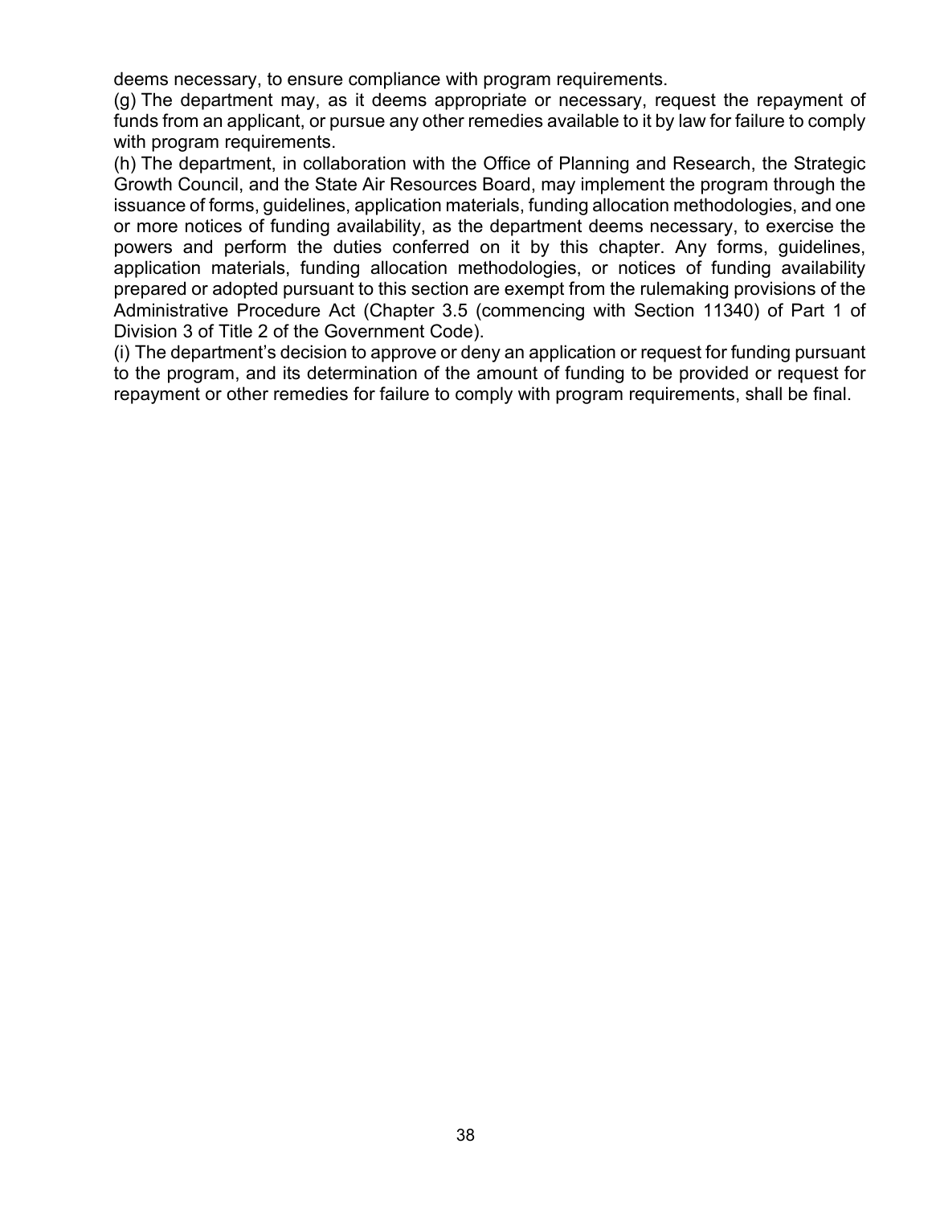deems necessary, to ensure compliance with program requirements.

(g) The department may, as it deems appropriate or necessary, request the repayment of funds from an applicant, or pursue any other remedies available to it by law for failure to comply with program requirements.

(h) The department, in collaboration with the Office of Planning and Research, the Strategic Growth Council, and the State Air Resources Board, may implement the program through the issuance of forms, guidelines, application materials, funding allocation methodologies, and one or more notices of funding availability, as the department deems necessary, to exercise the powers and perform the duties conferred on it by this chapter. Any forms, guidelines, application materials, funding allocation methodologies, or notices of funding availability prepared or adopted pursuant to this section are exempt from the rulemaking provisions of the Administrative Procedure Act (Chapter 3.5 (commencing with Section 11340) of Part 1 of Division 3 of Title 2 of the Government Code).

(i) The department's decision to approve or deny an application or request for funding pursuant to the program, and its determination of the amount of funding to be provided or request for repayment or other remedies for failure to comply with program requirements, shall be final.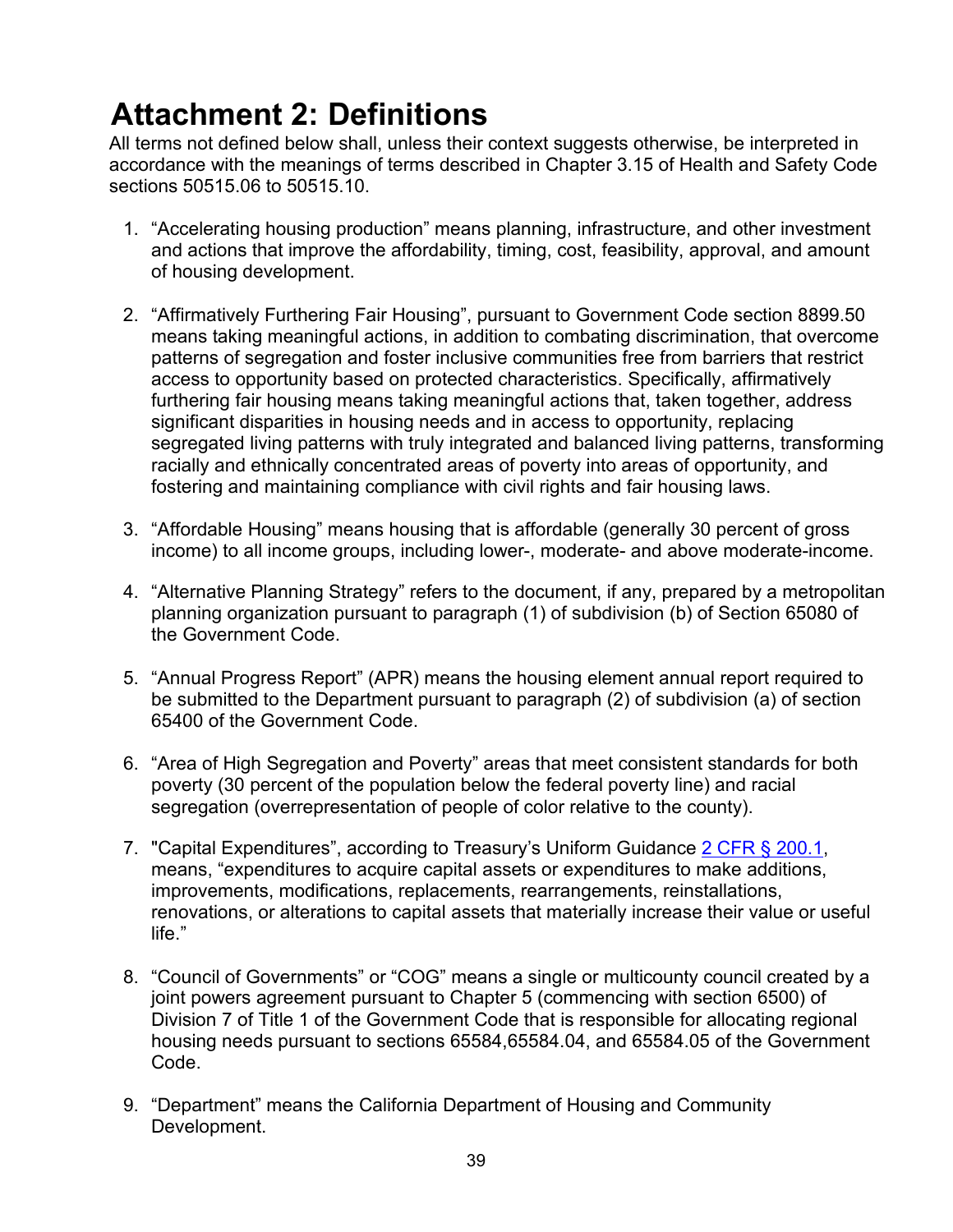# Attachment 2: Definitions

All terms not defined below shall, unless their context suggests otherwise, be interpreted in accordance with the meanings of terms described in Chapter 3.15 of Health and Safety Code sections 50515.06 to 50515.10.

1. "Accelerating housing production" means planning, infrastructure, and other investment and actions that improve the affordability, timing, cost, feasibility, approval, and amount of housing development.

2. "Affirmatively Furthering Fair Housing", pursuant to Government Code section 8899.50 means taking meaningful actions, in addition to combating discrimination, that overcome patterns of segregation and foster inclusive communities free from barriers that restrict access to opportunity based on protected characteristics. Specifically, affirmatively furthering fair housing means taking meaningful actions that, taken together, address significant disparities in housing needs and in access to opportunity, replacing segregated living patterns with truly integrated and balanced living patterns, transforming racially and ethnically concentrated areas of poverty into areas of opportunity, and fostering and maintaining compliance with civil rights and fair housing laws.

3. "Affordable Housing" means housing that is affordable (generally 30 percent of gross income) to all income groups, including lower-, moderate- and above moderate-income.

4. "Alternative Planning Strategy" refers to the document, if any, prepared by a metropolitan planning organization pursuant to paragraph (1) of subdivision (b) of Section 65080 of the Government Code.

5. "Annual Progress Report" (APR) means the housing element annual report required to be submitted to the Department pursuant to paragraph (2) of subdivision (a) of section 65400 of the Government Code.

6. "Area of High Segregation and Poverty" areas that meet consistent standards for both poverty (30 percent of the population below the federal poverty line) and racial segregation (overrepresentation of people of color relative to the county).

7. "Capital Expenditures", according to Treasury's Uniform Guidance [2 CFR § 200.1](https://www.ecfr.gov/current/title-2/subtitle-A/chapter-II/part-200/subpart-A/subject-group-ECFR2a6a0087862fd2c/section-200.1), means, "expenditures to acquire capital assets or expenditures to make additions, improvements, modifications, replacements, rearrangements, reinstallations, renovations, or alterations to capital assets that materially increase their value or useful life."

8. "Council of Governments" or "COG" means a single or multicounty council created by a joint powers agreement pursuant to Chapter 5 (commencing with section 6500) of Division 7 of Title 1 of the Government Code that is responsible for allocating regional housing needs pursuant to sections 65584,65584.04, and 65584.05 of the Government Code.

9. "Department" means the California Department of Housing and Community Development.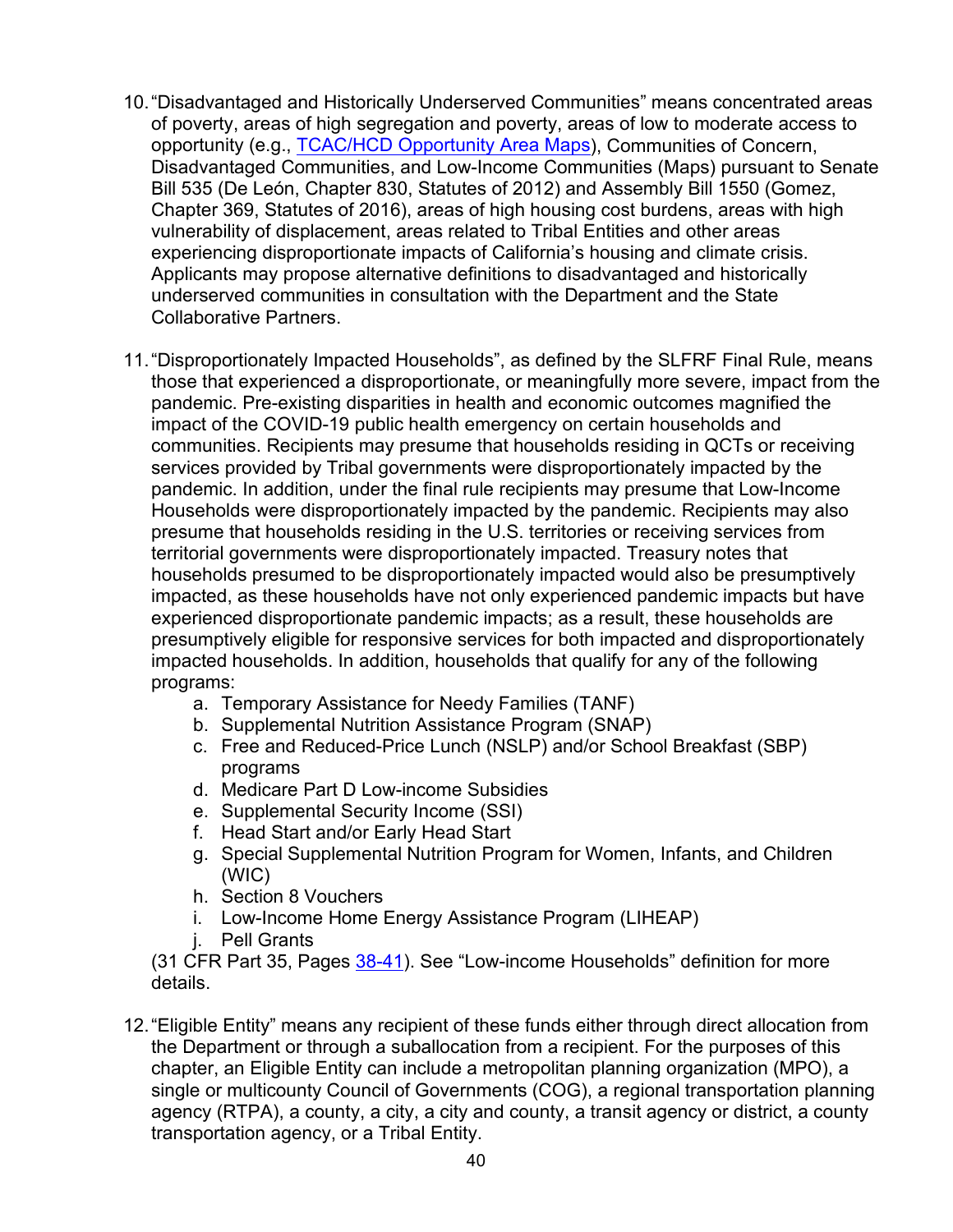10. “Disadvantaged and Historically Underserved Communities” means concentrated areas of poverty, areas of high segregation and poverty, areas of low to moderate access to opportunity (e.g., [TCAC/HCD Opportunity Area Maps]()), Communities of Concern, Disadvantaged Communities, and Low-Income Communities (Maps) pursuant to Senate Bill 535 (De León, Chapter 830, Statutes of 2012) and Assembly Bill 1550 (Gomez, Chapter 369, Statutes of 2016), areas of high housing cost burdens, areas with high vulnerability of displacement, areas related to Tribal Entities and other areas experiencing disproportionate impacts of California’s housing and climate crisis. Applicants may propose alternative definitions to disadvantaged and historically underserved communities in consultation with the Department and the State Collaborative Partners.

11. “Disproportionately Impacted Households”, as defined by the SLFRF Final Rule, means those that experienced a disproportionate, or meaningfully more severe, impact from the pandemic. Pre-existing disparities in health and economic outcomes magnified the impact of the COVID-19 public health emergency on certain households and communities. Recipients may presume that households residing in QCTs or receiving services provided by Tribal governments were disproportionately impacted by the pandemic. In addition, under the final rule recipients may presume that Low-Income Households were disproportionately impacted by the pandemic. Recipients may also presume that households residing in the U.S. territories or receiving services from territorial governments were disproportionately impacted. Treasury notes that households presumed to be disproportionately impacted would also be presumptively impacted, as these households have not only experienced pandemic impacts but have experienced disproportionate pandemic impacts; as a result, these households are presumptively eligible for responsive services for both impacted and disproportionately impacted households. In addition, households that qualify for any of the following programs:
    a. Temporary Assistance for Needy Families (TANF)
    b. Supplemental Nutrition Assistance Program (SNAP)
    c. Free and Reduced-Price Lunch (NSLP) and/or School Breakfast (SBP) programs
    d. Medicare Part D Low-income Subsidies
    e. Supplemental Security Income (SSI)
    f. Head Start and/or Early Head Start
    g. Special Supplemental Nutrition Program for Women, Infants, and Children (WIC)
    h. Section 8 Vouchers
    i. Low-Income Home Energy Assistance Program (LIHEAP)
    j. Pell Grants

    (31 CFR Part 35, Pages [38-41]()). See “Low-income Households” definition for more details.

12. “Eligible Entity” means any recipient of these funds either through direct allocation from the Department or through a suballocation from a recipient. For the purposes of this chapter, an Eligible Entity can include a metropolitan planning organization (MPO), a single or multicounty Council of Governments (COG), a regional transportation planning agency (RTPA), a county, a city, a city and county, a transit agency or district, a county transportation agency, or a Tribal Entity.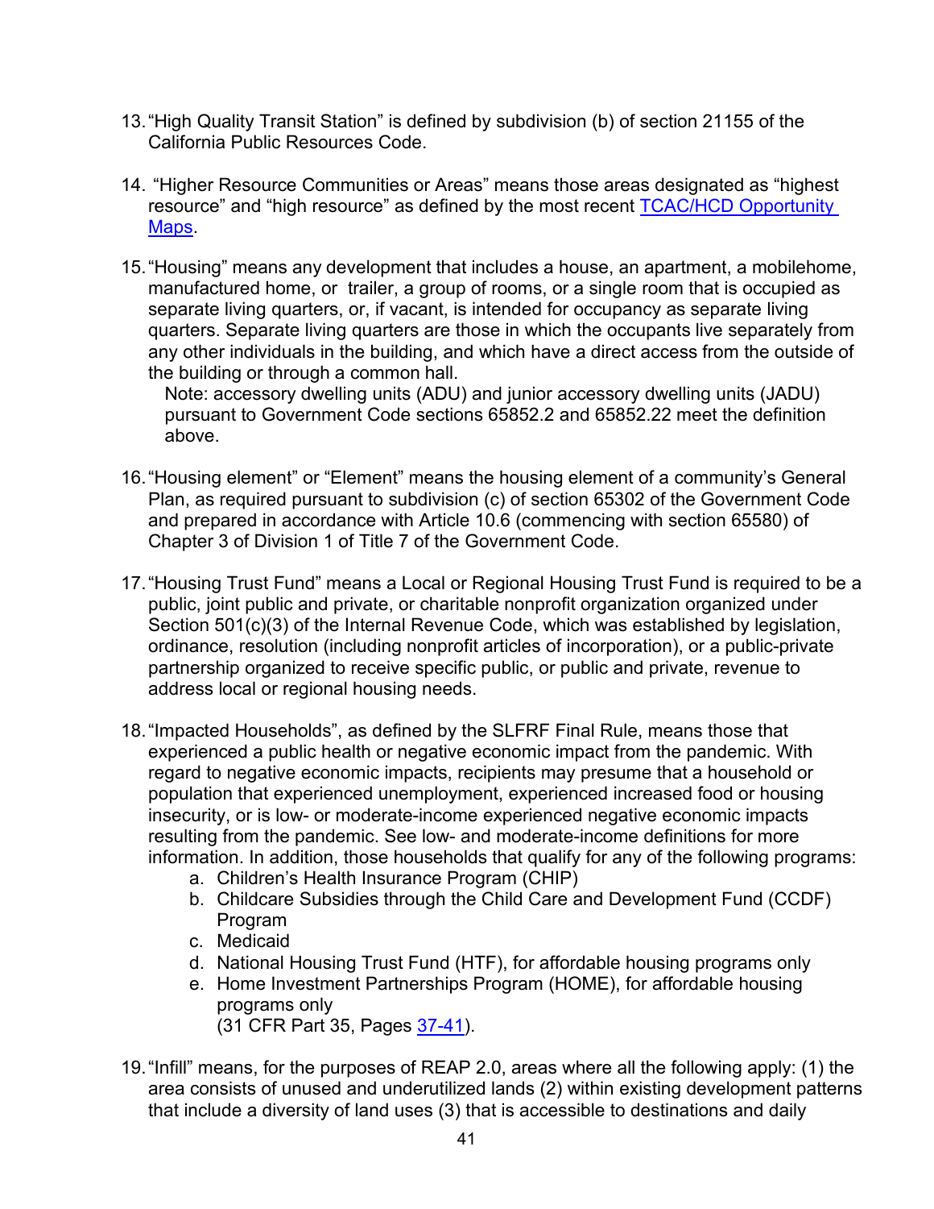13. "High Quality Transit Station" is defined by subdivision (b) of section 21155 of the California Public Resources Code.

14. "Higher Resource Communities or Areas" means those areas designated as "highest resource" and "high resource" as defined by the most recent [TCAC/HCD Opportunity Maps](#).

15. "Housing" means any development that includes a house, an apartment, a mobilehome, manufactured home, or trailer, a group of rooms, or a single room that is occupied as separate living quarters, or, if vacant, is intended for occupancy as separate living quarters. Separate living quarters are those in which the occupants live separately from any other individuals in the building, and which have a direct access from the outside of the building or through a common hall.

    Note: accessory dwelling units (ADU) and junior accessory dwelling units (JADU) pursuant to Government Code sections 65852.2 and 65852.22 meet the definition above.

16. "Housing element" or "Element" means the housing element of a community's General Plan, as required pursuant to subdivision (c) of section 65302 of the Government Code and prepared in accordance with Article 10.6 (commencing with section 65580) of Chapter 3 of Division 1 of Title 7 of the Government Code.

17. "Housing Trust Fund" means a Local or Regional Housing Trust Fund is required to be a public, joint public and private, or charitable nonprofit organization organized under Section 501(c)(3) of the Internal Revenue Code, which was established by legislation, ordinance, resolution (including nonprofit articles of incorporation), or a public-private partnership organized to receive specific public, or public and private, revenue to address local or regional housing needs.

18. "Impacted Households", as defined by the SLFRF Final Rule, means those that experienced a public health or negative economic impact from the pandemic. With regard to negative economic impacts, recipients may presume that a household or population that experienced unemployment, experienced increased food or housing insecurity, or is low- or moderate-income experienced negative economic impacts resulting from the pandemic. See low- and moderate-income definitions for more information. In addition, those households that qualify for any of the following programs:
    a. Children's Health Insurance Program (CHIP)
    b. Childcare Subsidies through the Child Care and Development Fund (CCDF) Program
    c. Medicaid
    d. National Housing Trust Fund (HTF), for affordable housing programs only
    e. Home Investment Partnerships Program (HOME), for affordable housing programs only
    (31 CFR Part 35, Pages [37-41](#)).

19. "Infill" means, for the purposes of REAP 2.0, areas where all the following apply: (1) the area consists of unused and underutilized lands (2) within existing development patterns that include a diversity of land uses (3) that is accessible to destinations and daily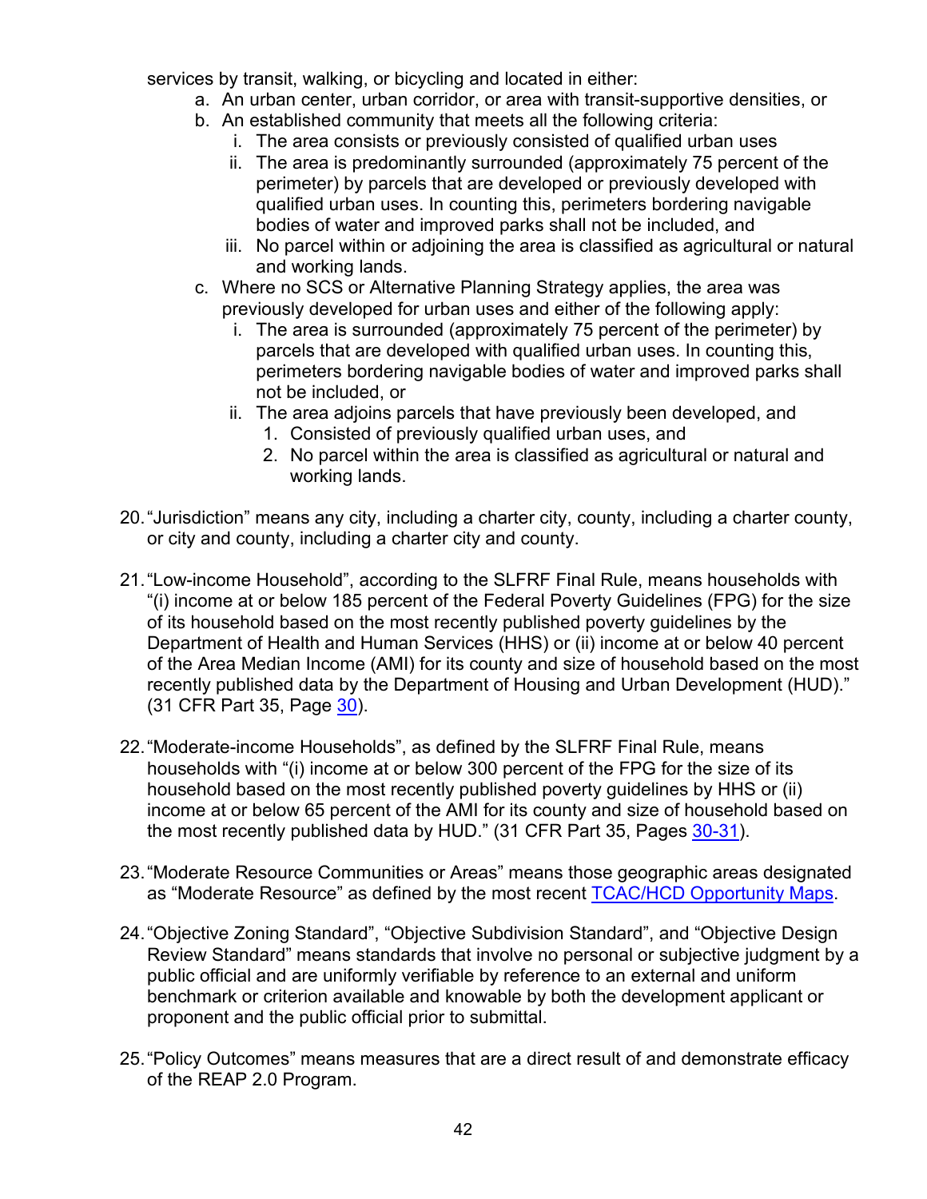services by transit, walking, or bicycling and located in either:

   a. An urban center, urban corridor, or area with transit-supportive densities, or
   b. An established community that meets all the following criteria:
      i. The area consists or previously consisted of qualified urban uses
      ii. The area is predominantly surrounded (approximately 75 percent of the perimeter) by parcels that are developed or previously developed with qualified urban uses. In counting this, perimeters bordering navigable bodies of water and improved parks shall not be included, and
      iii. No parcel within or adjoining the area is classified as agricultural or natural and working lands.
   c. Where no SCS or Alternative Planning Strategy applies, the area was previously developed for urban uses and either of the following apply:
      i. The area is surrounded (approximately 75 percent of the perimeter) by parcels that are developed with qualified urban uses. In counting this, perimeters bordering navigable bodies of water and improved parks shall not be included, or
      ii. The area adjoins parcels that have previously been developed, and
         1. Consisted of previously qualified urban uses, and
         2. No parcel within the area is classified as agricultural or natural and working lands.

20. "Jurisdiction" means any city, including a charter city, county, including a charter county, or city and county, including a charter city and county.

21. "Low-income Household", according to the SLFRF Final Rule, means households with "(i) income at or below 185 percent of the Federal Poverty Guidelines (FPG) for the size of its household based on the most recently published poverty guidelines by the Department of Health and Human Services (HHS) or (ii) income at or below 40 percent of the Area Median Income (AMI) for its county and size of household based on the most recently published data by the Department of Housing and Urban Development (HUD)." (31 CFR Part 35, Page 30).

22. "Moderate-income Households", as defined by the SLFRF Final Rule, means households with "(i) income at or below 300 percent of the FPG for the size of its household based on the most recently published poverty guidelines by HHS or (ii) income at or below 65 percent of the AMI for its county and size of household based on the most recently published data by HUD." (31 CFR Part 35, Pages 30-31).

23. "Moderate Resource Communities or Areas" means those geographic areas designated as "Moderate Resource" as defined by the most recent TCAC/HCD Opportunity Maps.

24. "Objective Zoning Standard", "Objective Subdivision Standard", and "Objective Design Review Standard" means standards that involve no personal or subjective judgment by a public official and are uniformly verifiable by reference to an external and uniform benchmark or criterion available and knowable by both the development applicant or proponent and the public official prior to submittal.

25. "Policy Outcomes" means measures that are a direct result of and demonstrate efficacy of the REAP 2.0 Program.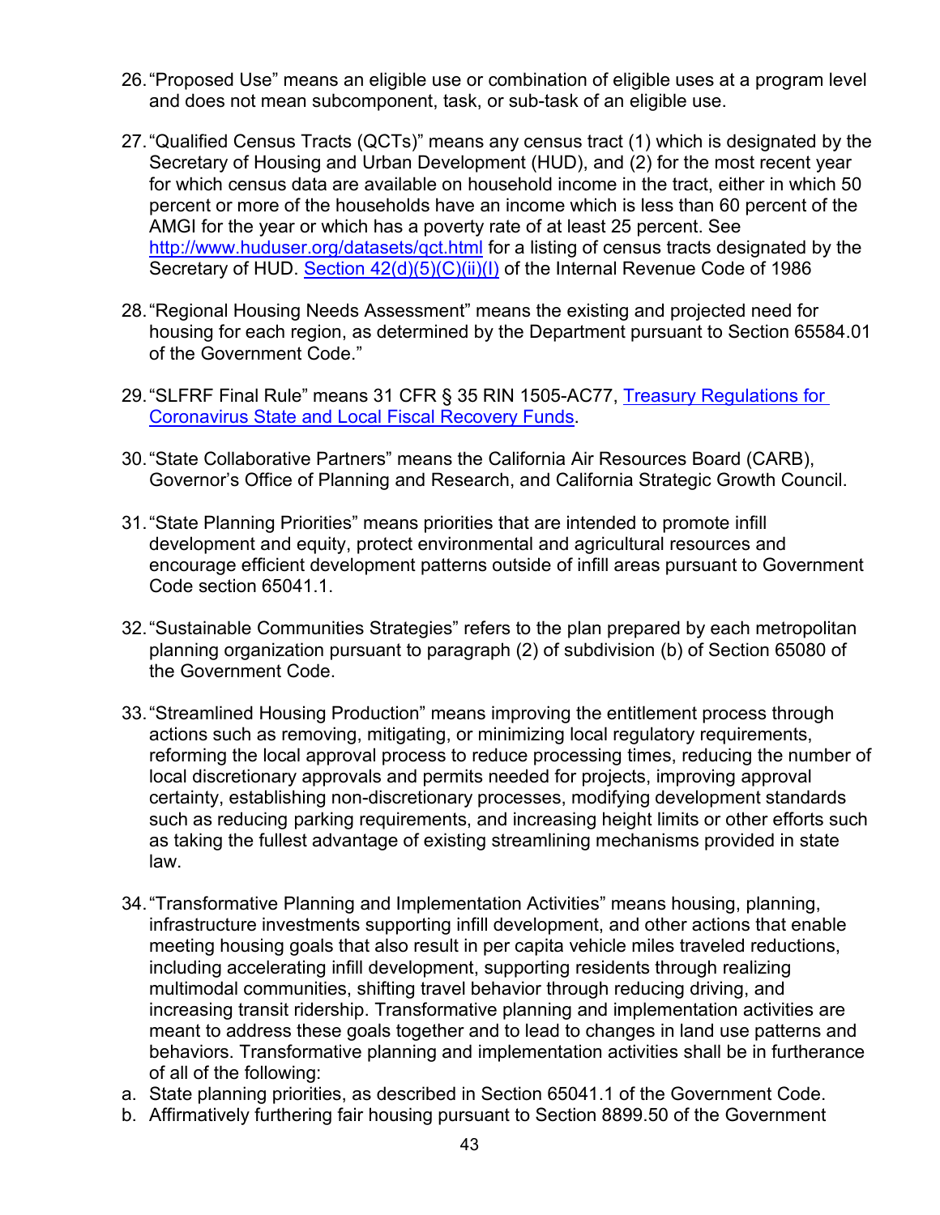26. “Proposed Use” means an eligible use or combination of eligible uses at a program level and does not mean subcomponent, task, or sub-task of an eligible use.

27. “Qualified Census Tracts (QCTs)” means any census tract (1) which is designated by the Secretary of Housing and Urban Development (HUD), and (2) for the most recent year for which census data are available on household income in the tract, either in which 50 percent or more of the households have an income which is less than 60 percent of the AMGI for the year or which has a poverty rate of at least 25 percent. See [http://www.huduser.org/datasets/qct.html](http://www.huduser.org/datasets/qct.html) for a listing of census tracts designated by the Secretary of HUD. [Section 42(d)(5)(C)(ii)(I)]() of the Internal Revenue Code of 1986

28. “Regional Housing Needs Assessment” means the existing and projected need for housing for each region, as determined by the Department pursuant to Section 65584.01 of the Government Code.”

29. “SLFRF Final Rule” means 31 CFR § 35 RIN 1505-AC77, [Treasury Regulations for Coronavirus State and Local Fiscal Recovery Funds]().

30. “State Collaborative Partners” means the California Air Resources Board (CARB), Governor’s Office of Planning and Research, and California Strategic Growth Council.

31. “State Planning Priorities” means priorities that are intended to promote infill development and equity, protect environmental and agricultural resources and encourage efficient development patterns outside of infill areas pursuant to Government Code section 65041.1.

32. “Sustainable Communities Strategies” refers to the plan prepared by each metropolitan planning organization pursuant to paragraph (2) of subdivision (b) of Section 65080 of the Government Code.

33. “Streamlined Housing Production” means improving the entitlement process through actions such as removing, mitigating, or minimizing local regulatory requirements, reforming the local approval process to reduce processing times, reducing the number of local discretionary approvals and permits needed for projects, improving approval certainty, establishing non-discretionary processes, modifying development standards such as reducing parking requirements, and increasing height limits or other efforts such as taking the fullest advantage of existing streamlining mechanisms provided in state law.

34. “Transformative Planning and Implementation Activities” means housing, planning, infrastructure investments supporting infill development, and other actions that enable meeting housing goals that also result in per capita vehicle miles traveled reductions, including accelerating infill development, supporting residents through realizing multimodal communities, shifting travel behavior through reducing driving, and increasing transit ridership. Transformative planning and implementation activities are meant to address these goals together and to lead to changes in land use patterns and behaviors. Transformative planning and implementation activities shall be in furtherance of all of the following:

a. State planning priorities, as described in Section 65041.1 of the Government Code.
b. Affirmatively furthering fair housing pursuant to Section 8899.50 of the Government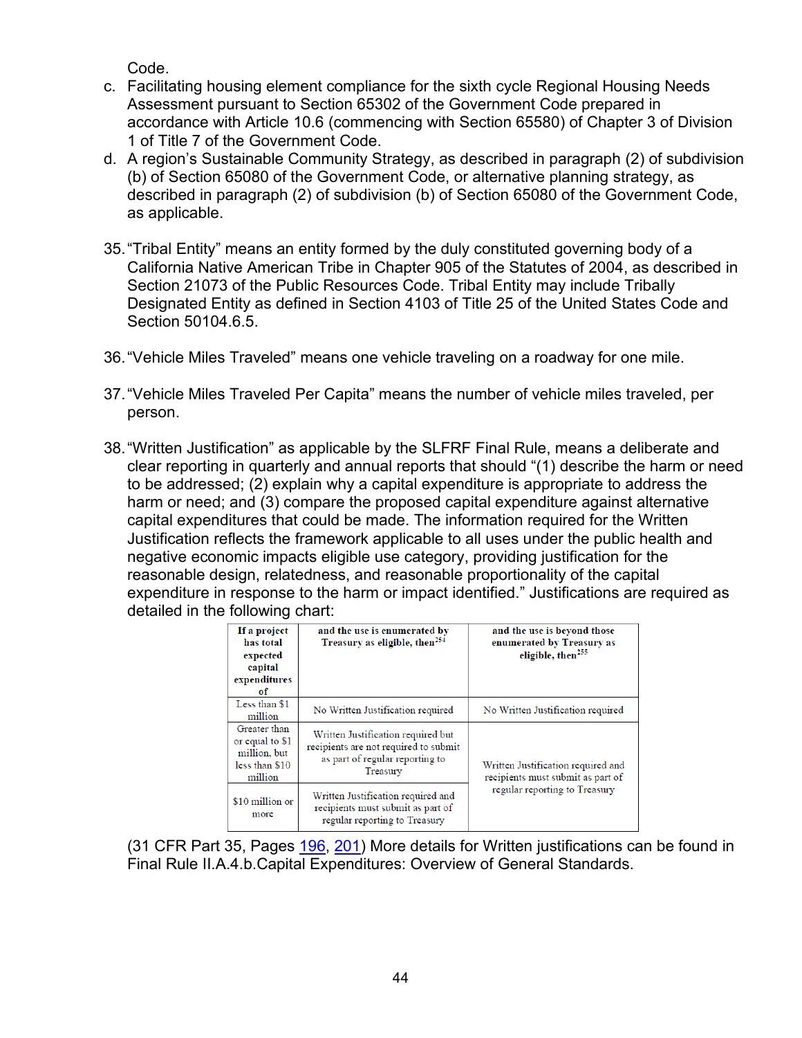Code.

c. Facilitating housing element compliance for the sixth cycle Regional Housing Needs Assessment pursuant to Section 65302 of the Government Code prepared in accordance with Article 10.6 (commencing with Section 65580) of Chapter 3 of Division 1 of Title 7 of the Government Code.
d. A region's Sustainable Community Strategy, as described in paragraph (2) of subdivision (b) of Section 65080 of the Government Code, or alternative planning strategy, as described in paragraph (2) of subdivision (b) of Section 65080 of the Government Code, as applicable.

35. "Tribal Entity" means an entity formed by the duly constituted governing body of a California Native American Tribe in Chapter 905 of the Statutes of 2004, as described in Section 21073 of the Public Resources Code. Tribal Entity may include Tribally Designated Entity as defined in Section 4103 of Title 25 of the United States Code and Section 50104.6.5.

36. "Vehicle Miles Traveled" means one vehicle traveling on a roadway for one mile.

37. "Vehicle Miles Traveled Per Capita" means the number of vehicle miles traveled, per person.

38. "Written Justification" as applicable by the SLFRF Final Rule, means a deliberate and clear reporting in quarterly and annual reports that should "(1) describe the harm or need to be addressed; (2) explain why a capital expenditure is appropriate to address the harm or need; and (3) compare the proposed capital expenditure against alternative capital expenditures that could be made. The information required for the Written Justification reflects the framework applicable to all uses under the public health and negative economic impacts eligible use category, providing justification for the reasonable design, relatedness, and reasonable proportionality of the capital expenditure in response to the harm or impact identified." Justifications are required as detailed in the following chart:

| If a project has total expected capital expenditures of | and the use is enumerated by Treasury as eligible, then[254] | and the use is beyond those enumerated by Treasury as eligible, then[255] |
|---|---|---|
| Less than $1 million | No Written Justification required | No Written Justification required |
| Greater than or equal to $1 million, but less than $10 million | Written Justification required but recipients are not required to submit as part of regular reporting to Treasury | Written Justification required and recipients must submit as part of regular reporting to Treasury |
| $10 million or more | Written Justification required and recipients must submit as part of regular reporting to Treasury | Written Justification required and recipients must submit as part of regular reporting to Treasury |

(31 CFR Part 35, Pages 196, 201) More details for Written justifications can be found in Final Rule II.A.4.b.Capital Expenditures: Overview of General Standards.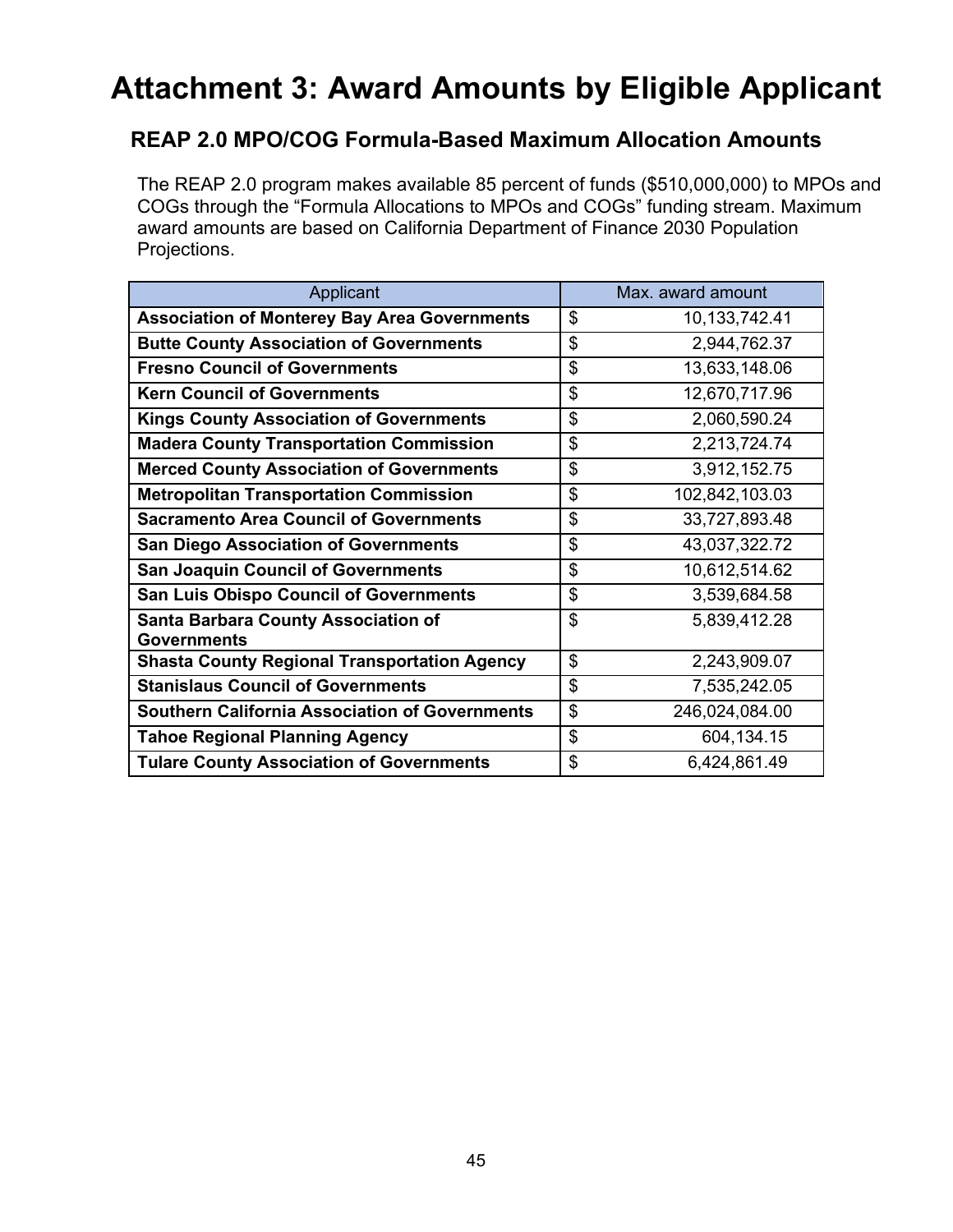# Attachment 3: Award Amounts by Eligible Applicant

## REAP 2.0 MPO/COG Formula-Based Maximum Allocation Amounts

The REAP 2.0 program makes available 85 percent of funds ($510,000,000) to MPOs and COGs through the "Formula Allocations to MPOs and COGs" funding stream. Maximum award amounts are based on California Department of Finance 2030 Population Projections.

| Applicant | Max. award amount |
|---|---|
| **Association of Monterey Bay Area Governments** | $ 10,133,742.41 |
| **Butte County Association of Governments** | $ 2,944,762.37 |
| **Fresno Council of Governments** | $ 13,633,148.06 |
| **Kern Council of Governments** | $ 12,670,717.96 |
| **Kings County Association of Governments** | $ 2,060,590.24 |
| **Madera County Transportation Commission** | $ 2,213,724.74 |
| **Merced County Association of Governments** | $ 3,912,152.75 |
| **Metropolitan Transportation Commission** | $ 102,842,103.03 |
| **Sacramento Area Council of Governments** | $ 33,727,893.48 |
| **San Diego Association of Governments** | $ 43,037,322.72 |
| **San Joaquin Council of Governments** | $ 10,612,514.62 |
| **San Luis Obispo Council of Governments** | $ 3,539,684.58 |
| **Santa Barbara County Association of Governments** | $ 5,839,412.28 |
| **Shasta County Regional Transportation Agency** | $ 2,243,909.07 |
| **Stanislaus Council of Governments** | $ 7,535,242.05 |
| **Southern California Association of Governments** | $ 246,024,084.00 |
| **Tahoe Regional Planning Agency** | $ 604,134.15 |
| **Tulare County Association of Governments** | $ 6,424,861.49 |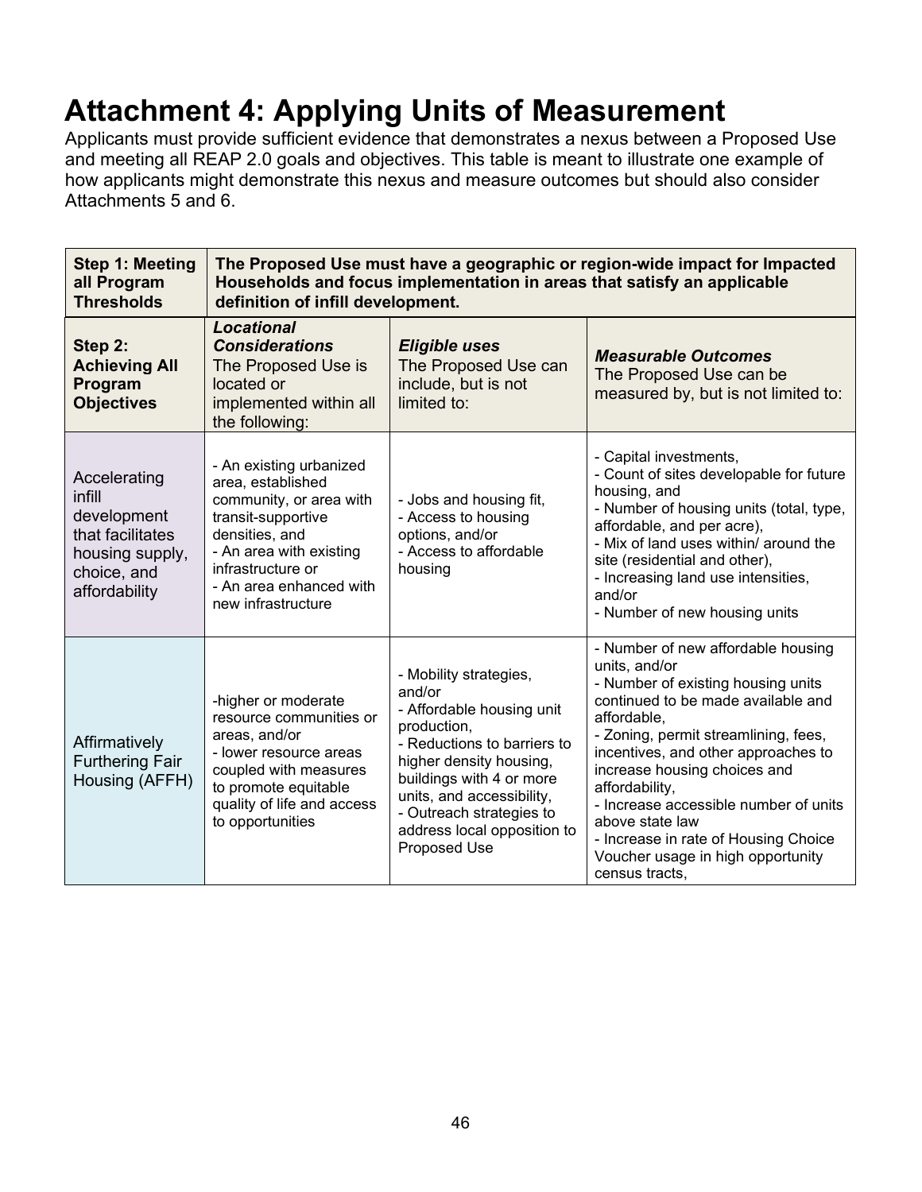# Attachment 4: Applying Units of Measurement

Applicants must provide sufficient evidence that demonstrates a nexus between a Proposed Use and meeting all REAP 2.0 goals and objectives. This table is meant to illustrate one example of how applicants might demonstrate this nexus and measure outcomes but should also consider Attachments 5 and 6.

| **Step 1: Meeting all Program Thresholds** | **The Proposed Use must have a geographic or region-wide impact for Impacted Households and focus implementation in areas that satisfy an applicable definition of infill development.** | | |
|---|---|---|---|
| **Step 2: Achieving All Program Objectives** | ***Locational Considerations*** The Proposed Use is located or implemented within all the following: | ***Eligible uses*** The Proposed Use can include, but is not limited to: | ***Measurable Outcomes*** The Proposed Use can be measured by, but is not limited to: |
| Accelerating infill development that facilitates housing supply, choice, and affordability | - An existing urbanized area, established community, or area with transit-supportive densities, and<br>- An area with existing infrastructure or<br>- An area enhanced with new infrastructure | - Jobs and housing fit,<br>- Access to housing options, and/or<br>- Access to affordable housing | - Capital investments,<br>- Count of sites developable for future housing, and<br>- Number of housing units (total, type, affordable, and per acre),<br>- Mix of land uses within/ around the site (residential and other),<br>- Increasing land use intensities, and/or<br>- Number of new housing units |
| Affirmatively Furthering Fair Housing (AFFH) | -higher or moderate resource communities or areas, and/or<br>- lower resource areas coupled with measures to promote equitable quality of life and access to opportunities | - Mobility strategies, and/or<br>- Affordable housing unit production,<br>- Reductions to barriers to higher density housing, buildings with 4 or more units, and accessibility,<br>- Outreach strategies to address local opposition to Proposed Use | - Number of new affordable housing units, and/or<br>- Number of existing housing units continued to be made available and affordable,<br>- Zoning, permit streamlining, fees, incentives, and other approaches to increase housing choices and affordability,<br>- Increase accessible number of units above state law<br>- Increase in rate of Housing Choice Voucher usage in high opportunity census tracts, |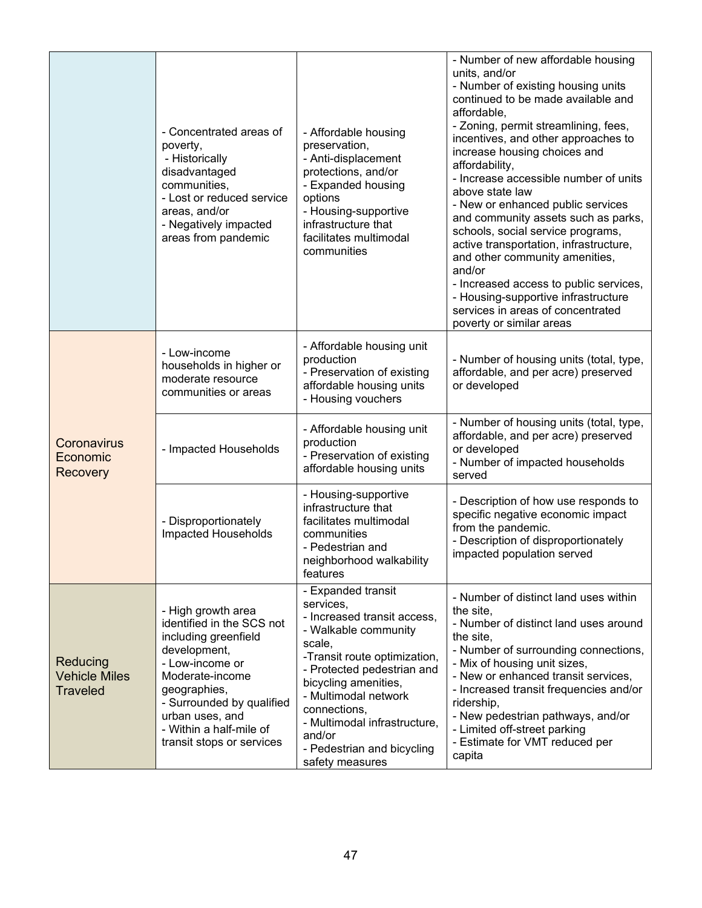| | | | |
|---|---|---|---|
| | - Concentrated areas of poverty,<br>- Historically disadvantaged communities,<br>- Lost or reduced service areas, and/or<br>- Negatively impacted areas from pandemic | - Affordable housing preservation,<br>- Anti-displacement protections, and/or<br>- Expanded housing options<br>- Housing-supportive infrastructure that facilitates multimodal communities | - Number of new affordable housing units, and/or<br>- Number of existing housing units continued to be made available and affordable,<br>- Zoning, permit streamlining, fees, incentives, and other approaches to increase housing choices and affordability,<br>- Increase accessible number of units above state law<br>- New or enhanced public services and community assets such as parks, schools, social service programs, active transportation, infrastructure, and other community amenities, and/or<br>- Increased access to public services,<br>- Housing-supportive infrastructure services in areas of concentrated poverty or similar areas |
| Coronavirus Economic Recovery | - Low-income households in higher or moderate resource communities or areas | - Affordable housing unit production<br>- Preservation of existing affordable housing units<br>- Housing vouchers | - Number of housing units (total, type, affordable, and per acre) preserved or developed |
| | - Impacted Households | - Affordable housing unit production<br>- Preservation of existing affordable housing units | - Number of housing units (total, type, affordable, and per acre) preserved or developed<br>- Number of impacted households served |
| | - Disproportionately Impacted Households | - Housing-supportive infrastructure that facilitates multimodal communities<br>- Pedestrian and neighborhood walkability features | - Description of how use responds to specific negative economic impact from the pandemic.<br>- Description of disproportionately impacted population served |
| Reducing Vehicle Miles Traveled | - High growth area identified in the SCS not including greenfield development,<br>- Low-income or Moderate-income geographies,<br>- Surrounded by qualified urban uses, and<br>- Within a half-mile of transit stops or services | - Expanded transit services,<br>- Increased transit access,<br>- Walkable community scale,<br>-Transit route optimization,<br>- Protected pedestrian and bicycling amenities,<br>- Multimodal network connections,<br>- Multimodal infrastructure, and/or<br>- Pedestrian and bicycling safety measures | - Number of distinct land uses within the site,<br>- Number of distinct land uses around the site,<br>- Number of surrounding connections,<br>- Mix of housing unit sizes,<br>- New or enhanced transit services,<br>- Increased transit frequencies and/or ridership,<br>- New pedestrian pathways, and/or<br>- Limited off-street parking<br>- Estimate for VMT reduced per capita |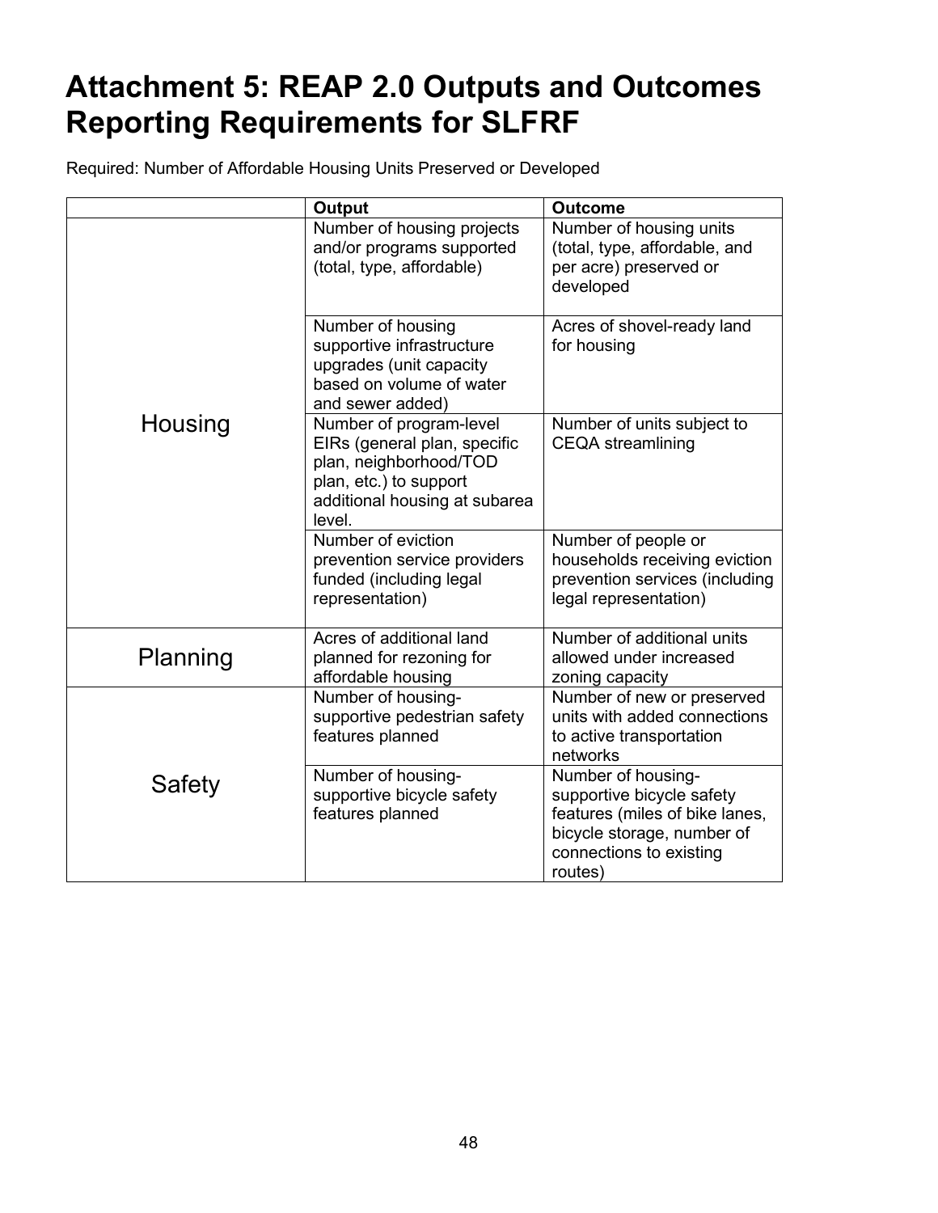# Attachment 5: REAP 2.0 Outputs and Outcomes Reporting Requirements for SLFRF

Required: Number of Affordable Housing Units Preserved or Developed

| | Output | Outcome |
|---|---|---|
| Housing | Number of housing projects and/or programs supported (total, type, affordable) | Number of housing units (total, type, affordable, and per acre) preserved or developed |
| | Number of housing supportive infrastructure upgrades (unit capacity based on volume of water and sewer added) | Acres of shovel-ready land for housing |
| | Number of program-level EIRs (general plan, specific plan, neighborhood/TOD plan, etc.) to support additional housing at subarea level. | Number of units subject to CEQA streamlining |
| | Number of eviction prevention service providers funded (including legal representation) | Number of people or households receiving eviction prevention services (including legal representation) |
| Planning | Acres of additional land planned for rezoning for affordable housing | Number of additional units allowed under increased zoning capacity |
| Safety | Number of housing-supportive pedestrian safety features planned | Number of new or preserved units with added connections to active transportation networks |
| | Number of housing-supportive bicycle safety features planned | Number of housing-supportive bicycle safety features (miles of bike lanes, bicycle storage, number of connections to existing routes) |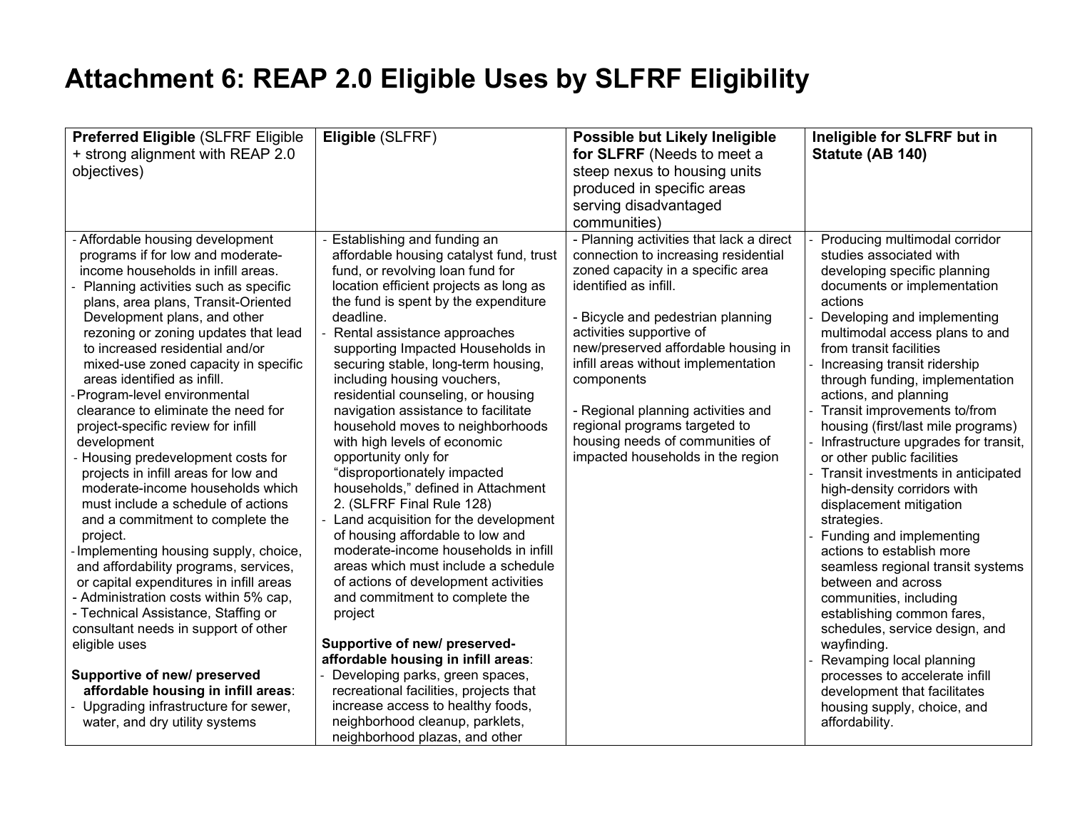# Attachment 6: REAP 2.0 Eligible Uses by SLFRF Eligibility

| **Preferred Eligible** (SLFRF Eligible + strong alignment with REAP 2.0 objectives) | **Eligible** (SLFRF) | **Possible but Likely Ineligible for SLFRF** (Needs to meet a steep nexus to housing units produced in specific areas serving disadvantaged communities) | **Ineligible for SLFRF but in Statute (AB 140)** |
|---|---|---|---|
| - Affordable housing development programs if for low and moderate-income households in infill areas.<br>- Planning activities such as specific plans, area plans, Transit-Oriented Development plans, and other rezoning or zoning updates that lead to increased residential and/or mixed-use zoned capacity in specific areas identified as infill.<br>- Program-level environmental clearance to eliminate the need for project-specific review for infill development<br>- Housing predevelopment costs for projects in infill areas for low and moderate-income households which must include a schedule of actions and a commitment to complete the project.<br>- Implementing housing supply, choice, and affordability programs, services, or capital expenditures in infill areas<br>- Administration costs within 5% cap,<br>- Technical Assistance, Staffing or consultant needs in support of other eligible uses<br><br>**Supportive of new/ preserved affordable housing in infill areas**:<br>- Upgrading infrastructure for sewer, water, and dry utility systems | - Establishing and funding an affordable housing catalyst fund, trust fund, or revolving loan fund for location efficient projects as long as the fund is spent by the expenditure deadline.<br>- Rental assistance approaches supporting Impacted Households in securing stable, long-term housing, including housing vouchers, residential counseling, or housing navigation assistance to facilitate household moves to neighborhoods with high levels of economic opportunity only for "disproportionately impacted households," defined in Attachment 2. (SLFRF Final Rule 128)<br>- Land acquisition for the development of housing affordable to low and moderate-income households in infill areas which must include a schedule of actions of development activities and commitment to complete the project<br><br>**Supportive of new/ preserved-affordable housing in infill areas**:<br>- Developing parks, green spaces, recreational facilities, projects that increase access to healthy foods, neighborhood cleanup, parklets, neighborhood plazas, and other | - Planning activities that lack a direct connection to increasing residential zoned capacity in a specific area identified as infill.<br><br>- Bicycle and pedestrian planning activities supportive of new/preserved affordable housing in infill areas without implementation components<br><br>- Regional planning activities and regional programs targeted to housing needs of communities of impacted households in the region | - Producing multimodal corridor studies associated with developing specific planning documents or implementation actions<br>- Developing and implementing multimodal access plans to and from transit facilities<br>- Increasing transit ridership through funding, implementation actions, and planning<br>- Transit improvements to/from housing (first/last mile programs)<br>- Infrastructure upgrades for transit, or other public facilities<br>- Transit investments in anticipated high-density corridors with displacement mitigation strategies.<br>- Funding and implementing actions to establish more seamless regional transit systems between and across communities, including establishing common fares, schedules, service design, and wayfinding.<br>- Revamping local planning processes to accelerate infill development that facilitates housing supply, choice, and affordability. |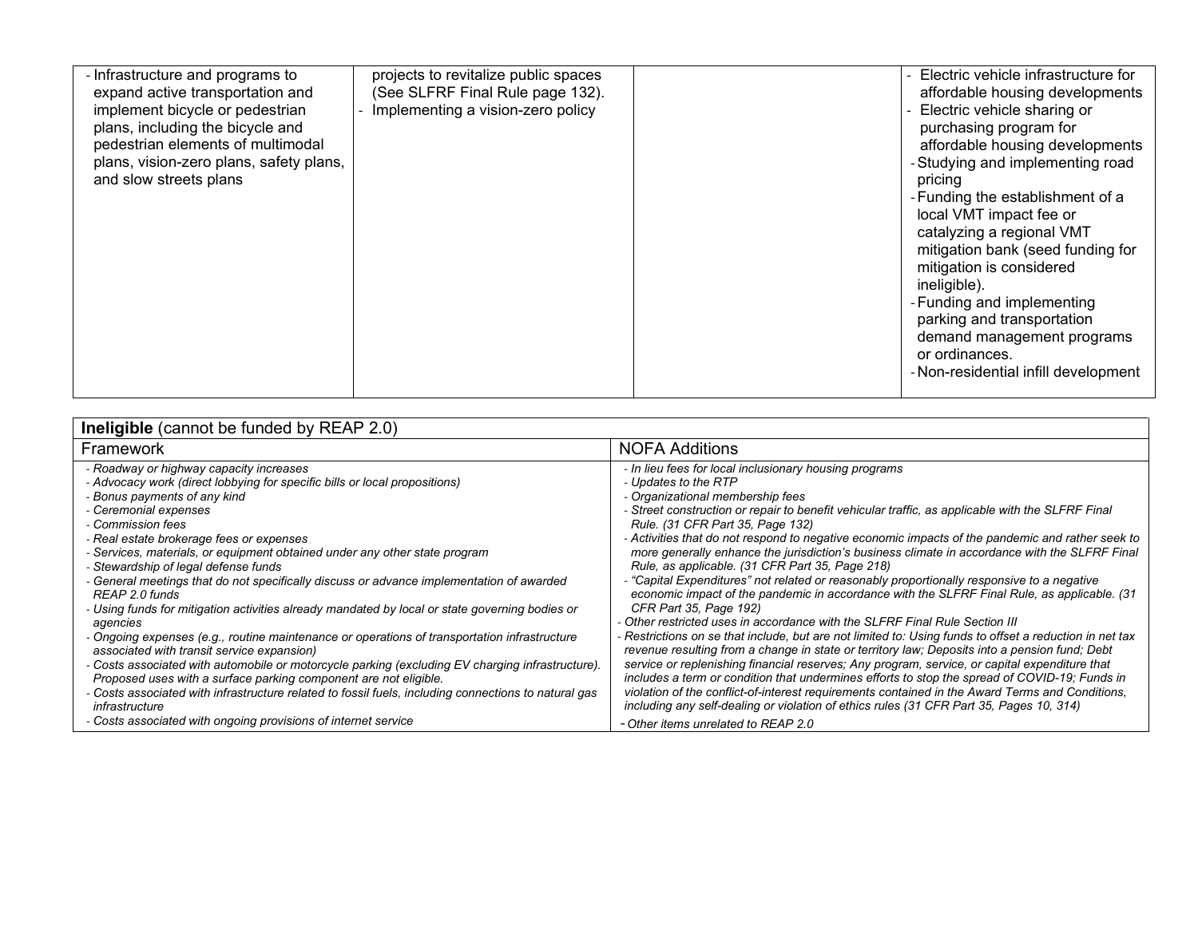| | | | |
|---|---|---|---|
| - Infrastructure and programs to expand active transportation and implement bicycle or pedestrian plans, including the bicycle and pedestrian elements of multimodal plans, vision-zero plans, safety plans, and slow streets plans | projects to revitalize public spaces (See SLFRF Final Rule page 132).<br>- Implementing a vision-zero policy | | - Electric vehicle infrastructure for affordable housing developments<br>- Electric vehicle sharing or purchasing program for affordable housing developments<br>- Studying and implementing road pricing<br>- Funding the establishment of a local VMT impact fee or catalyzing a regional VMT mitigation bank (seed funding for mitigation is considered ineligible).<br>- Funding and implementing parking and transportation demand management programs or ordinances.<br>- Non-residential infill development |

| **Ineligible** (cannot be funded by REAP 2.0) | |
|---|---|
| Framework | NOFA Additions |
| *- Roadway or highway capacity increases*<br>*- Advocacy work (direct lobbying for specific bills or local propositions)*<br>*- Bonus payments of any kind*<br>*- Ceremonial expenses*<br>*- Commission fees*<br>*- Real estate brokerage fees or expenses*<br>*- Services, materials, or equipment obtained under any other state program*<br>*- Stewardship of legal defense funds*<br>*- General meetings that do not specifically discuss or advance implementation of awarded REAP 2.0 funds*<br>*- Using funds for mitigation activities already mandated by local or state governing bodies or agencies*<br>*- Ongoing expenses (e.g., routine maintenance or operations of transportation infrastructure associated with transit service expansion)*<br>*- Costs associated with automobile or motorcycle parking (excluding EV charging infrastructure). Proposed uses with a surface parking component are not eligible.*<br>*- Costs associated with infrastructure related to fossil fuels, including connections to natural gas infrastructure*<br>*- Costs associated with ongoing provisions of internet service* | *- In lieu fees for local inclusionary housing programs*<br>*- Updates to the RTP*<br>*- Organizational membership fees*<br>*- Street construction or repair to benefit vehicular traffic, as applicable with the SLFRF Final Rule. (31 CFR Part 35, Page 132)*<br>*- Activities that do not respond to negative economic impacts of the pandemic and rather seek to more generally enhance the jurisdiction's business climate in accordance with the SLFRF Final Rule, as applicable. (31 CFR Part 35, Page 218)*<br>*- "Capital Expenditures" not related or reasonably proportionally responsive to a negative economic impact of the pandemic in accordance with the SLFRF Final Rule, as applicable. (31 CFR Part 35, Page 192)*<br>*- Other restricted uses in accordance with the SLFRF Final Rule Section III*<br>*- Restrictions on se that include, but are not limited to: Using funds to offset a reduction in net tax revenue resulting from a change in state or territory law; Deposits into a pension fund; Debt service or replenishing financial reserves; Any program, service, or capital expenditure that includes a term or condition that undermines efforts to stop the spread of COVID-19; Funds in violation of the conflict-of-interest requirements contained in the Award Terms and Conditions, including any self-dealing or violation of ethics rules (31 CFR Part 35, Pages 10, 314)*<br>*- Other items unrelated to REAP 2.0* |